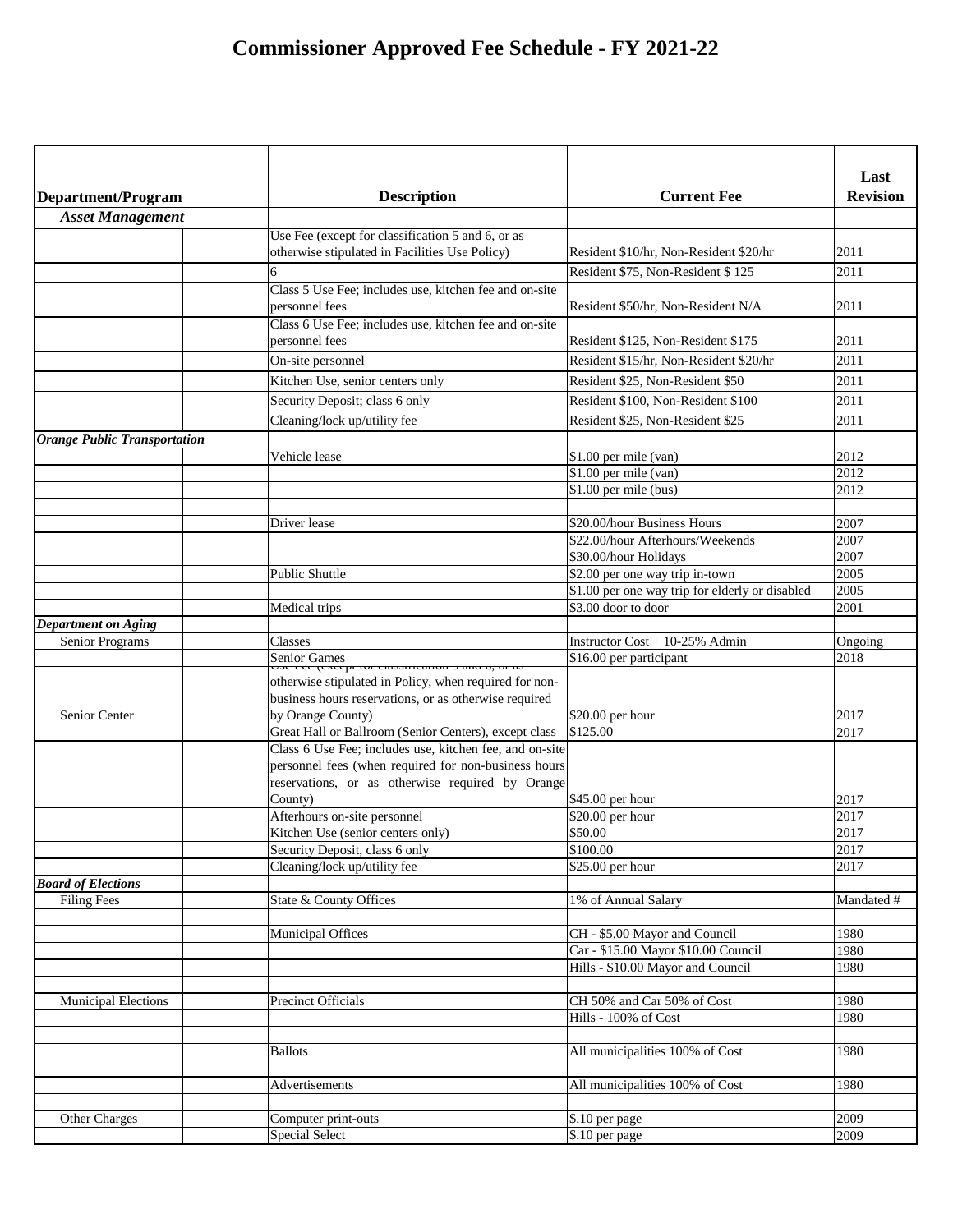# Commissioner Approved Fee Schedule - FY 2021-22

| Department/Program | | Description | Current Fee | Last Revision |
|---|---|---|---|---|
| ***Asset Management*** | | | | |
| | | Use Fee (except for classification 5 and 6, or as otherwise stipulated in Facilities Use Policy) | Resident $10/hr, Non-Resident $20/hr | 2011 |
| | | 6 | Resident $75, Non-Resident $ 125 | 2011 |
| | | Class 5 Use Fee; includes use, kitchen fee and on-site personnel fees | Resident $50/hr, Non-Resident N/A | 2011 |
| | | Class 6 Use Fee; includes use, kitchen fee and on-site personnel fees | Resident $125, Non-Resident $175 | 2011 |
| | | On-site personnel | Resident $15/hr, Non-Resident $20/hr | 2011 |
| | | Kitchen Use, senior centers only | Resident $25, Non-Resident $50 | 2011 |
| | | Security Deposit; class 6 only | Resident $100, Non-Resident $100 | 2011 |
| | | Cleaning/lock up/utility fee | Resident $25, Non-Resident $25 | 2011 |
| ***Orange Public Transportation*** | | | | |
| | | Vehicle lease | $1.00 per mile (van) | 2012 |
| | | | $1.00 per mile (van) | 2012 |
| | | | $1.00 per mile (bus) | 2012 |
| | | | | |
| | | Driver lease | $20.00/hour Business Hours | 2007 |
| | | | $22.00/hour Afterhours/Weekends | 2007 |
| | | | $30.00/hour Holidays | 2007 |
| | | Public Shuttle | $2.00 per one way trip in-town | 2005 |
| | | | $1.00 per one way trip for elderly or disabled | 2005 |
| | | Medical trips | $3.00 door to door | 2001 |
| ***Department on Aging*** | | | | |
| Senior Programs | | Classes | Instructor Cost + 10-25% Admin | Ongoing |
| | | Senior Games | $16.00 per participant | 2018 |
| Senior Center | | Use Fee (except for classification 5 and 6, or as otherwise stipulated in Policy, when required for non-business hours reservations, or as otherwise required by Orange County) | $20.00 per hour | 2017 |
| | | Great Hall or Ballroom (Senior Centers), except class | $125.00 | 2017 |
| | | Class 6 Use Fee; includes use, kitchen fee, and on-site personnel fees (when required for non-business hours reservations, or as otherwise required by Orange County) | $45.00 per hour | 2017 |
| | | Afterhours on-site personnel | $20.00 per hour | 2017 |
| | | Kitchen Use (senior centers only) | $50.00 | 2017 |
| | | Security Deposit, class 6 only | $100.00 | 2017 |
| | | Cleaning/lock up/utility fee | $25.00 per hour | 2017 |
| ***Board of Elections*** | | | | |
| Filing Fees | | State & County Offices | 1% of Annual Salary | Mandated # |
| | | | | |
| | | Municipal Offices | CH - $5.00 Mayor and Council | 1980 |
| | | | Car - $15.00 Mayor $10.00 Council | 1980 |
| | | | Hills - $10.00 Mayor and Council | 1980 |
| | | | | |
| Municipal Elections | | Precinct Officials | CH 50% and Car 50% of Cost | 1980 |
| | | | Hills - 100% of Cost | 1980 |
| | | | | |
| | | Ballots | All municipalities 100% of Cost | 1980 |
| | | | | |
| | | Advertisements | All municipalities 100% of Cost | 1980 |
| | | | | |
| Other Charges | | Computer print-outs | $.10 per page | 2009 |
| | | Special Select | $.10 per page | 2009 |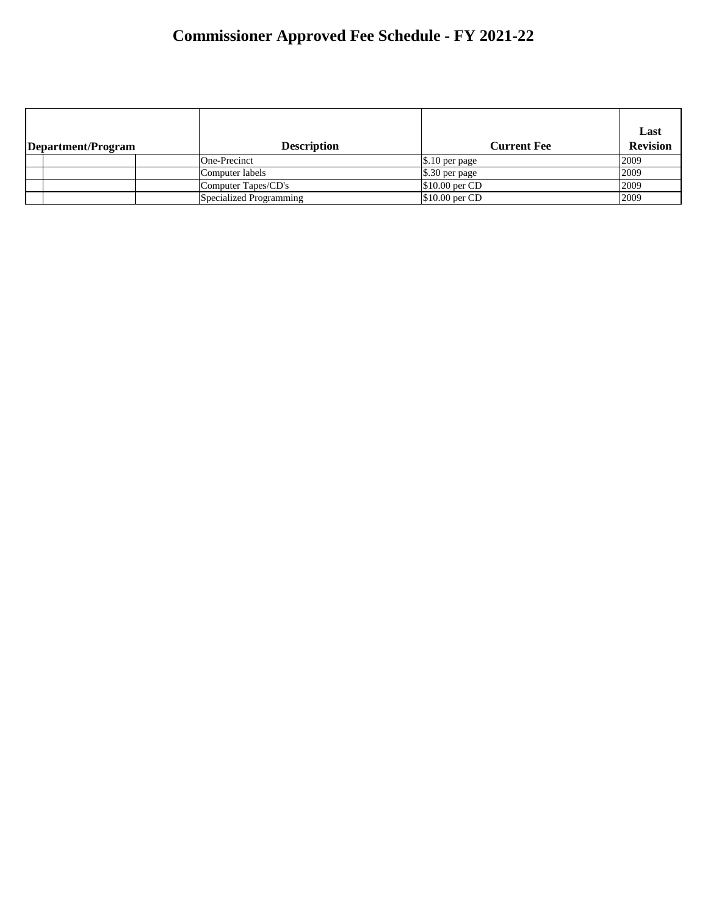# Commissioner Approved Fee Schedule - FY 2021-22

| Department/Program | | | Description | Current Fee | Last Revision |
|---|---|---|---|---|---|
| | | | One-Precinct | $.10 per page | 2009 |
| | | | Computer labels | $.30 per page | 2009 |
| | | | Computer Tapes/CD's | $10.00 per CD | 2009 |
| | | | Specialized Programming | $10.00 per CD | 2009 |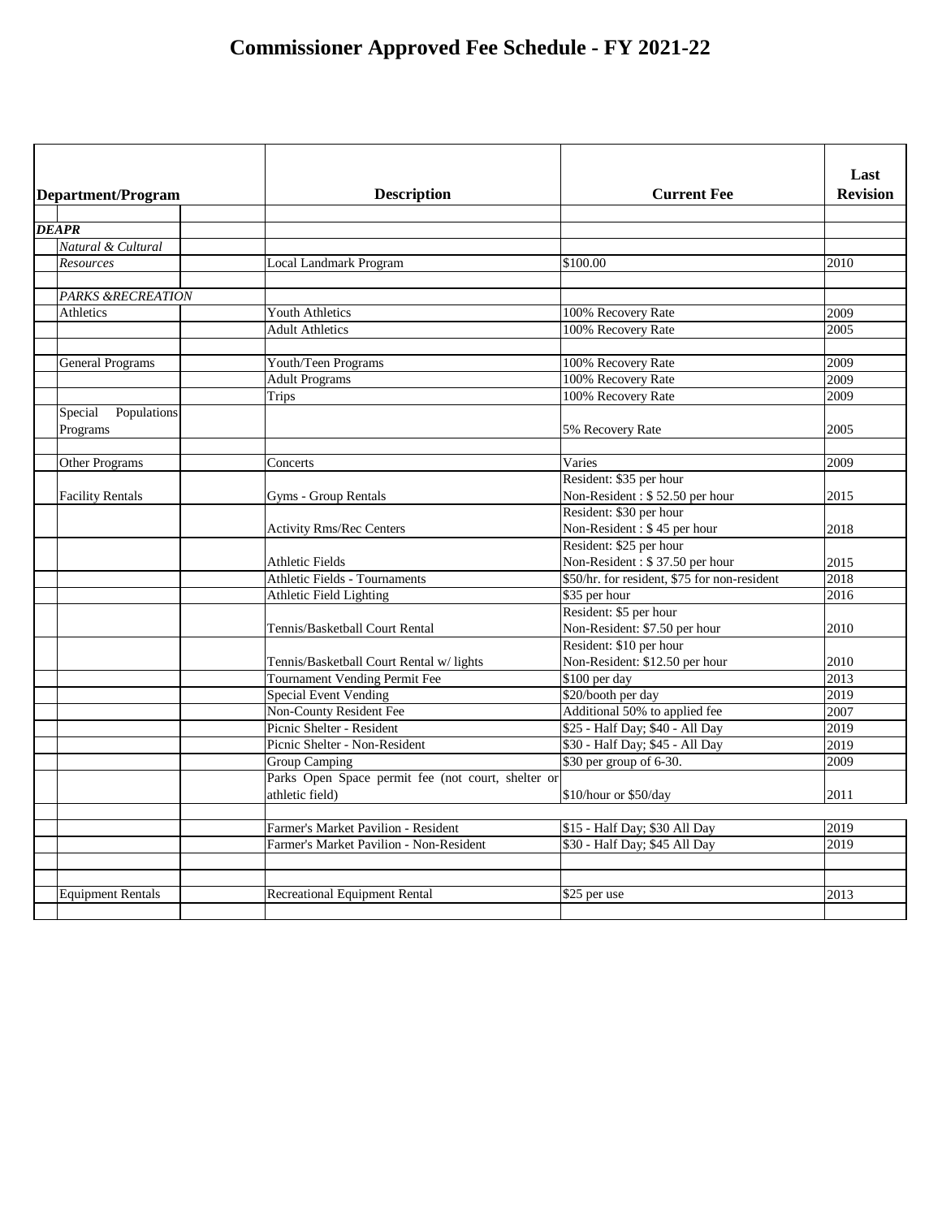# Commissioner Approved Fee Schedule - FY 2021-22

| Department/Program | | Description | Current Fee | Last Revision |
|---|---|---|---|---|
| | | | | |
| ***DEAPR*** | | | | |
| *Natural & Cultural Resources* | | Local Landmark Program | $100.00 | 2010 |
| | | | | |
| *PARKS &RECREATION* | | | | |
| Athletics | | Youth Athletics | 100% Recovery Rate | 2009 |
| | | Adult Athletics | 100% Recovery Rate | 2005 |
| | | | | |
| General Programs | | Youth/Teen Programs | 100% Recovery Rate | 2009 |
| | | Adult Programs | 100% Recovery Rate | 2009 |
| | | Trips | 100% Recovery Rate | 2009 |
| Special Populations Programs | | | 5% Recovery Rate | 2005 |
| | | | | |
| Other Programs | | Concerts | Varies | 2009 |
| Facility Rentals | | Gyms - Group Rentals | Resident: $35 per hour<br>Non-Resident : $ 52.50 per hour | 2015 |
| | | Activity Rms/Rec Centers | Resident: $30 per hour<br>Non-Resident : $ 45 per hour | 2018 |
| | | Athletic Fields | Resident: $25 per hour<br>Non-Resident : $ 37.50 per hour | 2015 |
| | | Athletic Fields - Tournaments | $50/hr. for resident, $75 for non-resident | 2018 |
| | | Athletic Field Lighting | $35 per hour | 2016 |
| | | Tennis/Basketball Court Rental | Resident: $5 per hour<br>Non-Resident: $7.50 per hour | 2010 |
| | | Tennis/Basketball Court Rental w/ lights | Resident: $10 per hour<br>Non-Resident: $12.50 per hour | 2010 |
| | | Tournament Vending Permit Fee | $100 per day | 2013 |
| | | Special Event Vending | $20/booth per day | 2019 |
| | | Non-County Resident Fee | Additional 50% to applied fee | 2007 |
| | | Picnic Shelter - Resident | $25 - Half Day; $40 - All Day | 2019 |
| | | Picnic Shelter - Non-Resident | $30 - Half Day; $45 - All Day | 2019 |
| | | Group Camping | $30 per group of 6-30. | 2009 |
| | | Parks Open Space permit fee (not court, shelter or athletic field) | $10/hour or $50/day | 2011 |
| | | | | |
| | | Farmer's Market Pavilion - Resident | $15 - Half Day; $30 All Day | 2019 |
| | | Farmer's Market Pavilion - Non-Resident | $30 - Half Day; $45 All Day | 2019 |
| | | | | |
| | | | | |
| Equipment Rentals | | Recreational Equipment Rental | $25 per use | 2013 |
| | | | | |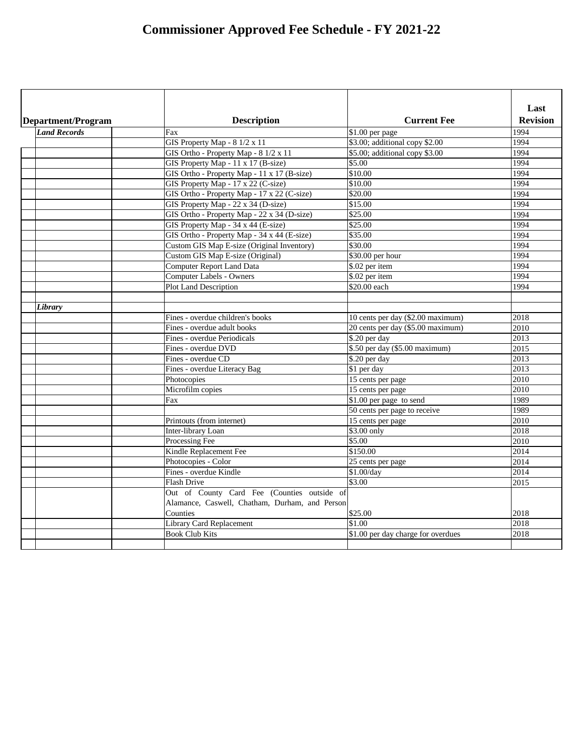# Commissioner Approved Fee Schedule - FY 2021-22

| Department/Program | Description | Current Fee | Last Revision |
|---|---|---|---|
| ***Land Records*** | Fax | $1.00 per page | 1994 |
| | GIS Property Map - 8 1/2 x 11 | $3.00; additional copy $2.00 | 1994 |
| | GIS Ortho - Property Map - 8 1/2 x 11 | $5.00; additional copy $3.00 | 1994 |
| | GIS Property Map - 11 x 17 (B-size) | $5.00 | 1994 |
| | GIS Ortho - Property Map - 11 x 17 (B-size) | $10.00 | 1994 |
| | GIS Property Map - 17 x 22 (C-size) | $10.00 | 1994 |
| | GIS Ortho - Property Map - 17 x 22 (C-size) | $20.00 | 1994 |
| | GIS Property Map - 22 x 34 (D-size) | $15.00 | 1994 |
| | GIS Ortho - Property Map - 22 x 34 (D-size) | $25.00 | 1994 |
| | GIS Property Map - 34 x 44 (E-size) | $25.00 | 1994 |
| | GIS Ortho - Property Map - 34 x 44 (E-size) | $35.00 | 1994 |
| | Custom GIS Map E-size (Original Inventory) | $30.00 | 1994 |
| | Custom GIS Map E-size (Original) | $30.00 per hour | 1994 |
| | Computer Report Land Data | $.02 per item | 1994 |
| | Computer Labels - Owners | $.02 per item | 1994 |
| | Plot Land Description | $20.00 each | 1994 |
| | | | |
| ***Library*** | | | |
| | Fines - overdue children's books | 10 cents per day ($2.00 maximum) | 2018 |
| | Fines - overdue adult books | 20 cents per day ($5.00 maximum) | 2010 |
| | Fines - overdue Periodicals | $.20 per day | 2013 |
| | Fines - overdue DVD | $.50 per day ($5.00 maximum) | 2015 |
| | Fines - overdue CD | $.20 per day | 2013 |
| | Fines - overdue Literacy Bag | $1 per day | 2013 |
| | Photocopies | 15 cents per page | 2010 |
| | Microfilm copies | 15 cents per page | 2010 |
| | Fax | $1.00 per page to send | 1989 |
| | | 50 cents per page to receive | 1989 |
| | Printouts (from internet) | 15 cents per page | 2010 |
| | Inter-library Loan | $3.00 only | 2018 |
| | Processing Fee | $5.00 | 2010 |
| | Kindle Replacement Fee | $150.00 | 2014 |
| | Photocopies - Color | 25 cents per page | 2014 |
| | Fines - overdue Kindle | $1.00/day | 2014 |
| | Flash Drive | $3.00 | 2015 |
| | Out of County Card Fee (Counties outside of Alamance, Caswell, Chatham, Durham, and Person Counties | $25.00 | 2018 |
| | Library Card Replacement | $1.00 | 2018 |
| | Book Club Kits | $1.00 per day charge for overdues | 2018 |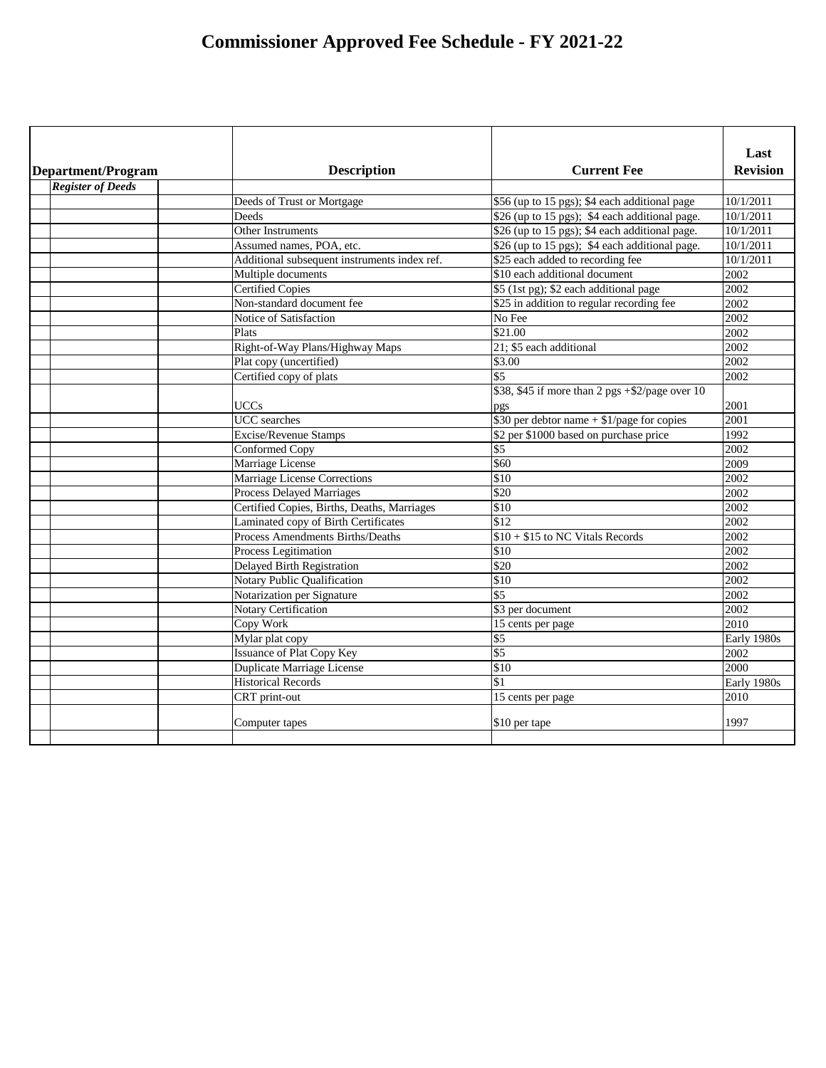# Commissioner Approved Fee Schedule - FY 2021-22

| Department/Program | Description | Current Fee | Last Revision |
|---|---|---|---|
| ***Register of Deeds*** | | | |
| | Deeds of Trust or Mortgage | $56 (up to 15 pgs); $4 each additional page | 10/1/2011 |
| | Deeds | $26 (up to 15 pgs); $4 each additional page. | 10/1/2011 |
| | Other Instruments | $26 (up to 15 pgs); $4 each additional page. | 10/1/2011 |
| | Assumed names, POA, etc. | $26 (up to 15 pgs); $4 each additional page. | 10/1/2011 |
| | Additional subsequent instruments index ref. | $25 each added to recording fee | 10/1/2011 |
| | Multiple documents | $10 each additional document | 2002 |
| | Certified Copies | $5 (1st pg); $2 each additional page | 2002 |
| | Non-standard document fee | $25 in addition to regular recording fee | 2002 |
| | Notice of Satisfaction | No Fee | 2002 |
| | Plats | $21.00 | 2002 |
| | Right-of-Way Plans/Highway Maps | 21; $5 each additional | 2002 |
| | Plat copy (uncertified) | $3.00 | 2002 |
| | Certified copy of plats | $5 | 2002 |
| | UCCs | $38, $45 if more than 2 pgs +$2/page over 10 pgs | 2001 |
| | UCC searches | $30 per debtor name + $1/page for copies | 2001 |
| | Excise/Revenue Stamps | $2 per $1000 based on purchase price | 1992 |
| | Conformed Copy | $5 | 2002 |
| | Marriage License | $60 | 2009 |
| | Marriage License Corrections | $10 | 2002 |
| | Process Delayed Marriages | $20 | 2002 |
| | Certified Copies, Births, Deaths, Marriages | $10 | 2002 |
| | Laminated copy of Birth Certificates | $12 | 2002 |
| | Process Amendments Births/Deaths | $10 + $15 to NC Vitals Records | 2002 |
| | Process Legitimation | $10 | 2002 |
| | Delayed Birth Registration | $20 | 2002 |
| | Notary Public Qualification | $10 | 2002 |
| | Notarization per Signature | $5 | 2002 |
| | Notary Certification | $3 per document | 2002 |
| | Copy Work | 15 cents per page | 2010 |
| | Mylar plat copy | $5 | Early 1980s |
| | Issuance of Plat Copy Key | $5 | 2002 |
| | Duplicate Marriage License | $10 | 2000 |
| | Historical Records | $1 | Early 1980s |
| | CRT print-out | 15 cents per page | 2010 |
| | Computer tapes | $10 per tape | 1997 |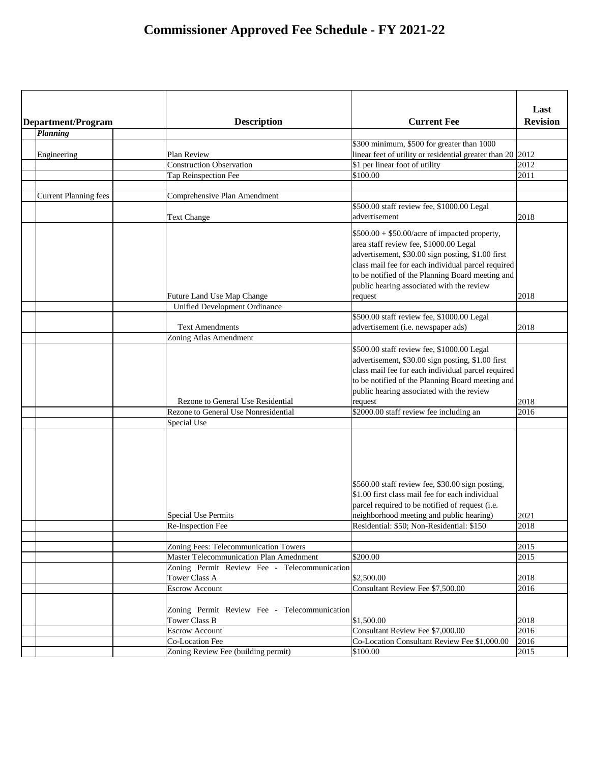# Commissioner Approved Fee Schedule - FY 2021-22

| Department/Program | | Description | Current Fee | Last Revision |
|---|---|---|---|---|
| ***Planning*** | | | | |
| Engineering | | Plan Review | $300 minimum, $500 for greater than 1000 linear feet of utility or residential greater than 20 | 2012 |
| | | Construction Observation | $1 per linear foot of utility | 2012 |
| | | Tap Reinspection Fee | $100.00 | 2011 |
| | | | | |
| Current Planning fees | | Comprehensive Plan Amendment | | |
| | | Text Change | $500.00 staff review fee, $1000.00 Legal advertisement | 2018 |
| | | Future Land Use Map Change | $500.00 + $50.00/acre of impacted property, area staff review fee, $1000.00 Legal advertisement, $30.00 sign posting, $1.00 first class mail fee for each individual parcel required to be notified of the Planning Board meeting and public hearing associated with the review request | 2018 |
| | | Unified Development Ordinance | | |
| | | Text Amendments | $500.00 staff review fee, $1000.00 Legal advertisement (i.e. newspaper ads) | 2018 |
| | | Zoning Atlas Amendment | | |
| | | Rezone to General Use Residential | $500.00 staff review fee, $1000.00 Legal advertisement, $30.00 sign posting, $1.00 first class mail fee for each individual parcel required to be notified of the Planning Board meeting and public hearing associated with the review request | 2018 |
| | | Rezone to General Use Nonresidential | $2000.00 staff review fee including an | 2016 |
| | | Special Use | | |
| | | Special Use Permits | $560.00 staff review fee, $30.00 sign posting, $1.00 first class mail fee for each individual parcel required to be notified of request (i.e. neighborhood meeting and public hearing) | 2021 |
| | | Re-Inspection Fee | Residential: $50; Non-Residential: $150 | 2018 |
| | | | | |
| | | Zoning Fees: Telecommunication Towers | | 2015 |
| | | Master Telecommunication Plan Amednment | $200.00 | 2015 |
| | | Zoning Permit Review Fee - Telecommunication Tower Class A | $2,500.00 | 2018 |
| | | Escrow Account | Consultant Review Fee $7,500.00 | 2016 |
| | | Zoning Permit Review Fee - Telecommunication Tower Class B | $1,500.00 | 2018 |
| | | Escrow Account | Consultant Review Fee $7,000.00 | 2016 |
| | | Co-Location Fee | Co-Location Consultant Review Fee $1,000.00 | 2016 |
| | | Zoning Review Fee (building permit) | $100.00 | 2015 |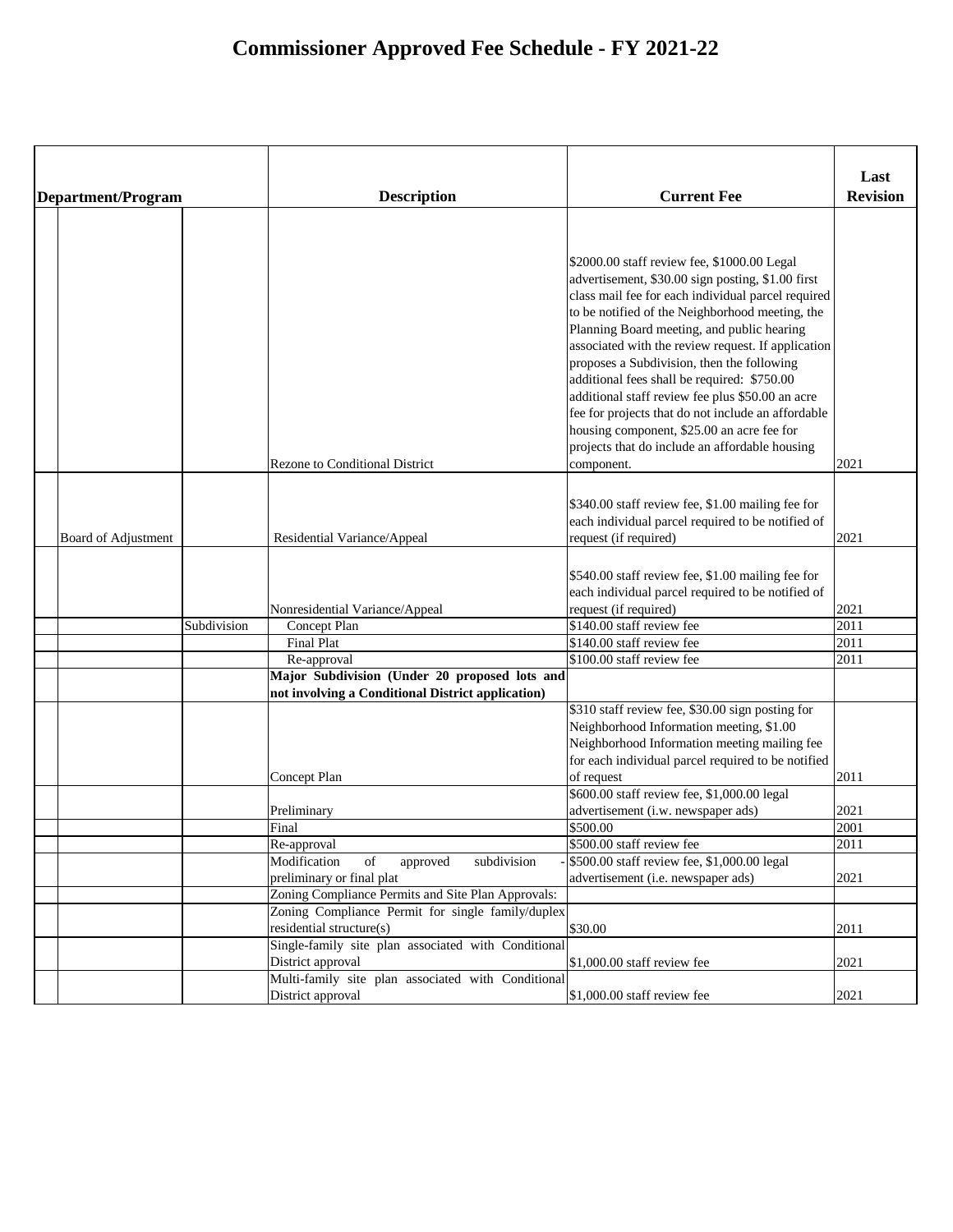# Commissioner Approved Fee Schedule - FY 2021-22

| Department/Program | | | Description | Current Fee | Last Revision |
|---|---|---|---|---|---|
| | | | Rezone to Conditional District | $2000.00 staff review fee, $1000.00 Legal advertisement, $30.00 sign posting, $1.00 first class mail fee for each individual parcel required to be notified of the Neighborhood meeting, the Planning Board meeting, and public hearing associated with the review request. If application proposes a Subdivision, then the following additional fees shall be required: $750.00 additional staff review fee plus $50.00 an acre fee for projects that do not include an affordable housing component, $25.00 an acre fee for projects that do include an affordable housing component. | 2021 |
| | Board of Adjustment | | Residential Variance/Appeal | $340.00 staff review fee, $1.00 mailing fee for each individual parcel required to be notified of request (if required) | 2021 |
| | | | Nonresidential Variance/Appeal | $540.00 staff review fee, $1.00 mailing fee for each individual parcel required to be notified of request (if required) | 2021 |
| | | Subdivision | Concept Plan | $140.00 staff review fee | 2011 |
| | | | Final Plat | $140.00 staff review fee | 2011 |
| | | | Re-approval | $100.00 staff review fee | 2011 |
| | | | **Major Subdivision (Under 20 proposed lots and not involving a Conditional District application)** | | |
| | | | Concept Plan | $310 staff review fee, $30.00 sign posting for Neighborhood Information meeting, $1.00 Neighborhood Information meeting mailing fee for each individual parcel required to be notified of request | 2011 |
| | | | Preliminary | $600.00 staff review fee, $1,000.00 legal advertisement (i.w. newspaper ads) | 2021 |
| | | | Final | $500.00 | 2001 |
| | | | Re-approval | $500.00 staff review fee | 2011 |
| | | | Modification of approved subdivision - preliminary or final plat | $500.00 staff review fee, $1,000.00 legal advertisement (i.e. newspaper ads) | 2021 |
| | | | Zoning Compliance Permits and Site Plan Approvals: | | |
| | | | Zoning Compliance Permit for single family/duplex residential structure(s) | $30.00 | 2011 |
| | | | Single-family site plan associated with Conditional District approval | $1,000.00 staff review fee | 2021 |
| | | | Multi-family site plan associated with Conditional District approval | $1,000.00 staff review fee | 2021 |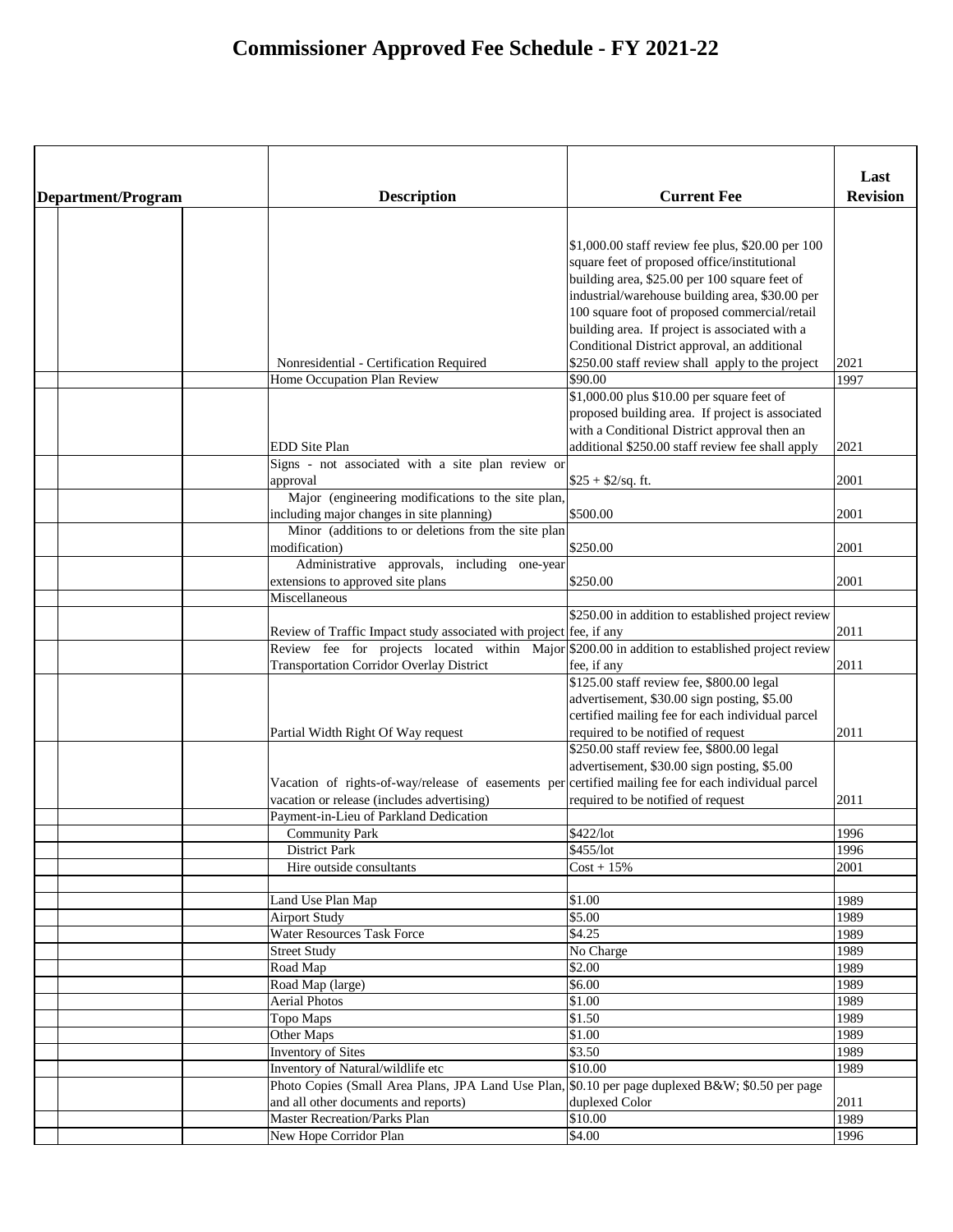# Commissioner Approved Fee Schedule - FY 2021-22

| Department/Program | | | Description | Current Fee | Last Revision |
|---|---|---|---|---|---|
| | | | Nonresidential - Certification Required | $1,000.00 staff review fee plus, $20.00 per 100 square feet of proposed office/institutional building area, $25.00 per 100 square feet of industrial/warehouse building area, $30.00 per 100 square foot of proposed commercial/retail building area. If project is associated with a Conditional District approval, an additional $250.00 staff review shall apply to the project | 2021 |
| | | | Home Occupation Plan Review | $90.00 | 1997 |
| | | | EDD Site Plan | $1,000.00 plus $10.00 per square feet of proposed building area. If project is associated with a Conditional District approval then an additional $250.00 staff review fee shall apply | 2021 |
| | | | Signs - not associated with a site plan review or approval | $25 + $2/sq. ft. | 2001 |
| | | | Major (engineering modifications to the site plan, including major changes in site planning) | $500.00 | 2001 |
| | | | Minor (additions to or deletions from the site plan modification) | $250.00 | 2001 |
| | | | Administrative approvals, including one-year extensions to approved site plans | $250.00 | 2001 |
| | | | Miscellaneous | | |
| | | | Review of Traffic Impact study associated with project | $250.00 in addition to established project review fee, if any | 2011 |
| | | | Review fee for projects located within Major Transportation Corridor Overlay District | $200.00 in addition to established project review fee, if any | 2011 |
| | | | Partial Width Right Of Way request | $125.00 staff review fee, $800.00 legal advertisement, $30.00 sign posting, $5.00 certified mailing fee for each individual parcel required to be notified of request | 2011 |
| | | | Vacation of rights-of-way/release of easements per vacation or release (includes advertising) | $250.00 staff review fee, $800.00 legal advertisement, $30.00 sign posting, $5.00 certified mailing fee for each individual parcel required to be notified of request | 2011 |
| | | | Payment-in-Lieu of Parkland Dedication | | |
| | | | Community Park | $422/lot | 1996 |
| | | | District Park | $455/lot | 1996 |
| | | | Hire outside consultants | Cost + 15% | 2001 |
| | | | | | |
| | | | Land Use Plan Map | $1.00 | 1989 |
| | | | Airport Study | $5.00 | 1989 |
| | | | Water Resources Task Force | $4.25 | 1989 |
| | | | Street Study | No Charge | 1989 |
| | | | Road Map | $2.00 | 1989 |
| | | | Road Map (large) | $6.00 | 1989 |
| | | | Aerial Photos | $1.00 | 1989 |
| | | | Topo Maps | $1.50 | 1989 |
| | | | Other Maps | $1.00 | 1989 |
| | | | Inventory of Sites | $3.50 | 1989 |
| | | | Inventory of Natural/wildlife etc | $10.00 | 1989 |
| | | | Photo Copies (Small Area Plans, JPA Land Use Plan, and all other documents and reports) | $0.10 per page duplexed B&W; $0.50 per page duplexed Color | 2011 |
| | | | Master Recreation/Parks Plan | $10.00 | 1989 |
| | | | New Hope Corridor Plan | $4.00 | 1996 |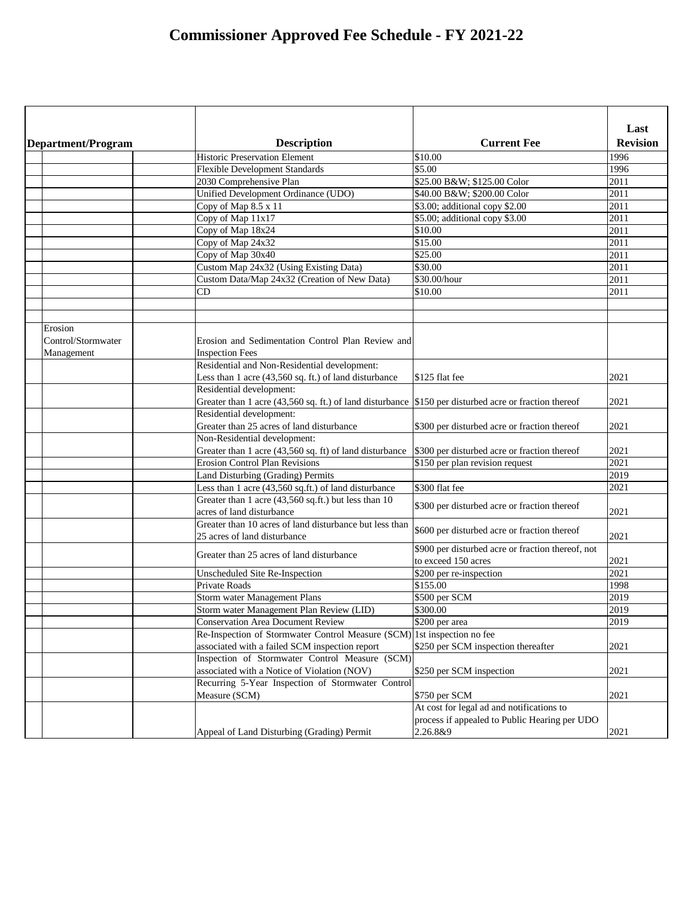# Commissioner Approved Fee Schedule - FY 2021-22

| Department/Program | | Description | Current Fee | Last Revision |
|---|---|---|---|---|
| | | Historic Preservation Element | $10.00 | 1996 |
| | | Flexible Development Standards | $5.00 | 1996 |
| | | 2030 Comprehensive Plan | $25.00 B&W; $125.00 Color | 2011 |
| | | Unified Development Ordinance (UDO) | $40.00 B&W; $200.00 Color | 2011 |
| | | Copy of Map 8.5 x 11 | $3.00; additional copy $2.00 | 2011 |
| | | Copy of Map 11x17 | $5.00; additional copy $3.00 | 2011 |
| | | Copy of Map 18x24 | $10.00 | 2011 |
| | | Copy of Map 24x32 | $15.00 | 2011 |
| | | Copy of Map 30x40 | $25.00 | 2011 |
| | | Custom Map 24x32 (Using Existing Data) | $30.00 | 2011 |
| | | Custom Data/Map 24x32 (Creation of New Data) | $30.00/hour | 2011 |
| | | CD | $10.00 | 2011 |
| | | | | |
| | | | | |
| Erosion Control/Stormwater Management | | Erosion and Sedimentation Control Plan Review and Inspection Fees | | |
| | | Residential and Non-Residential development: Less than 1 acre (43,560 sq. ft.) of land disturbance | $125 flat fee | 2021 |
| | | Residential development: Greater than 1 acre (43,560 sq. ft.) of land disturbance | $150 per disturbed acre or fraction thereof | 2021 |
| | | Residential development: Greater than 25 acres of land disturbance | $300 per disturbed acre or fraction thereof | 2021 |
| | | Non-Residential development: Greater than 1 acre (43,560 sq. ft) of land disturbance | $300 per disturbed acre or fraction thereof | 2021 |
| | | Erosion Control Plan Revisions | $150 per plan revision request | 2021 |
| | | Land Disturbing (Grading) Permits | | 2019 |
| | | Less than 1 acre (43,560 sq.ft.) of land disturbance | $300 flat fee | 2021 |
| | | Greater than 1 acre (43,560 sq.ft.) but less than 10 acres of land disturbance | $300 per disturbed acre or fraction thereof | 2021 |
| | | Greater than 10 acres of land disturbance but less than 25 acres of land disturbance | $600 per disturbed acre or fraction thereof | 2021 |
| | | Greater than 25 acres of land disturbance | $900 per disturbed acre or fraction thereof, not to exceed 150 acres | 2021 |
| | | Unscheduled Site Re-Inspection | $200 per re-inspection | 2021 |
| | | Private Roads | $155.00 | 1998 |
| | | Storm water Management Plans | $500 per SCM | 2019 |
| | | Storm water Management Plan Review (LID) | $300.00 | 2019 |
| | | Conservation Area Document Review | $200 per area | 2019 |
| | | Re-Inspection of Stormwater Control Measure (SCM) associated with a failed SCM inspection report | 1st inspection no fee<br>$250 per SCM inspection thereafter | 2021 |
| | | Inspection of Stormwater Control Measure (SCM) associated with a Notice of Violation (NOV) | $250 per SCM inspection | 2021 |
| | | Recurring 5-Year Inspection of Stormwater Control Measure (SCM) | $750 per SCM | 2021 |
| | | Appeal of Land Disturbing (Grading) Permit | At cost for legal ad and notifications to process if appealed to Public Hearing per UDO 2.26.8&9 | 2021 |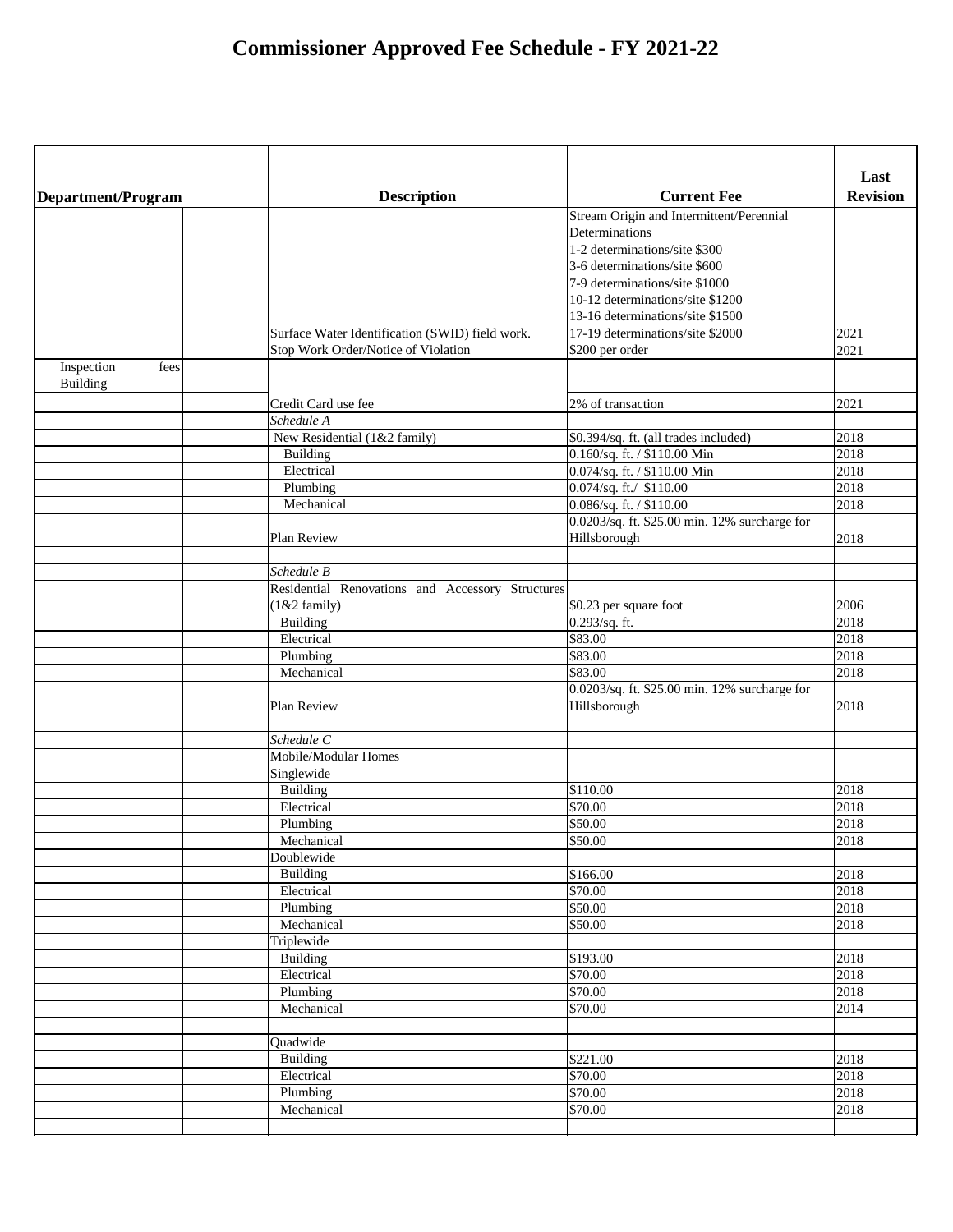# Commissioner Approved Fee Schedule - FY 2021-22

| Department/Program | | Description | Current Fee | Last Revision |
|---|---|---|---|---|
| | | Surface Water Identification (SWID) field work. | Stream Origin and Intermittent/Perennial Determinations<br>1-2 determinations/site $300<br>3-6 determinations/site $600<br>7-9 determinations/site $1000<br>10-12 determinations/site $1200<br>13-16 determinations/site $1500<br>17-19 determinations/site $2000 | 2021 |
| | | Stop Work Order/Notice of Violation | $200 per order | 2021 |
| Inspection fees Building | | | | |
| | | Credit Card use fee | 2% of transaction | 2021 |
| | | *Schedule A* | | |
| | | New Residential (1&2 family) | $0.394/sq. ft. (all trades included) | 2018 |
| | | Building | 0.160/sq. ft. / $110.00 Min | 2018 |
| | | Electrical | 0.074/sq. ft. / $110.00 Min | 2018 |
| | | Plumbing | 0.074/sq. ft./ $110.00 | 2018 |
| | | Mechanical | 0.086/sq. ft. / $110.00 | 2018 |
| | | Plan Review | 0.0203/sq. ft. $25.00 min. 12% surcharge for Hillsborough | 2018 |
| | | | | |
| | | *Schedule B* | | |
| | | Residential Renovations and Accessory Structures (1&2 family) | $0.23 per square foot | 2006 |
| | | Building | 0.293/sq. ft. | 2018 |
| | | Electrical | $83.00 | 2018 |
| | | Plumbing | $83.00 | 2018 |
| | | Mechanical | $83.00 | 2018 |
| | | Plan Review | 0.0203/sq. ft. $25.00 min. 12% surcharge for Hillsborough | 2018 |
| | | | | |
| | | *Schedule C* | | |
| | | Mobile/Modular Homes | | |
| | | Singlewide | | |
| | | Building | $110.00 | 2018 |
| | | Electrical | $70.00 | 2018 |
| | | Plumbing | $50.00 | 2018 |
| | | Mechanical | $50.00 | 2018 |
| | | Doublewide | | |
| | | Building | $166.00 | 2018 |
| | | Electrical | $70.00 | 2018 |
| | | Plumbing | $50.00 | 2018 |
| | | Mechanical | $50.00 | 2018 |
| | | Triplewide | | |
| | | Building | $193.00 | 2018 |
| | | Electrical | $70.00 | 2018 |
| | | Plumbing | $70.00 | 2018 |
| | | Mechanical | $70.00 | 2014 |
| | | | | |
| | | Quadwide | | |
| | | Building | $221.00 | 2018 |
| | | Electrical | $70.00 | 2018 |
| | | Plumbing | $70.00 | 2018 |
| | | Mechanical | $70.00 | 2018 |
| | | | | |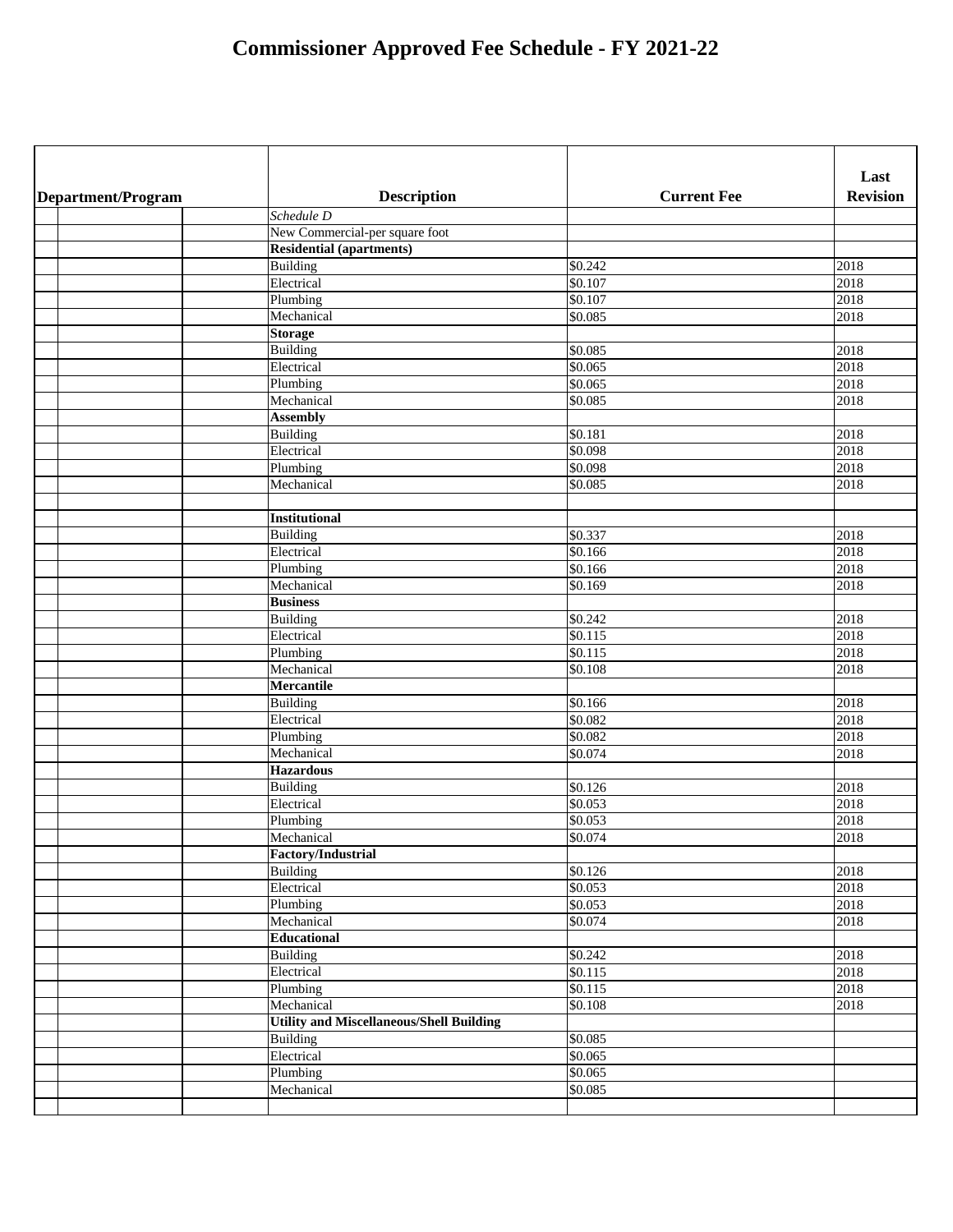# Commissioner Approved Fee Schedule - FY 2021-22

| Department/Program | | | Description | Current Fee | Last Revision |
|---|---|---|---|---|---|
| | | | *Schedule D* | | |
| | | | New Commercial-per square foot | | |
| | | | **Residential (apartments)** | | |
| | | | Building | $0.242 | 2018 |
| | | | Electrical | $0.107 | 2018 |
| | | | Plumbing | $0.107 | 2018 |
| | | | Mechanical | $0.085 | 2018 |
| | | | **Storage** | | |
| | | | Building | $0.085 | 2018 |
| | | | Electrical | $0.065 | 2018 |
| | | | Plumbing | $0.065 | 2018 |
| | | | Mechanical | $0.085 | 2018 |
| | | | **Assembly** | | |
| | | | Building | $0.181 | 2018 |
| | | | Electrical | $0.098 | 2018 |
| | | | Plumbing | $0.098 | 2018 |
| | | | Mechanical | $0.085 | 2018 |
| | | | | | |
| | | | **Institutional** | | |
| | | | Building | $0.337 | 2018 |
| | | | Electrical | $0.166 | 2018 |
| | | | Plumbing | $0.166 | 2018 |
| | | | Mechanical | $0.169 | 2018 |
| | | | **Business** | | |
| | | | Building | $0.242 | 2018 |
| | | | Electrical | $0.115 | 2018 |
| | | | Plumbing | $0.115 | 2018 |
| | | | Mechanical | $0.108 | 2018 |
| | | | **Mercantile** | | |
| | | | Building | $0.166 | 2018 |
| | | | Electrical | $0.082 | 2018 |
| | | | Plumbing | $0.082 | 2018 |
| | | | Mechanical | $0.074 | 2018 |
| | | | **Hazardous** | | |
| | | | Building | $0.126 | 2018 |
| | | | Electrical | $0.053 | 2018 |
| | | | Plumbing | $0.053 | 2018 |
| | | | Mechanical | $0.074 | 2018 |
| | | | **Factory/Industrial** | | |
| | | | Building | $0.126 | 2018 |
| | | | Electrical | $0.053 | 2018 |
| | | | Plumbing | $0.053 | 2018 |
| | | | Mechanical | $0.074 | 2018 |
| | | | **Educational** | | |
| | | | Building | $0.242 | 2018 |
| | | | Electrical | $0.115 | 2018 |
| | | | Plumbing | $0.115 | 2018 |
| | | | Mechanical | $0.108 | 2018 |
| | | | **Utility and Miscellaneous/Shell Building** | | |
| | | | Building | $0.085 | |
| | | | Electrical | $0.065 | |
| | | | Plumbing | $0.065 | |
| | | | Mechanical | $0.085 | |
| | | | | | |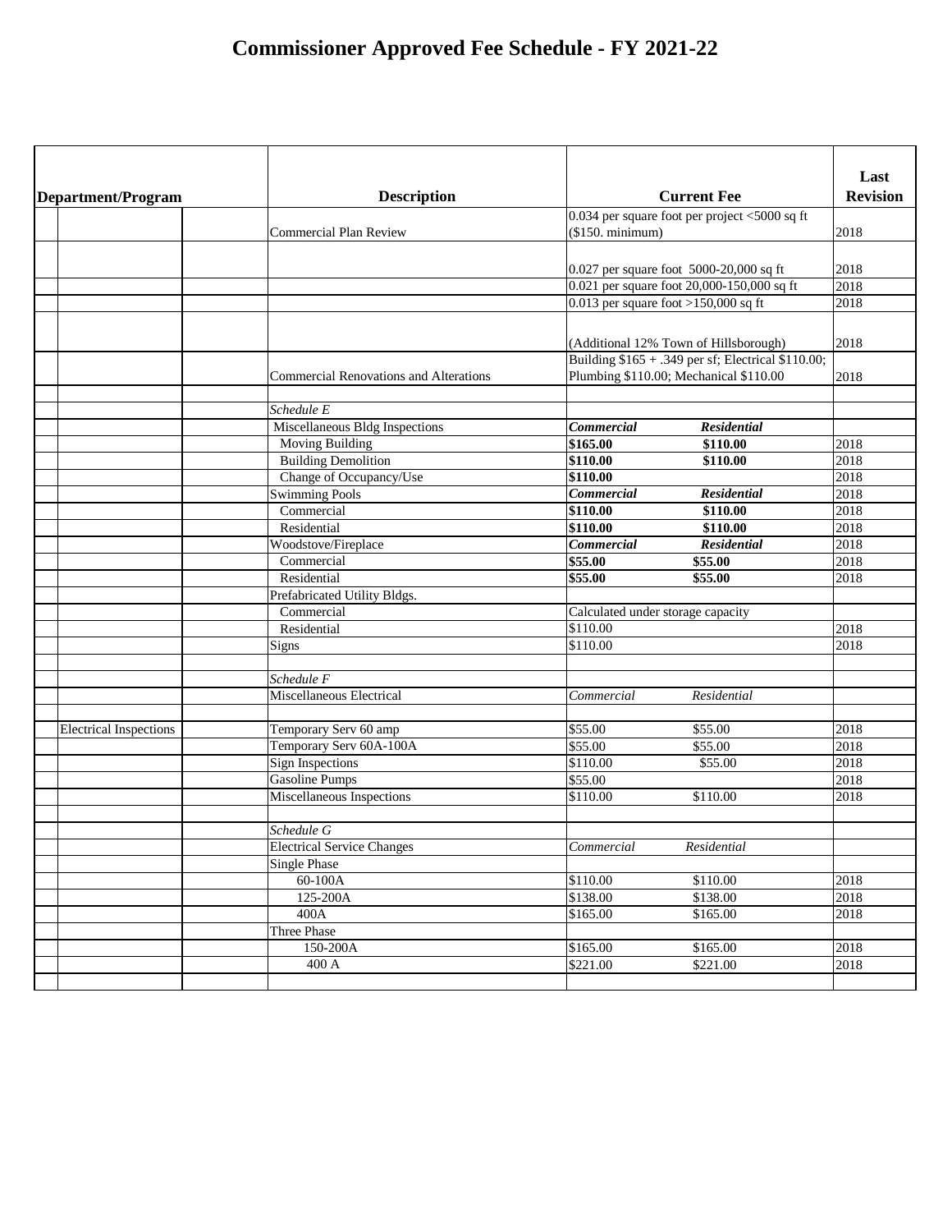# Commissioner Approved Fee Schedule - FY 2021-22

| Department/Program | | | Description | Current Fee | | Last Revision |
|---|---|---|---|---|---|---|
| | | | Commercial Plan Review | 0.034 per square foot per project <5000 sq ft ($150. minimum) | | 2018 |
| | | | | 0.027 per square foot 5000-20,000 sq ft | | 2018 |
| | | | | 0.021 per square foot 20,000-150,000 sq ft | | 2018 |
| | | | | 0.013 per square foot >150,000 sq ft | | 2018 |
| | | | | (Additional 12% Town of Hillsborough) | | 2018 |
| | | | Commercial Renovations and Alterations | Building $165 + .349 per sf; Electrical $110.00; Plumbing $110.00; Mechanical $110.00 | | 2018 |
| | | | | | | |
| | | | *Schedule E* | | | |
| | | | Miscellaneous Bldg Inspections | ***Commercial*** | ***Residential*** | |
| | | | Moving Building | **$165.00** | **$110.00** | 2018 |
| | | | Building Demolition | **$110.00** | **$110.00** | 2018 |
| | | | Change of Occupancy/Use | **$110.00** | | 2018 |
| | | | Swimming Pools | ***Commercial*** | ***Residential*** | 2018 |
| | | | Commercial | **$110.00** | **$110.00** | 2018 |
| | | | Residential | **$110.00** | **$110.00** | 2018 |
| | | | Woodstove/Fireplace | ***Commercial*** | ***Residential*** | 2018 |
| | | | Commercial | **$55.00** | **$55.00** | 2018 |
| | | | Residential | **$55.00** | **$55.00** | 2018 |
| | | | Prefabricated Utility Bldgs. | | | |
| | | | Commercial | Calculated under storage capacity | | |
| | | | Residential | $110.00 | | 2018 |
| | | | Signs | $110.00 | | 2018 |
| | | | | | | |
| | | | *Schedule F* | | | |
| | | | Miscellaneous Electrical | *Commercial* | *Residential* | |
| | | | | | | |
| | Electrical Inspections | | Temporary Serv 60 amp | $55.00 | $55.00 | 2018 |
| | | | Temporary Serv 60A-100A | $55.00 | $55.00 | 2018 |
| | | | Sign Inspections | $110.00 | $55.00 | 2018 |
| | | | Gasoline Pumps | $55.00 | | 2018 |
| | | | Miscellaneous Inspections | $110.00 | $110.00 | 2018 |
| | | | | | | |
| | | | *Schedule G* | | | |
| | | | Electrical Service Changes | *Commercial* | *Residential* | |
| | | | Single Phase | | | |
| | | | 60-100A | $110.00 | $110.00 | 2018 |
| | | | 125-200A | $138.00 | $138.00 | 2018 |
| | | | 400A | $165.00 | $165.00 | 2018 |
| | | | Three Phase | | | |
| | | | 150-200A | $165.00 | $165.00 | 2018 |
| | | | 400 A | $221.00 | $221.00 | 2018 |
| | | | | | | |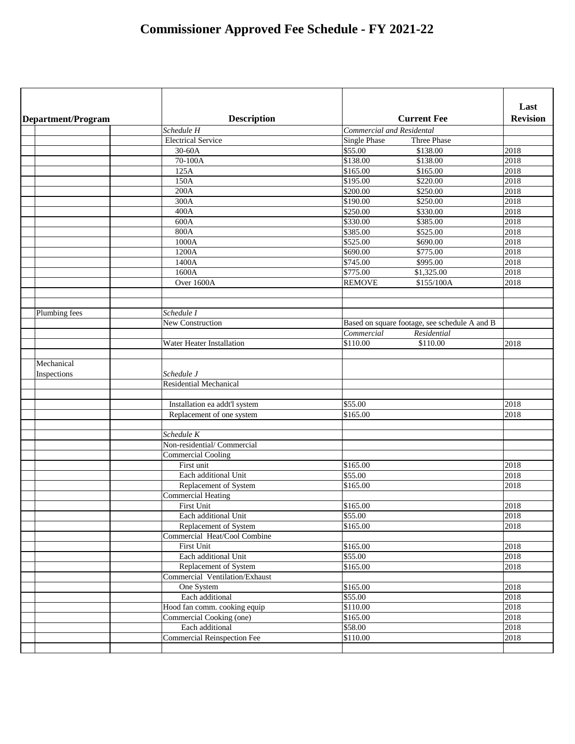# Commissioner Approved Fee Schedule - FY 2021-22

| Department/Program | | Description | Current Fee | | Last Revision |
|---|---|---|---|---|---|
| | | *Schedule H* | *Commercial and Residental* | | |
| | | Electrical Service | Single Phase | Three Phase | |
| | | 30-60A | $55.00 | $138.00 | 2018 |
| | | 70-100A | $138.00 | $138.00 | 2018 |
| | | 125A | $165.00 | $165.00 | 2018 |
| | | 150A | $195.00 | $220.00 | 2018 |
| | | 200A | $200.00 | $250.00 | 2018 |
| | | 300A | $190.00 | $250.00 | 2018 |
| | | 400A | $250.00 | $330.00 | 2018 |
| | | 600A | $330.00 | $385.00 | 2018 |
| | | 800A | $385.00 | $525.00 | 2018 |
| | | 1000A | $525.00 | $690.00 | 2018 |
| | | 1200A | $690.00 | $775.00 | 2018 |
| | | 1400A | $745.00 | $995.00 | 2018 |
| | | 1600A | $775.00 | $1,325.00 | 2018 |
| | | Over 1600A | REMOVE | $155/100A | 2018 |
| | | | | | |
| | | | | | |
| Plumbing fees | | *Schedule I* | | | |
| | | New Construction | Based on square footage, see schedule A and B | | |
| | | | *Commercial* | *Residential* | |
| | | Water Heater Installation | $110.00 | $110.00 | 2018 |
| | | | | | |
| Mechanical Inspections | | *Schedule J* | | | |
| | | Residential Mechanical | | | |
| | | | | | |
| | | Installation ea addt'l system | $55.00 | | 2018 |
| | | Replacement of one system | $165.00 | | 2018 |
| | | | | | |
| | | *Schedule K* | | | |
| | | Non-residential/ Commercial | | | |
| | | Commercial Cooling | | | |
| | | First unit | $165.00 | | 2018 |
| | | Each additional Unit | $55.00 | | 2018 |
| | | Replacement of System | $165.00 | | 2018 |
| | | Commercial Heating | | | |
| | | First Unit | $165.00 | | 2018 |
| | | Each additional Unit | $55.00 | | 2018 |
| | | Replacement of System | $165.00 | | 2018 |
| | | Commercial Heat/Cool Combine | | | |
| | | First Unit | $165.00 | | 2018 |
| | | Each additional Unit | $55.00 | | 2018 |
| | | Replacement of System | $165.00 | | 2018 |
| | | Commercial Ventilation/Exhaust | | | |
| | | One System | $165.00 | | 2018 |
| | | Each additional | $55.00 | | 2018 |
| | | Hood fan comm. cooking equip | $110.00 | | 2018 |
| | | Commercial Cooking (one) | $165.00 | | 2018 |
| | | Each additional | $58.00 | | 2018 |
| | | Commercial Reinspection Fee | $110.00 | | 2018 |
| | | | | | |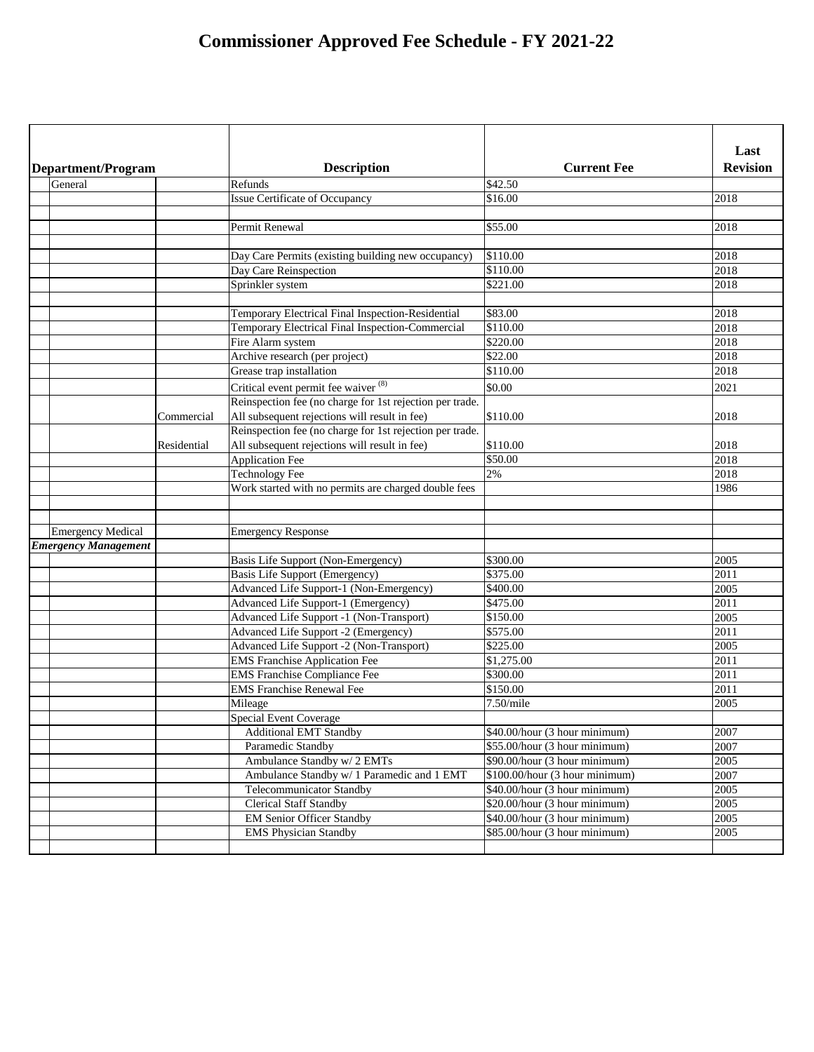# Commissioner Approved Fee Schedule - FY 2021-22

| Department/Program | | Description | Current Fee | Last Revision |
|---|---|---|---|---|
| General | | Refunds | $42.50 | |
| | | Issue Certificate of Occupancy | $16.00 | 2018 |
| | | | | |
| | | Permit Renewal | $55.00 | 2018 |
| | | | | |
| | | Day Care Permits (existing building new occupancy) | $110.00 | 2018 |
| | | Day Care Reinspection | $110.00 | 2018 |
| | | Sprinkler system | $221.00 | 2018 |
| | | | | |
| | | Temporary Electrical Final Inspection-Residential | $83.00 | 2018 |
| | | Temporary Electrical Final Inspection-Commercial | $110.00 | 2018 |
| | | Fire Alarm system | $220.00 | 2018 |
| | | Archive research (per project) | $22.00 | 2018 |
| | | Grease trap installation | $110.00 | 2018 |
| | | Critical event permit fee waiver [8] | $0.00 | 2021 |
| | Commercial | Reinspection fee (no charge for 1st rejection per trade. All subsequent rejections will result in fee) | $110.00 | 2018 |
| | Residential | Reinspection fee (no charge for 1st rejection per trade. All subsequent rejections will result in fee) | $110.00 | 2018 |
| | | Application Fee | $50.00 | 2018 |
| | | Technology Fee | 2% | 2018 |
| | | Work started with no permits are charged double fees | | 1986 |
| | | | | |
| | | | | |
| Emergency Medical | | Emergency Response | | |
| ***Emergency Management*** | | | | |
| | | Basis Life Support (Non-Emergency) | $300.00 | 2005 |
| | | Basis Life Support (Emergency) | $375.00 | 2011 |
| | | Advanced Life Support-1 (Non-Emergency) | $400.00 | 2005 |
| | | Advanced Life Support-1 (Emergency) | $475.00 | 2011 |
| | | Advanced Life Support -1 (Non-Transport) | $150.00 | 2005 |
| | | Advanced Life Support -2 (Emergency) | $575.00 | 2011 |
| | | Advanced Life Support -2 (Non-Transport) | $225.00 | 2005 |
| | | EMS Franchise Application Fee | $1,275.00 | 2011 |
| | | EMS Franchise Compliance Fee | $300.00 | 2011 |
| | | EMS Franchise Renewal Fee | $150.00 | 2011 |
| | | Mileage | 7.50/mile | 2005 |
| | | Special Event Coverage | | |
| | | Additional EMT Standby | $40.00/hour (3 hour minimum) | 2007 |
| | | Paramedic Standby | $55.00/hour (3 hour minimum) | 2007 |
| | | Ambulance Standby w/ 2 EMTs | $90.00/hour (3 hour minimum) | 2005 |
| | | Ambulance Standby w/ 1 Paramedic and 1 EMT | $100.00/hour (3 hour minimum) | 2007 |
| | | Telecommunicator Standby | $40.00/hour (3 hour minimum) | 2005 |
| | | Clerical Staff Standby | $20.00/hour (3 hour minimum) | 2005 |
| | | EM Senior Officer Standby | $40.00/hour (3 hour minimum) | 2005 |
| | | EMS Physician Standby | $85.00/hour (3 hour minimum) | 2005 |
| | | | | |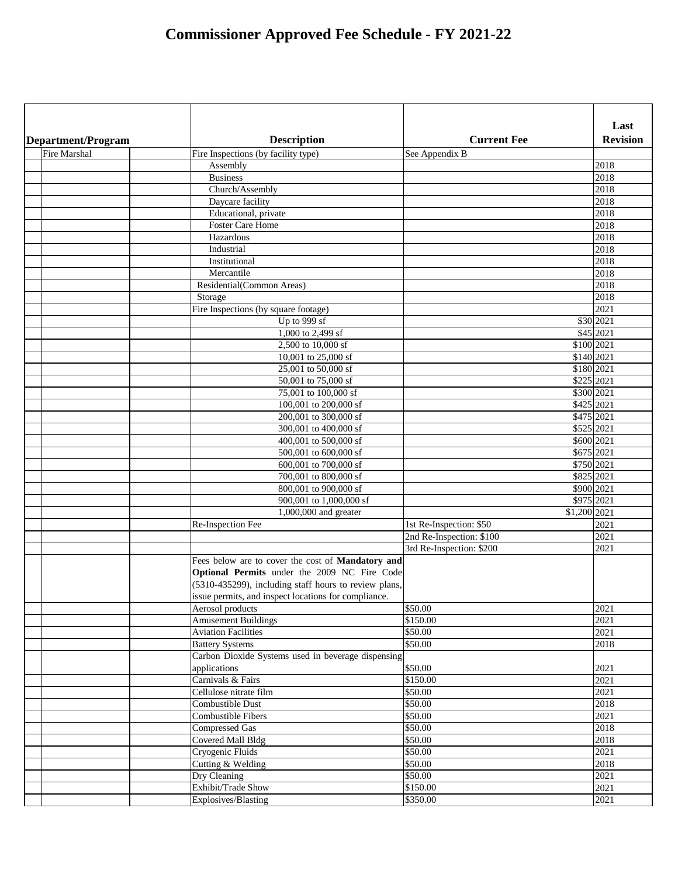# Commissioner Approved Fee Schedule - FY 2021-22

| Department/Program | Description | Current Fee | Last Revision |
|---|---|---|---|
| Fire Marshal | Fire Inspections (by facility type) | See Appendix B | |
| | Assembly | | 2018 |
| | Business | | 2018 |
| | Church/Assembly | | 2018 |
| | Daycare facility | | 2018 |
| | Educational, private | | 2018 |
| | Foster Care Home | | 2018 |
| | Hazardous | | 2018 |
| | Industrial | | 2018 |
| | Institutional | | 2018 |
| | Mercantile | | 2018 |
| | Residential(Common Areas) | | 2018 |
| | Storage | | 2018 |
| | Fire Inspections (by square footage) | | 2021 |
| | Up to 999 sf | $30 | 2021 |
| | 1,000 to 2,499 sf | $45 | 2021 |
| | 2,500 to 10,000 sf | $100 | 2021 |
| | 10,001 to 25,000 sf | $140 | 2021 |
| | 25,001 to 50,000 sf | $180 | 2021 |
| | 50,001 to 75,000 sf | $225 | 2021 |
| | 75,001 to 100,000 sf | $300 | 2021 |
| | 100,001 to 200,000 sf | $425 | 2021 |
| | 200,001 to 300,000 sf | $475 | 2021 |
| | 300,001 to 400,000 sf | $525 | 2021 |
| | 400,001 to 500,000 sf | $600 | 2021 |
| | 500,001 to 600,000 sf | $675 | 2021 |
| | 600,001 to 700,000 sf | $750 | 2021 |
| | 700,001 to 800,000 sf | $825 | 2021 |
| | 800,001 to 900,000 sf | $900 | 2021 |
| | 900,001 to 1,000,000 sf | $975 | 2021 |
| | 1,000,000 and greater | $1,200 | 2021 |
| | Re-Inspection Fee | 1st Re-Inspection: $50 | 2021 |
| | | 2nd Re-Inspection: $100 | 2021 |
| | | 3rd Re-Inspection: $200 | 2021 |
| | Fees below are to cover the cost of **Mandatory and Optional Permits** under the 2009 NC Fire Code (5310-435299), including staff hours to review plans, issue permits, and inspect locations for compliance. | | |
| | Aerosol products | $50.00 | 2021 |
| | Amusement Buildings | $150.00 | 2021 |
| | Aviation Facilities | $50.00 | 2021 |
| | Battery Systems | $50.00 | 2018 |
| | Carbon Dioxide Systems used in beverage dispensing applications | $50.00 | 2021 |
| | Carnivals & Fairs | $150.00 | 2021 |
| | Cellulose nitrate film | $50.00 | 2021 |
| | Combustible Dust | $50.00 | 2018 |
| | Combustible Fibers | $50.00 | 2021 |
| | Compressed Gas | $50.00 | 2018 |
| | Covered Mall Bldg | $50.00 | 2018 |
| | Cryogenic Fluids | $50.00 | 2021 |
| | Cutting & Welding | $50.00 | 2018 |
| | Dry Cleaning | $50.00 | 2021 |
| | Exhibit/Trade Show | $150.00 | 2021 |
| | Explosives/Blasting | $350.00 | 2021 |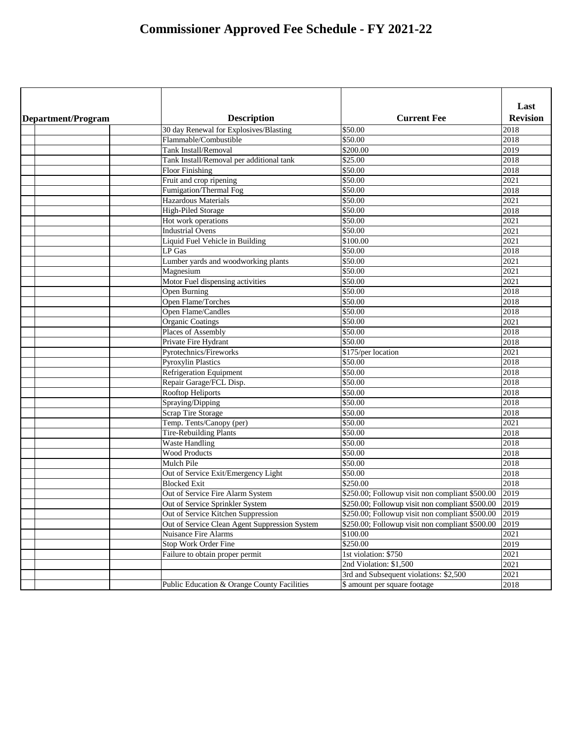# Commissioner Approved Fee Schedule - FY 2021-22

| Department/Program | | | Description | Current Fee | Last Revision |
|---|---|---|---|---|---|
| | | | 30 day Renewal for Explosives/Blasting | $50.00 | 2018 |
| | | | Flammable/Combustible | $50.00 | 2018 |
| | | | Tank Install/Removal | $200.00 | 2019 |
| | | | Tank Install/Removal per additional tank | $25.00 | 2018 |
| | | | Floor Finishing | $50.00 | 2018 |
| | | | Fruit and crop ripening | $50.00 | 2021 |
| | | | Fumigation/Thermal Fog | $50.00 | 2018 |
| | | | Hazardous Materials | $50.00 | 2021 |
| | | | High-Piled Storage | $50.00 | 2018 |
| | | | Hot work operations | $50.00 | 2021 |
| | | | Industrial Ovens | $50.00 | 2021 |
| | | | Liquid Fuel Vehicle in Building | $100.00 | 2021 |
| | | | LP Gas | $50.00 | 2018 |
| | | | Lumber yards and woodworking plants | $50.00 | 2021 |
| | | | Magnesium | $50.00 | 2021 |
| | | | Motor Fuel dispensing activities | $50.00 | 2021 |
| | | | Open Burning | $50.00 | 2018 |
| | | | Open Flame/Torches | $50.00 | 2018 |
| | | | Open Flame/Candles | $50.00 | 2018 |
| | | | Organic Coatings | $50.00 | 2021 |
| | | | Places of Assembly | $50.00 | 2018 |
| | | | Private Fire Hydrant | $50.00 | 2018 |
| | | | Pyrotechnics/Fireworks | $175/per location | 2021 |
| | | | Pyroxylin Plastics | $50.00 | 2018 |
| | | | Refrigeration Equipment | $50.00 | 2018 |
| | | | Repair Garage/FCL Disp. | $50.00 | 2018 |
| | | | Rooftop Heliports | $50.00 | 2018 |
| | | | Spraying/Dipping | $50.00 | 2018 |
| | | | Scrap Tire Storage | $50.00 | 2018 |
| | | | Temp. Tents/Canopy (per) | $50.00 | 2021 |
| | | | Tire-Rebuilding Plants | $50.00 | 2018 |
| | | | Waste Handling | $50.00 | 2018 |
| | | | Wood Products | $50.00 | 2018 |
| | | | Mulch Pile | $50.00 | 2018 |
| | | | Out of Service Exit/Emergency Light | $50.00 | 2018 |
| | | | Blocked Exit | $250.00 | 2018 |
| | | | Out of Service Fire Alarm System | $250.00; Followup visit non compliant $500.00 | 2019 |
| | | | Out of Service Sprinkler System | $250.00; Followup visit non compliant $500.00 | 2019 |
| | | | Out of Service Kitchen Suppression | $250.00; Followup visit non compliant $500.00 | 2019 |
| | | | Out of Service Clean Agent Suppression System | $250.00; Followup visit non compliant $500.00 | 2019 |
| | | | Nuisance Fire Alarms | $100.00 | 2021 |
| | | | Stop Work Order Fine | $250.00 | 2019 |
| | | | Failure to obtain proper permit | 1st violation: $750 | 2021 |
| | | | | 2nd Violation: $1,500 | 2021 |
| | | | | 3rd and Subsequent violations: $2,500 | 2021 |
| | | | Public Education & Orange County Facilities | $ amount per square footage | 2018 |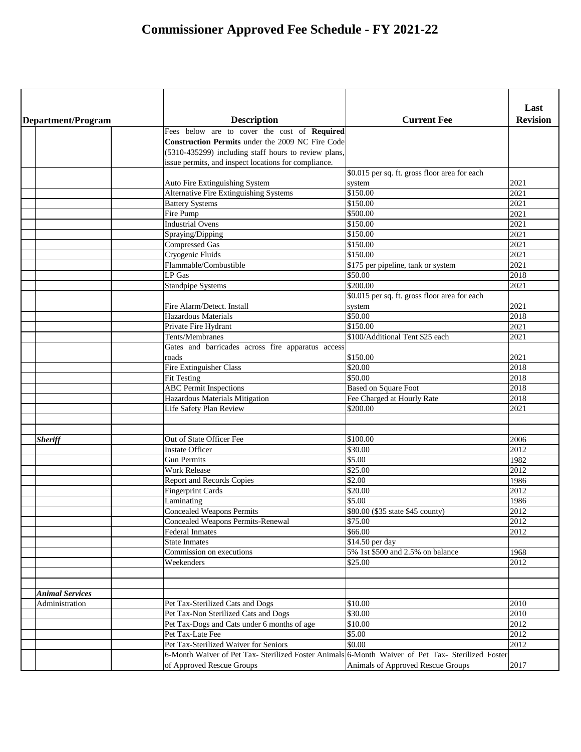# Commissioner Approved Fee Schedule - FY 2021-22

| Department/Program | | Description | Current Fee | Last Revision |
|---|---|---|---|---|
| | | Fees below are to cover the cost of **Required Construction Permits** under the 2009 NC Fire Code (5310-435299) including staff hours to review plans, issue permits, and inspect locations for compliance. | | |
| | | Auto Fire Extinguishing System | $0.015 per sq. ft. gross floor area for each system | 2021 |
| | | Alternative Fire Extinguishing Systems | $150.00 | 2021 |
| | | Battery Systems | $150.00 | 2021 |
| | | Fire Pump | $500.00 | 2021 |
| | | Industrial Ovens | $150.00 | 2021 |
| | | Spraying/Dipping | $150.00 | 2021 |
| | | Compressed Gas | $150.00 | 2021 |
| | | Cryogenic Fluids | $150.00 | 2021 |
| | | Flammable/Combustible | $175 per pipeline, tank or system | 2021 |
| | | LP Gas | $50.00 | 2018 |
| | | Standpipe Systems | $200.00 | 2021 |
| | | Fire Alarm/Detect. Install | $0.015 per sq. ft. gross floor area for each system | 2021 |
| | | Hazardous Materials | $50.00 | 2018 |
| | | Private Fire Hydrant | $150.00 | 2021 |
| | | Tents/Membranes | $100/Additional Tent $25 each | 2021 |
| | | Gates and barricades across fire apparatus access roads | $150.00 | 2021 |
| | | Fire Extinguisher Class | $20.00 | 2018 |
| | | Fit Testing | $50.00 | 2018 |
| | | ABC Permit Inspections | Based on Square Foot | 2018 |
| | | Hazardous Materials Mitigation | Fee Charged at Hourly Rate | 2018 |
| | | Life Safety Plan Review | $200.00 | 2021 |
| | | | | |
| | | | | |
| ***Sheriff*** | | Out of State Officer Fee | $100.00 | 2006 |
| | | Instate Officer | $30.00 | 2012 |
| | | Gun Permits | $5.00 | 1982 |
| | | Work Release | $25.00 | 2012 |
| | | Report and Records Copies | $2.00 | 1986 |
| | | Fingerprint Cards | $20.00 | 2012 |
| | | Laminating | $5.00 | 1986 |
| | | Concealed Weapons Permits | $80.00 ($35 state $45 county) | 2012 |
| | | Concealed Weapons Permits-Renewal | $75.00 | 2012 |
| | | Federal Inmates | $66.00 | 2012 |
| | | State Inmates | $14.50 per day | |
| | | Commission on executions | 5% 1st $500 and 2.5% on balance | 1968 |
| | | Weekenders | $25.00 | 2012 |
| | | | | |
| | | | | |
| ***Animal Services*** | | | | |
| Administration | | Pet Tax-Sterilized Cats and Dogs | $10.00 | 2010 |
| | | Pet Tax-Non Sterilized Cats and Dogs | $30.00 | 2010 |
| | | Pet Tax-Dogs and Cats under 6 months of age | $10.00 | 2012 |
| | | Pet Tax-Late Fee | $5.00 | 2012 |
| | | Pet Tax-Sterilized Waiver for Seniors | $0.00 | 2012 |
| | | 6-Month Waiver of Pet Tax- Sterilized Foster Animals of Approved Rescue Groups | 6-Month Waiver of Pet Tax- Sterilized Foster Animals of Approved Rescue Groups | 2017 |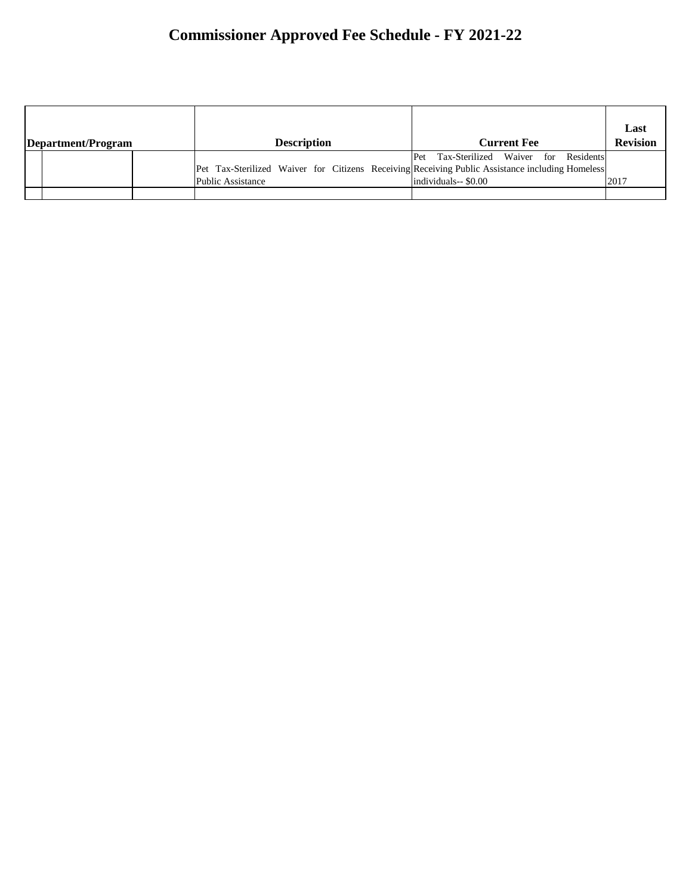# Commissioner Approved Fee Schedule - FY 2021-22

| Department/Program | | | Description | Current Fee | Last Revision |
|---|---|---|---|---|---|
| | | | Pet Tax-Sterilized Waiver for Citizens Receiving Public Assistance | Pet Tax-Sterilized Waiver for Residents Receiving Public Assistance including Homeless individuals-- $0.00 | 2017 |
| | | | | | |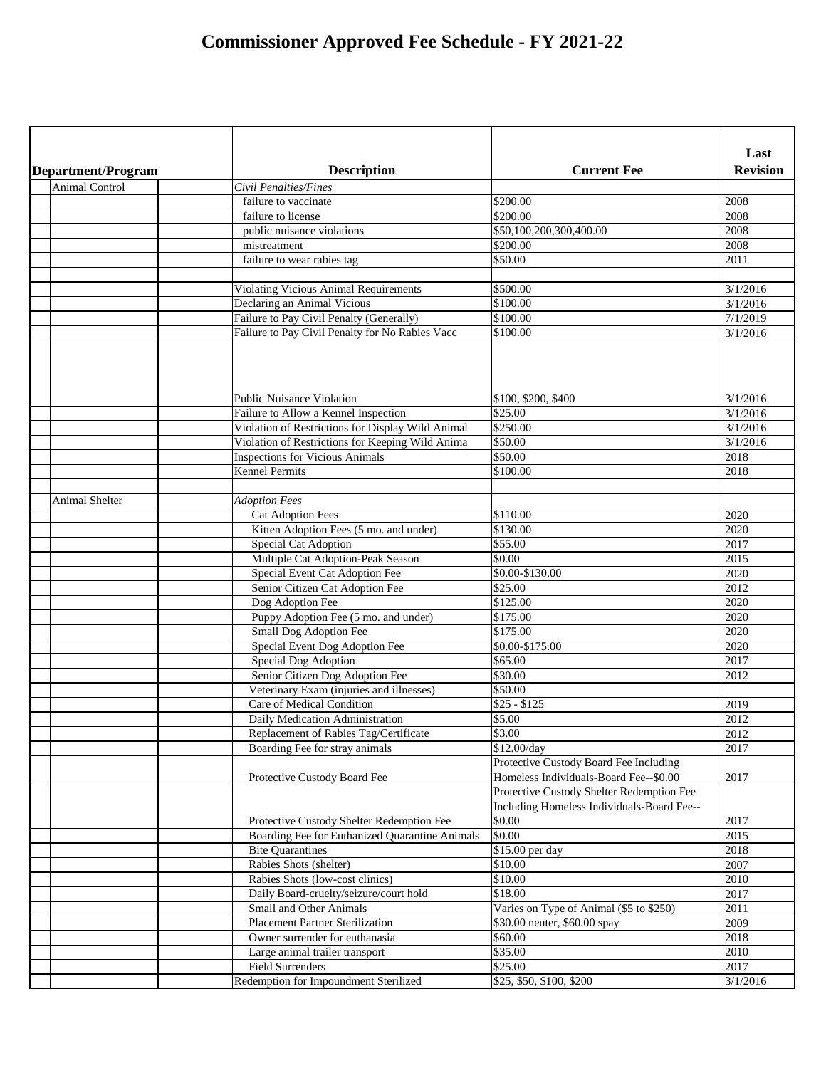# Commissioner Approved Fee Schedule - FY 2021-22

| Department/Program | Description | Current Fee | Last Revision |
|---|---|---|---|
| Animal Control | *Civil Penalties/Fines* | | |
| | failure to vaccinate | $200.00 | 2008 |
| | failure to license | $200.00 | 2008 |
| | public nuisance violations | $50,100,200,300,400.00 | 2008 |
| | mistreatment | $200.00 | 2008 |
| | failure to wear rabies tag | $50.00 | 2011 |
| | | | |
| | Violating Vicious Animal Requirements | $500.00 | 3/1/2016 |
| | Declaring an Animal Vicious | $100.00 | 3/1/2016 |
| | Failure to Pay Civil Penalty (Generally) | $100.00 | 7/1/2019 |
| | Failure to Pay Civil Penalty for No Rabies Vacc | $100.00 | 3/1/2016 |
| | Public Nuisance Violation | $100, $200, $400 | 3/1/2016 |
| | Failure to Allow a Kennel Inspection | $25.00 | 3/1/2016 |
| | Violation of Restrictions for Display Wild Animal | $250.00 | 3/1/2016 |
| | Violation of Restrictions for Keeping Wild Anima | $50.00 | 3/1/2016 |
| | Inspections for Vicious Animals | $50.00 | 2018 |
| | Kennel Permits | $100.00 | 2018 |
| | | | |
| Animal Shelter | *Adoption Fees* | | |
| | Cat Adoption Fees | $110.00 | 2020 |
| | Kitten Adoption Fees (5 mo. and under) | $130.00 | 2020 |
| | Special Cat Adoption | $55.00 | 2017 |
| | Multiple Cat Adoption-Peak Season | $0.00 | 2015 |
| | Special Event Cat Adoption Fee | $0.00-$130.00 | 2020 |
| | Senior Citizen Cat Adoption Fee | $25.00 | 2012 |
| | Dog Adoption Fee | $125.00 | 2020 |
| | Puppy Adoption Fee (5 mo. and under) | $175.00 | 2020 |
| | Small Dog Adoption Fee | $175.00 | 2020 |
| | Special Event Dog Adoption Fee | $0.00-$175.00 | 2020 |
| | Special Dog Adoption | $65.00 | 2017 |
| | Senior Citizen Dog Adoption Fee | $30.00 | 2012 |
| | Veterinary Exam (injuries and illnesses) | $50.00 | |
| | Care of Medical Condition | $25 - $125 | 2019 |
| | Daily Medication Administration | $5.00 | 2012 |
| | Replacement of Rabies Tag/Certificate | $3.00 | 2012 |
| | Boarding Fee for stray animals | $12.00/day | 2017 |
| | Protective Custody Board Fee | Protective Custody Board Fee Including Homeless Individuals-Board Fee--$0.00 | 2017 |
| | Protective Custody Shelter Redemption Fee | Protective Custody Shelter Redemption Fee Including Homeless Individuals-Board Fee--$0.00 | 2017 |
| | Boarding Fee for Euthanized Quarantine Animals | $0.00 | 2015 |
| | Bite Quarantines | $15.00 per day | 2018 |
| | Rabies Shots (shelter) | $10.00 | 2007 |
| | Rabies Shots (low-cost clinics) | $10.00 | 2010 |
| | Daily Board-cruelty/seizure/court hold | $18.00 | 2017 |
| | Small and Other Animals | Varies on Type of Animal ($5 to $250) | 2011 |
| | Placement Partner Sterilization | $30.00 neuter, $60.00 spay | 2009 |
| | Owner surrender for euthanasia | $60.00 | 2018 |
| | Large animal trailer transport | $35.00 | 2010 |
| | Field Surrenders | $25.00 | 2017 |
| | Redemption for Impoundment Sterilized | $25, $50, $100, $200 | 3/1/2016 |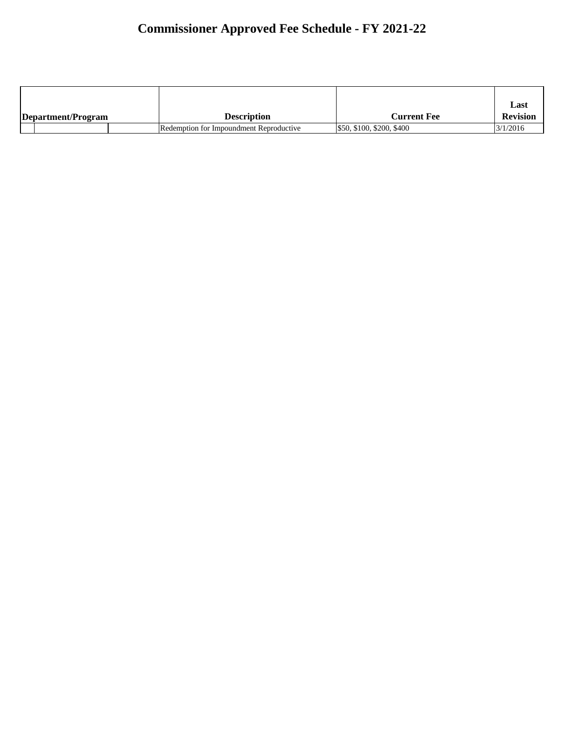# Commissioner Approved Fee Schedule - FY 2021-22

| Department/Program | | | Description | Current Fee | Last Revision |
|---|---|---|---|---|---|
| | | | Redemption for Impoundment Reproductive | $50, $100, $200, $400 | 3/1/2016 |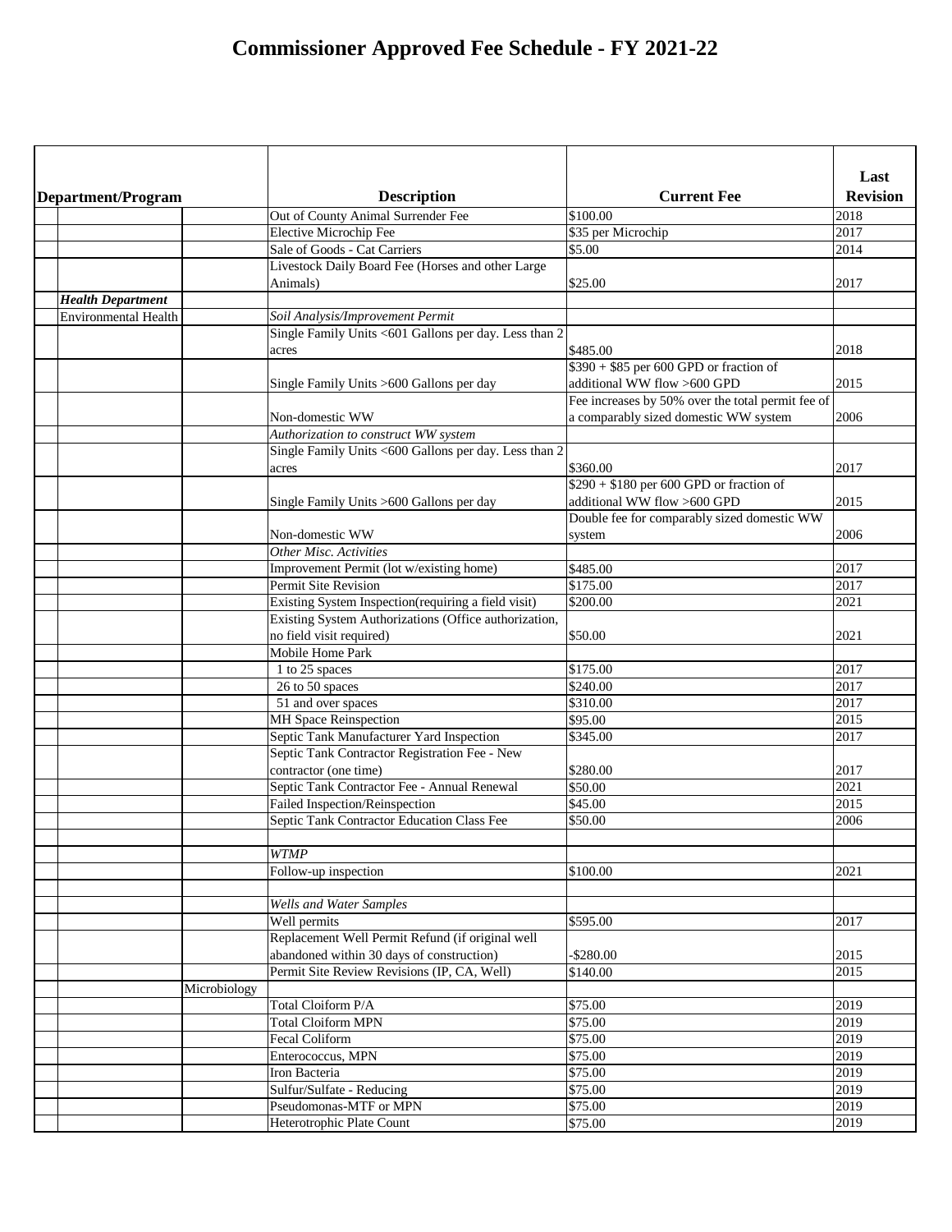# Commissioner Approved Fee Schedule - FY 2021-22

| Department/Program | | | Description | Current Fee | Last Revision |
|---|---|---|---|---|---|
| | | | Out of County Animal Surrender Fee | $100.00 | 2018 |
| | | | Elective Microchip Fee | $35 per Microchip | 2017 |
| | | | Sale of Goods - Cat Carriers | $5.00 | 2014 |
| | | | Livestock Daily Board Fee (Horses and other Large Animals) | $25.00 | 2017 |
| ***Health Department*** | | | | | |
| | Environmental Health | | *Soil Analysis/Improvement Permit* | | |
| | | | Single Family Units <601 Gallons per day. Less than 2 acres | $485.00 | 2018 |
| | | | Single Family Units >600 Gallons per day | $390 + $85 per 600 GPD or fraction of additional WW flow >600 GPD | 2015 |
| | | | Non-domestic WW | Fee increases by 50% over the total permit fee of a comparably sized domestic WW system | 2006 |
| | | | *Authorization to construct WW system* | | |
| | | | Single Family Units <600 Gallons per day. Less than 2 acres | $360.00 | 2017 |
| | | | Single Family Units >600 Gallons per day | $290 + $180 per 600 GPD or fraction of additional WW flow >600 GPD | 2015 |
| | | | Non-domestic WW | Double fee for comparably sized domestic WW system | 2006 |
| | | | *Other Misc. Activities* | | |
| | | | Improvement Permit (lot w/existing home) | $485.00 | 2017 |
| | | | Permit Site Revision | $175.00 | 2017 |
| | | | Existing System Inspection(requiring a field visit) | $200.00 | 2021 |
| | | | Existing System Authorizations (Office authorization, no field visit required) | $50.00 | 2021 |
| | | | Mobile Home Park | | |
| | | | 1 to 25 spaces | $175.00 | 2017 |
| | | | 26 to 50 spaces | $240.00 | 2017 |
| | | | 51 and over spaces | $310.00 | 2017 |
| | | | MH Space Reinspection | $95.00 | 2015 |
| | | | Septic Tank Manufacturer Yard Inspection | $345.00 | 2017 |
| | | | Septic Tank Contractor Registration Fee - New contractor (one time) | $280.00 | 2017 |
| | | | Septic Tank Contractor Fee - Annual Renewal | $50.00 | 2021 |
| | | | Failed Inspection/Reinspection | $45.00 | 2015 |
| | | | Septic Tank Contractor Education Class Fee | $50.00 | 2006 |
| | | | | | |
| | | | *WTMP* | | |
| | | | Follow-up inspection | $100.00 | 2021 |
| | | | | | |
| | | | *Wells and Water Samples* | | |
| | | | Well permits | $595.00 | 2017 |
| | | | Replacement Well Permit Refund (if original well abandoned within 30 days of construction) | -$280.00 | 2015 |
| | | | Permit Site Review Revisions (IP, CA, Well) | $140.00 | 2015 |
| | | Microbiology | | | |
| | | | Total Cloiform P/A | $75.00 | 2019 |
| | | | Total Cloiform MPN | $75.00 | 2019 |
| | | | Fecal Coliform | $75.00 | 2019 |
| | | | Enterococcus, MPN | $75.00 | 2019 |
| | | | Iron Bacteria | $75.00 | 2019 |
| | | | Sulfur/Sulfate - Reducing | $75.00 | 2019 |
| | | | Pseudomonas-MTF or MPN | $75.00 | 2019 |
| | | | Heterotrophic Plate Count | $75.00 | 2019 |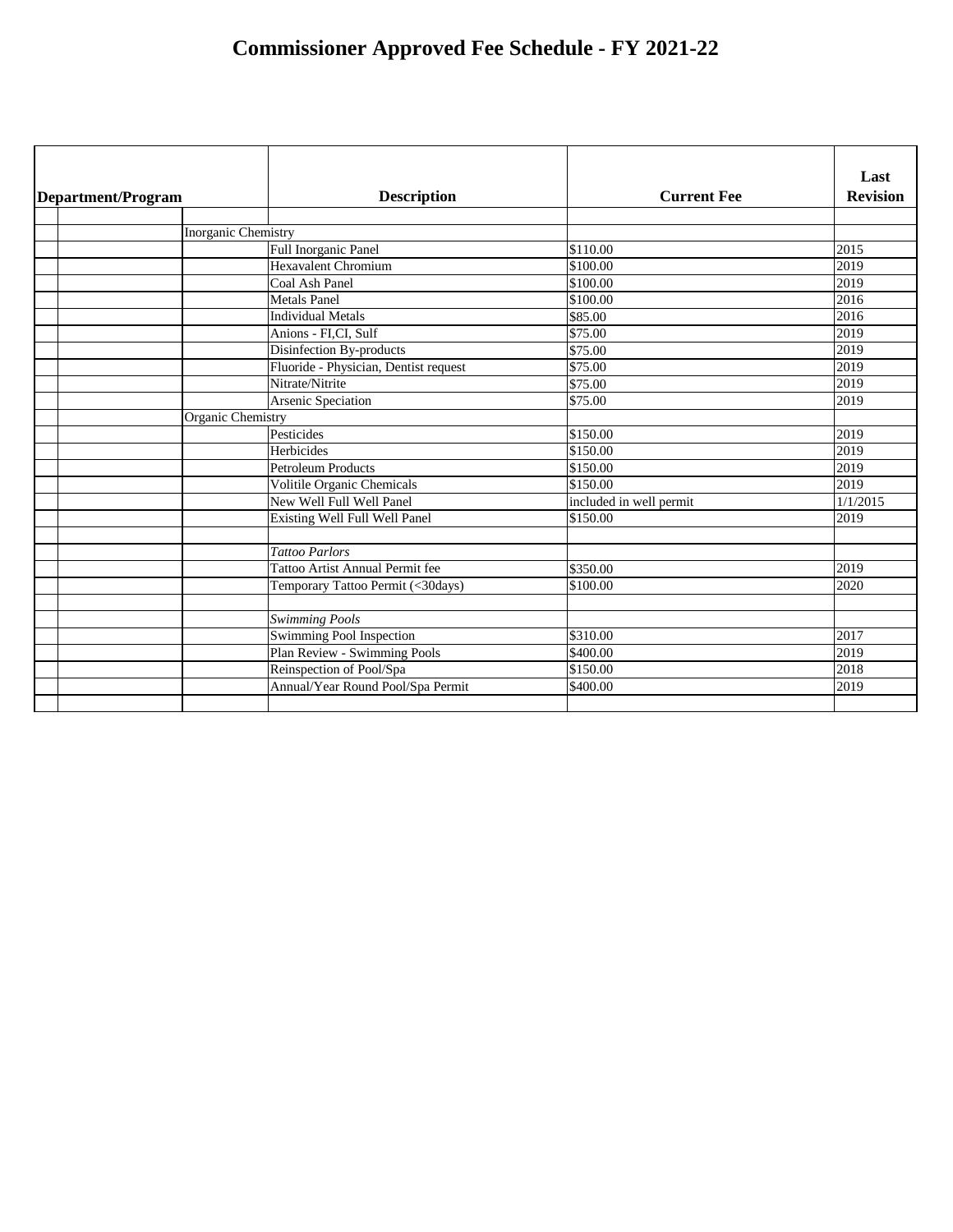# Commissioner Approved Fee Schedule - FY 2021-22

| Department/Program | | | Description | Current Fee | Last Revision |
|---|---|---|---|---|---|
| | | | | | |
| | | Inorganic Chemistry | | | |
| | | | Full Inorganic Panel | $110.00 | 2015 |
| | | | Hexavalent Chromium | $100.00 | 2019 |
| | | | Coal Ash Panel | $100.00 | 2019 |
| | | | Metals Panel | $100.00 | 2016 |
| | | | Individual Metals | $85.00 | 2016 |
| | | | Anions - FI,CI, Sulf | $75.00 | 2019 |
| | | | Disinfection By-products | $75.00 | 2019 |
| | | | Fluoride - Physician, Dentist request | $75.00 | 2019 |
| | | | Nitrate/Nitrite | $75.00 | 2019 |
| | | | Arsenic Speciation | $75.00 | 2019 |
| | | Organic Chemistry | | | |
| | | | Pesticides | $150.00 | 2019 |
| | | | Herbicides | $150.00 | 2019 |
| | | | Petroleum Products | $150.00 | 2019 |
| | | | Volitile Organic Chemicals | $150.00 | 2019 |
| | | | New Well Full Well Panel | included in well permit | 1/1/2015 |
| | | | Existing Well Full Well Panel | $150.00 | 2019 |
| | | | | | |
| | | | *Tattoo Parlors* | | |
| | | | Tattoo Artist Annual Permit fee | $350.00 | 2019 |
| | | | Temporary Tattoo Permit (<30days) | $100.00 | 2020 |
| | | | | | |
| | | | *Swimming Pools* | | |
| | | | Swimming Pool Inspection | $310.00 | 2017 |
| | | | Plan Review - Swimming Pools | $400.00 | 2019 |
| | | | Reinspection of Pool/Spa | $150.00 | 2018 |
| | | | Annual/Year Round Pool/Spa Permit | $400.00 | 2019 |
| | | | | | |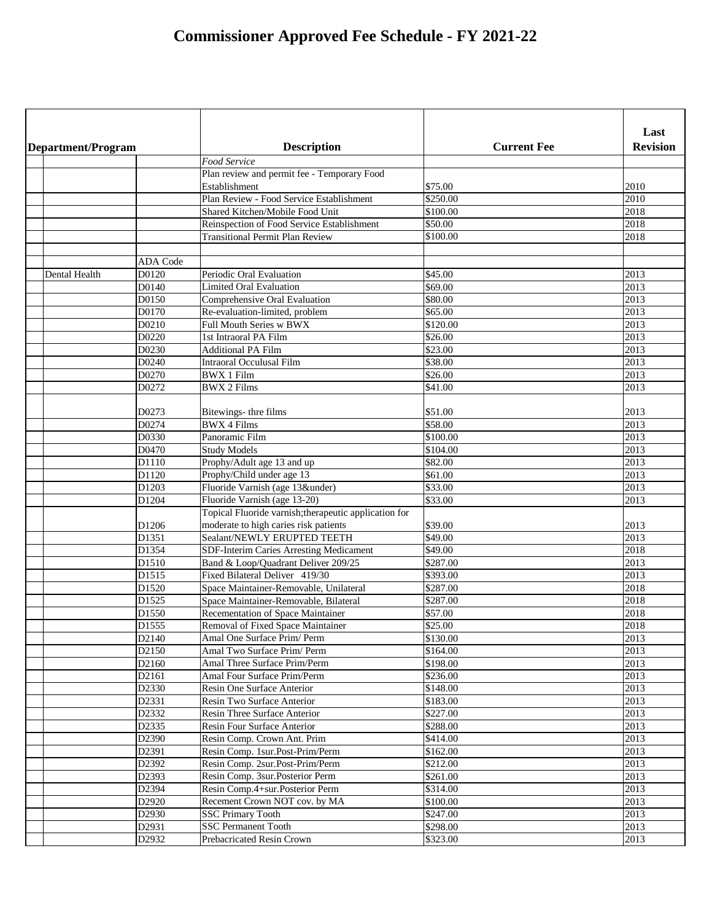# Commissioner Approved Fee Schedule - FY 2021-22

| Department/Program | | Description | Current Fee | Last Revision |
|---|---|---|---|---|
| | | *Food Service* | | |
| | | Plan review and permit fee - Temporary Food Establishment | $75.00 | 2010 |
| | | Plan Review - Food Service Establishment | $250.00 | 2010 |
| | | Shared Kitchen/Mobile Food Unit | $100.00 | 2018 |
| | | Reinspection of Food Service Establishment | $50.00 | 2018 |
| | | Transitional Permit Plan Review | $100.00 | 2018 |
| | | | | |
| | ADA Code | | | |
| Dental Health | D0120 | Periodic Oral Evaluation | $45.00 | 2013 |
| | D0140 | Limited Oral Evaluation | $69.00 | 2013 |
| | D0150 | Comprehensive Oral Evaluation | $80.00 | 2013 |
| | D0170 | Re-evaluation-limited, problem | $65.00 | 2013 |
| | D0210 | Full Mouth Series w BWX | $120.00 | 2013 |
| | D0220 | 1st Intraoral PA Film | $26.00 | 2013 |
| | D0230 | Additional PA Film | $23.00 | 2013 |
| | D0240 | Intraoral Occulusal Film | $38.00 | 2013 |
| | D0270 | BWX 1 Film | $26.00 | 2013 |
| | D0272 | BWX 2 Films | $41.00 | 2013 |
| | D0273 | Bitewings- thre films | $51.00 | 2013 |
| | D0274 | BWX 4 Films | $58.00 | 2013 |
| | D0330 | Panoramic Film | $100.00 | 2013 |
| | D0470 | Study Models | $104.00 | 2013 |
| | D1110 | Prophy/Adult age 13 and up | $82.00 | 2013 |
| | D1120 | Prophy/Child under age 13 | $61.00 | 2013 |
| | D1203 | Fluoride Varnish (age 13&under) | $33.00 | 2013 |
| | D1204 | Fluoride Varnish (age 13-20) | $33.00 | 2013 |
| | D1206 | Topical Fluoride varnish;therapeutic application for moderate to high caries risk patients | $39.00 | 2013 |
| | D1351 | Sealant/NEWLY ERUPTED TEETH | $49.00 | 2013 |
| | D1354 | SDF-Interim Caries Arresting Medicament | $49.00 | 2018 |
| | D1510 | Band & Loop/Quadrant Deliver 209/25 | $287.00 | 2013 |
| | D1515 | Fixed Bilateral Deliver 419/30 | $393.00 | 2013 |
| | D1520 | Space Maintainer-Removable, Unilateral | $287.00 | 2018 |
| | D1525 | Space Maintainer-Removable, Bilateral | $287.00 | 2018 |
| | D1550 | Recementation of Space Maintainer | $57.00 | 2018 |
| | D1555 | Removal of Fixed Space Maintainer | $25.00 | 2018 |
| | D2140 | Amal One Surface Prim/ Perm | $130.00 | 2013 |
| | D2150 | Amal Two Surface Prim/ Perm | $164.00 | 2013 |
| | D2160 | Amal Three Surface Prim/Perm | $198.00 | 2013 |
| | D2161 | Amal Four Surface Prim/Perm | $236.00 | 2013 |
| | D2330 | Resin One Surface Anterior | $148.00 | 2013 |
| | D2331 | Resin Two Surface Anterior | $183.00 | 2013 |
| | D2332 | Resin Three Surface Anterior | $227.00 | 2013 |
| | D2335 | Resin Four Surface Anterior | $288.00 | 2013 |
| | D2390 | Resin Comp. Crown Ant. Prim | $414.00 | 2013 |
| | D2391 | Resin Comp. 1sur.Post-Prim/Perm | $162.00 | 2013 |
| | D2392 | Resin Comp. 2sur.Post-Prim/Perm | $212.00 | 2013 |
| | D2393 | Resin Comp. 3sur.Posterior Perm | $261.00 | 2013 |
| | D2394 | Resin Comp.4+sur.Posterior Perm | $314.00 | 2013 |
| | D2920 | Recement Crown NOT cov. by MA | $100.00 | 2013 |
| | D2930 | SSC Primary Tooth | $247.00 | 2013 |
| | D2931 | SSC Permanent Tooth | $298.00 | 2013 |
| | D2932 | Prebacricated Resin Crown | $323.00 | 2013 |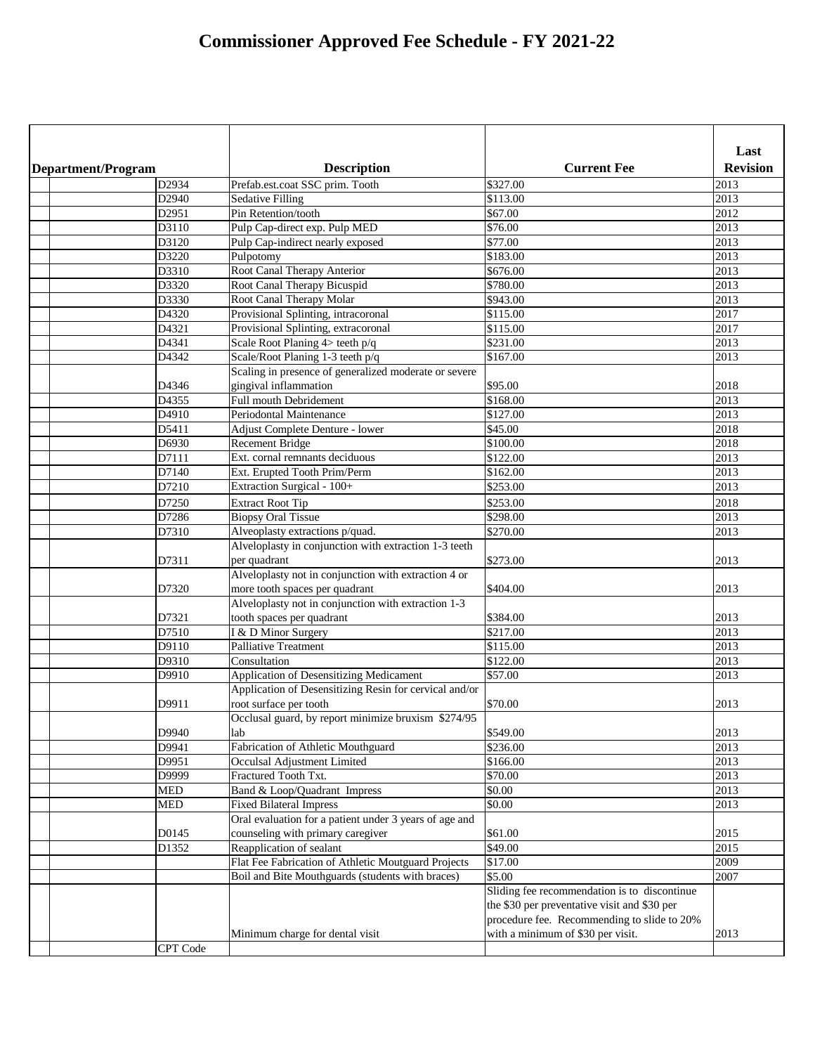# Commissioner Approved Fee Schedule - FY 2021-22

| Department/Program | | | Description | Current Fee | Last Revision |
|---|---|---|---|---|---|
| | | D2934 | Prefab.est.coat SSC prim. Tooth | $327.00 | 2013 |
| | | D2940 | Sedative Filling | $113.00 | 2013 |
| | | D2951 | Pin Retention/tooth | $67.00 | 2012 |
| | | D3110 | Pulp Cap-direct exp. Pulp MED | $76.00 | 2013 |
| | | D3120 | Pulp Cap-indirect nearly exposed | $77.00 | 2013 |
| | | D3220 | Pulpotomy | $183.00 | 2013 |
| | | D3310 | Root Canal Therapy Anterior | $676.00 | 2013 |
| | | D3320 | Root Canal Therapy Bicuspid | $780.00 | 2013 |
| | | D3330 | Root Canal Therapy Molar | $943.00 | 2013 |
| | | D4320 | Provisional Splinting, intracoronal | $115.00 | 2017 |
| | | D4321 | Provisional Splinting, extracoronal | $115.00 | 2017 |
| | | D4341 | Scale Root Planing 4> teeth p/q | $231.00 | 2013 |
| | | D4342 | Scale/Root Planing 1-3 teeth p/q | $167.00 | 2013 |
| | | D4346 | Scaling in presence of generalized moderate or severe gingival inflammation | $95.00 | 2018 |
| | | D4355 | Full mouth Debridement | $168.00 | 2013 |
| | | D4910 | Periodontal Maintenance | $127.00 | 2013 |
| | | D5411 | Adjust Complete Denture - lower | $45.00 | 2018 |
| | | D6930 | Recement Bridge | $100.00 | 2018 |
| | | D7111 | Ext. cornal remnants deciduous | $122.00 | 2013 |
| | | D7140 | Ext. Erupted Tooth Prim/Perm | $162.00 | 2013 |
| | | D7210 | Extraction Surgical - 100+ | $253.00 | 2013 |
| | | D7250 | Extract Root Tip | $253.00 | 2018 |
| | | D7286 | Biopsy Oral Tissue | $298.00 | 2013 |
| | | D7310 | Alveoplasty extractions p/quad. | $270.00 | 2013 |
| | | D7311 | Alveoplasty in conjunction with extraction 1-3 teeth per quadrant | $273.00 | 2013 |
| | | D7320 | Alveoplasty not in conjunction with extraction 4 or more tooth spaces per quadrant | $404.00 | 2013 |
| | | D7321 | Alveoplasty not in conjunction with extraction 1-3 tooth spaces per quadrant | $384.00 | 2013 |
| | | D7510 | I & D Minor Surgery | $217.00 | 2013 |
| | | D9110 | Palliative Treatment | $115.00 | 2013 |
| | | D9310 | Consultation | $122.00 | 2013 |
| | | D9910 | Application of Desensitizing Medicament | $57.00 | 2013 |
| | | D9911 | Application of Desensitizing Resin for cervical and/or root surface per tooth | $70.00 | 2013 |
| | | D9940 | Occlusal guard, by report minimize bruxism $274/95 lab | $549.00 | 2013 |
| | | D9941 | Fabrication of Athletic Mouthguard | $236.00 | 2013 |
| | | D9951 | Occulsal Adjustment Limited | $166.00 | 2013 |
| | | D9999 | Fractured Tooth Txt. | $70.00 | 2013 |
| | | MED | Band & Loop/Quadrant Impress | $0.00 | 2013 |
| | | MED | Fixed Bilateral Impress | $0.00 | 2013 |
| | | D0145 | Oral evaluation for a patient under 3 years of age and counseling with primary caregiver | $61.00 | 2015 |
| | | D1352 | Reapplication of sealant | $49.00 | 2015 |
| | | | Flat Fee Fabrication of Athletic Moutguard Projects | $17.00 | 2009 |
| | | | Boil and Bite Mouthguards (students with braces) | $5.00 | 2007 |
| | | | Minimum charge for dental visit | Sliding fee recommendation is to discontinue the $30 per preventative visit and $30 per procedure fee. Recommending to slide to 20% with a minimum of $30 per visit. | 2013 |
| | | CPT Code | | | |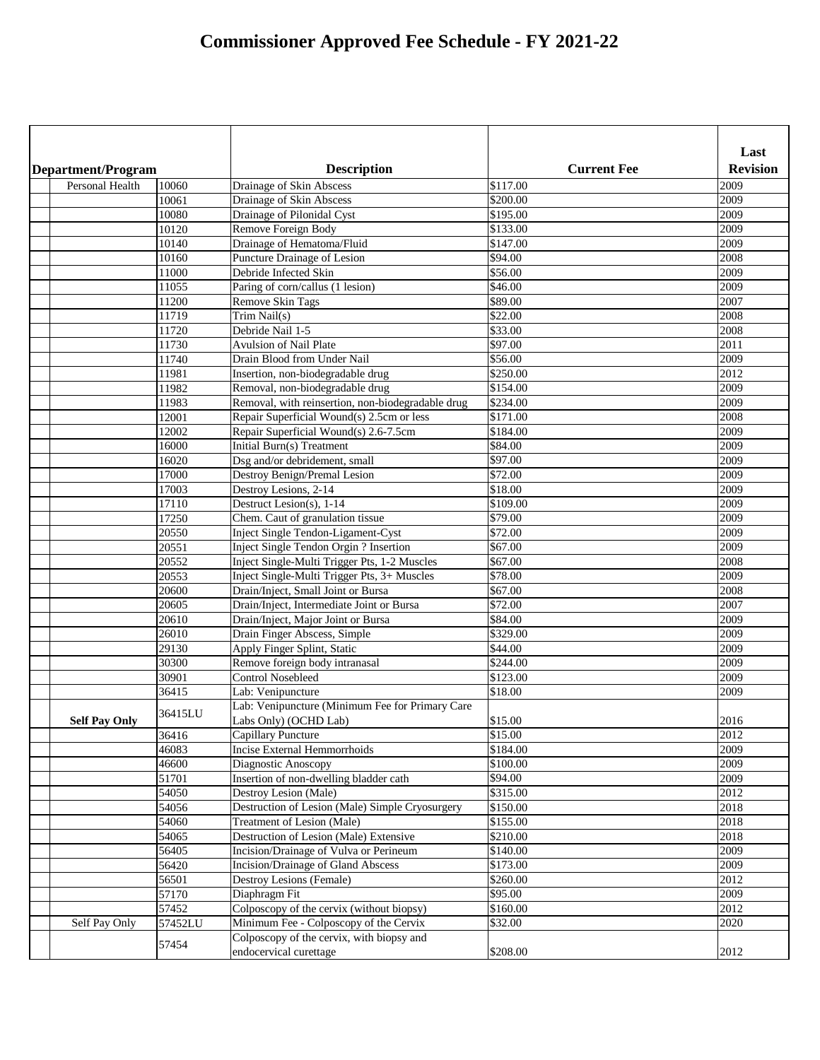# Commissioner Approved Fee Schedule - FY 2021-22

| Department/Program | | Description | Current Fee | Last Revision |
|---|---|---|---|---|
| Personal Health | 10060 | Drainage of Skin Abscess | $117.00 | 2009 |
| | 10061 | Drainage of Skin Abscess | $200.00 | 2009 |
| | 10080 | Drainage of Pilonidal Cyst | $195.00 | 2009 |
| | 10120 | Remove Foreign Body | $133.00 | 2009 |
| | 10140 | Drainage of Hematoma/Fluid | $147.00 | 2009 |
| | 10160 | Puncture Drainage of Lesion | $94.00 | 2008 |
| | 11000 | Debride Infected Skin | $56.00 | 2009 |
| | 11055 | Paring of corn/callus (1 lesion) | $46.00 | 2009 |
| | 11200 | Remove Skin Tags | $89.00 | 2007 |
| | 11719 | Trim Nail(s) | $22.00 | 2008 |
| | 11720 | Debride Nail 1-5 | $33.00 | 2008 |
| | 11730 | Avulsion of Nail Plate | $97.00 | 2011 |
| | 11740 | Drain Blood from Under Nail | $56.00 | 2009 |
| | 11981 | Insertion, non-biodegradable drug | $250.00 | 2012 |
| | 11982 | Removal, non-biodegradable drug | $154.00 | 2009 |
| | 11983 | Removal, with reinsertion, non-biodegradable drug | $234.00 | 2009 |
| | 12001 | Repair Superficial Wound(s) 2.5cm or less | $171.00 | 2008 |
| | 12002 | Repair Superficial Wound(s) 2.6-7.5cm | $184.00 | 2009 |
| | 16000 | Initial Burn(s) Treatment | $84.00 | 2009 |
| | 16020 | Dsg and/or debridement, small | $97.00 | 2009 |
| | 17000 | Destroy Benign/Premal Lesion | $72.00 | 2009 |
| | 17003 | Destroy Lesions, 2-14 | $18.00 | 2009 |
| | 17110 | Destruct Lesion(s), 1-14 | $109.00 | 2009 |
| | 17250 | Chem. Caut of granulation tissue | $79.00 | 2009 |
| | 20550 | Inject Single Tendon-Ligament-Cyst | $72.00 | 2009 |
| | 20551 | Inject Single Tendon Orgin ? Insertion | $67.00 | 2009 |
| | 20552 | Inject Single-Multi Trigger Pts, 1-2 Muscles | $67.00 | 2008 |
| | 20553 | Inject Single-Multi Trigger Pts, 3+ Muscles | $78.00 | 2009 |
| | 20600 | Drain/Inject, Small Joint or Bursa | $67.00 | 2008 |
| | 20605 | Drain/Inject, Intermediate Joint or Bursa | $72.00 | 2007 |
| | 20610 | Drain/Inject, Major Joint or Bursa | $84.00 | 2009 |
| | 26010 | Drain Finger Abscess, Simple | $329.00 | 2009 |
| | 29130 | Apply Finger Splint, Static | $44.00 | 2009 |
| | 30300 | Remove foreign body intranasal | $244.00 | 2009 |
| | 30901 | Control Nosebleed | $123.00 | 2009 |
| | 36415 | Lab: Venipuncture | $18.00 | 2009 |
| **Self Pay Only** | 36415LU | Lab: Venipuncture (Minimum Fee for Primary Care Labs Only) (OCHD Lab) | $15.00 | 2016 |
| | 36416 | Capillary Puncture | $15.00 | 2012 |
| | 46083 | Incise External Hemmorrhoids | $184.00 | 2009 |
| | 46600 | Diagnostic Anoscopy | $100.00 | 2009 |
| | 51701 | Insertion of non-dwelling bladder cath | $94.00 | 2009 |
| | 54050 | Destroy Lesion (Male) | $315.00 | 2012 |
| | 54056 | Destruction of Lesion (Male) Simple Cryosurgery | $150.00 | 2018 |
| | 54060 | Treatment of Lesion (Male) | $155.00 | 2018 |
| | 54065 | Destruction of Lesion (Male) Extensive | $210.00 | 2018 |
| | 56405 | Incision/Drainage of Vulva or Perineum | $140.00 | 2009 |
| | 56420 | Incision/Drainage of Gland Abscess | $173.00 | 2009 |
| | 56501 | Destroy Lesions (Female) | $260.00 | 2012 |
| | 57170 | Diaphragm Fit | $95.00 | 2009 |
| | 57452 | Colposcopy of the cervix (without biopsy) | $160.00 | 2012 |
| Self Pay Only | 57452LU | Minimum Fee - Colposcopy of the Cervix | $32.00 | 2020 |
| | 57454 | Colposcopy of the cervix, with biopsy and endocervical curettage | $208.00 | 2012 |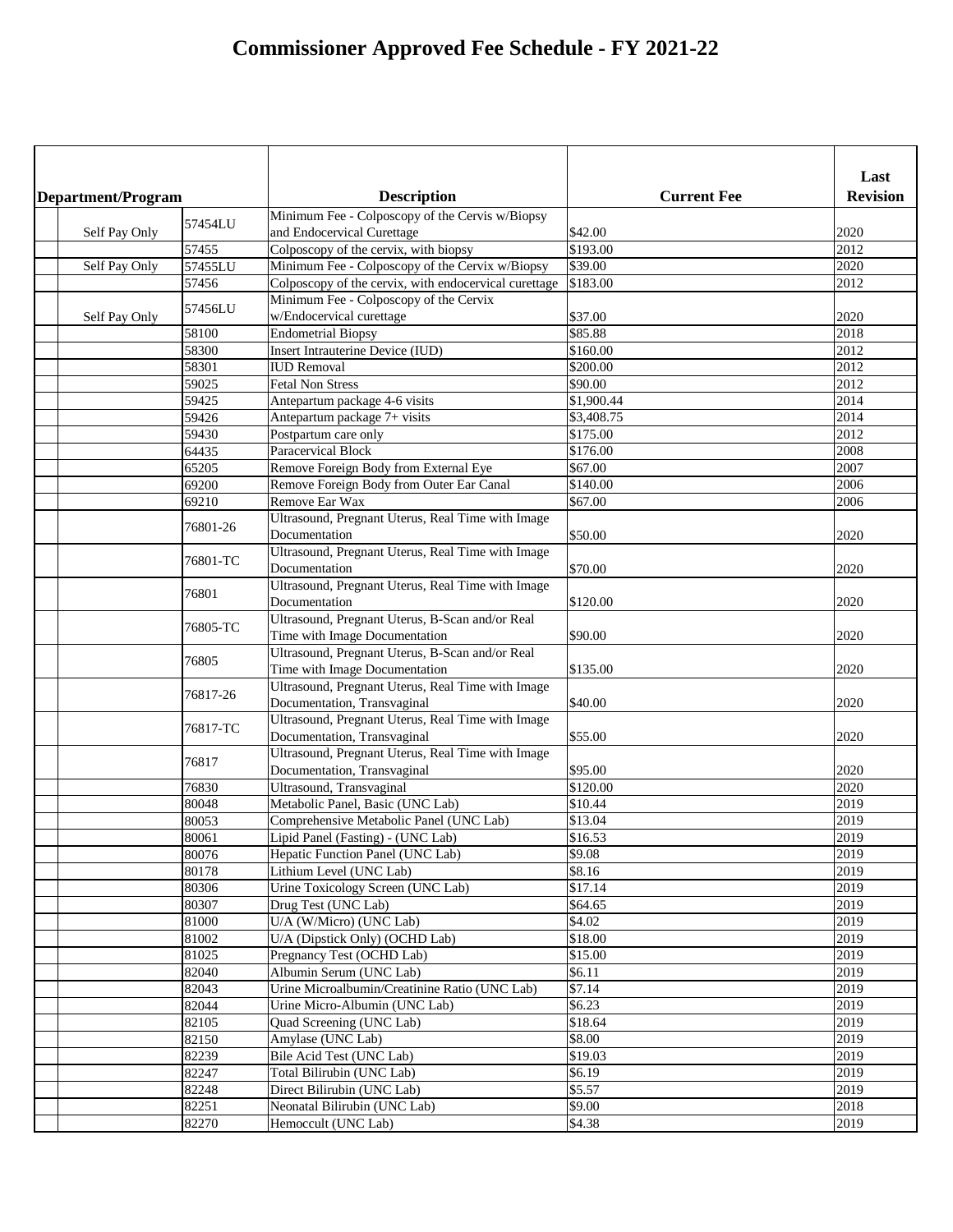# Commissioner Approved Fee Schedule - FY 2021-22

| Department/Program | | Description | Current Fee | Last Revision |
|---|---|---|---|---|
| Self Pay Only | 57454LU | Minimum Fee - Colposcopy of the Cervis w/Biopsy and Endocervical Curettage | $42.00 | 2020 |
| | 57455 | Colposcopy of the cervix, with biopsy | $193.00 | 2012 |
| Self Pay Only | 57455LU | Minimum Fee - Colposcopy of the Cervix w/Biopsy | $39.00 | 2020 |
| | 57456 | Colposcopy of the cervix, with endocervical curettage | $183.00 | 2012 |
| Self Pay Only | 57456LU | Minimum Fee - Colposcopy of the Cervix w/Endocervical curettage | $37.00 | 2020 |
| | 58100 | Endometrial Biopsy | $85.88 | 2018 |
| | 58300 | Insert Intrauterine Device (IUD) | $160.00 | 2012 |
| | 58301 | IUD Removal | $200.00 | 2012 |
| | 59025 | Fetal Non Stress | $90.00 | 2012 |
| | 59425 | Antepartum package 4-6 visits | $1,900.44 | 2014 |
| | 59426 | Antepartum package 7+ visits | $3,408.75 | 2014 |
| | 59430 | Postpartum care only | $175.00 | 2012 |
| | 64435 | Paracervical Block | $176.00 | 2008 |
| | 65205 | Remove Foreign Body from External Eye | $67.00 | 2007 |
| | 69200 | Remove Foreign Body from Outer Ear Canal | $140.00 | 2006 |
| | 69210 | Remove Ear Wax | $67.00 | 2006 |
| | 76801-26 | Ultrasound, Pregnant Uterus, Real Time with Image Documentation | $50.00 | 2020 |
| | 76801-TC | Ultrasound, Pregnant Uterus, Real Time with Image Documentation | $70.00 | 2020 |
| | 76801 | Ultrasound, Pregnant Uterus, Real Time with Image Documentation | $120.00 | 2020 |
| | 76805-TC | Ultrasound, Pregnant Uterus, B-Scan and/or Real Time with Image Documentation | $90.00 | 2020 |
| | 76805 | Ultrasound, Pregnant Uterus, B-Scan and/or Real Time with Image Documentation | $135.00 | 2020 |
| | 76817-26 | Ultrasound, Pregnant Uterus, Real Time with Image Documentation, Transvaginal | $40.00 | 2020 |
| | 76817-TC | Ultrasound, Pregnant Uterus, Real Time with Image Documentation, Transvaginal | $55.00 | 2020 |
| | 76817 | Ultrasound, Pregnant Uterus, Real Time with Image Documentation, Transvaginal | $95.00 | 2020 |
| | 76830 | Ultrasound, Transvaginal | $120.00 | 2020 |
| | 80048 | Metabolic Panel, Basic (UNC Lab) | $10.44 | 2019 |
| | 80053 | Comprehensive Metabolic Panel (UNC Lab) | $13.04 | 2019 |
| | 80061 | Lipid Panel (Fasting) - (UNC Lab) | $16.53 | 2019 |
| | 80076 | Hepatic Function Panel (UNC Lab) | $9.08 | 2019 |
| | 80178 | Lithium Level (UNC Lab) | $8.16 | 2019 |
| | 80306 | Urine Toxicology Screen (UNC Lab) | $17.14 | 2019 |
| | 80307 | Drug Test (UNC Lab) | $64.65 | 2019 |
| | 81000 | U/A (W/Micro) (UNC Lab) | $4.02 | 2019 |
| | 81002 | U/A (Dipstick Only) (OCHD Lab) | $18.00 | 2019 |
| | 81025 | Pregnancy Test (OCHD Lab) | $15.00 | 2019 |
| | 82040 | Albumin Serum (UNC Lab) | $6.11 | 2019 |
| | 82043 | Urine Microalbumin/Creatinine Ratio (UNC Lab) | $7.14 | 2019 |
| | 82044 | Urine Micro-Albumin (UNC Lab) | $6.23 | 2019 |
| | 82105 | Quad Screening (UNC Lab) | $18.64 | 2019 |
| | 82150 | Amylase (UNC Lab) | $8.00 | 2019 |
| | 82239 | Bile Acid Test (UNC Lab) | $19.03 | 2019 |
| | 82247 | Total Bilirubin (UNC Lab) | $6.19 | 2019 |
| | 82248 | Direct Bilirubin (UNC Lab) | $5.57 | 2019 |
| | 82251 | Neonatal Bilirubin (UNC Lab) | $9.00 | 2018 |
| | 82270 | Hemoccult (UNC Lab) | $4.38 | 2019 |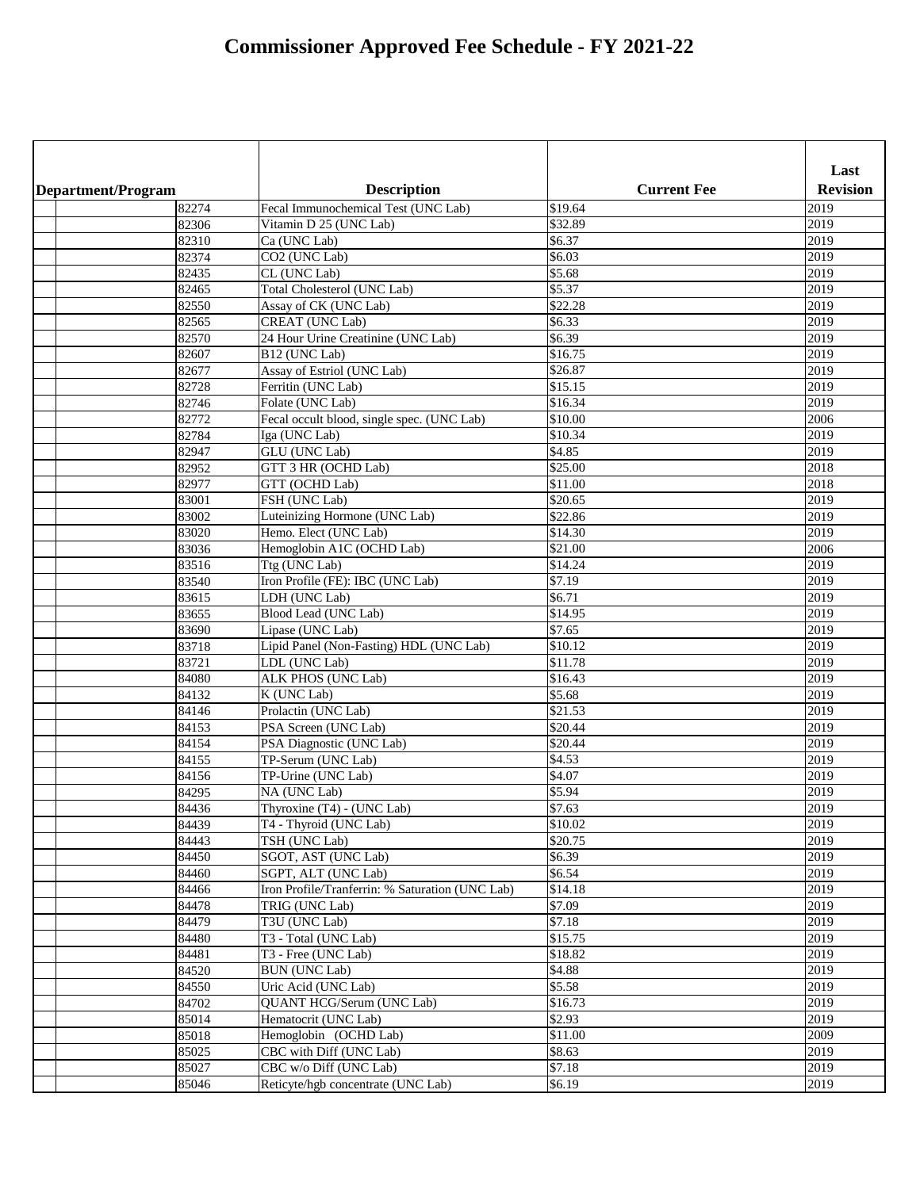# Commissioner Approved Fee Schedule - FY 2021-22

| Department/Program | | | Description | Current Fee | Last Revision |
|---|---|---|---|---|---|
| | | 82274 | Fecal Immunochemical Test (UNC Lab) | $19.64 | 2019 |
| | | 82306 | Vitamin D 25 (UNC Lab) | $32.89 | 2019 |
| | | 82310 | Ca (UNC Lab) | $6.37 | 2019 |
| | | 82374 | CO2 (UNC Lab) | $6.03 | 2019 |
| | | 82435 | CL (UNC Lab) | $5.68 | 2019 |
| | | 82465 | Total Cholesterol (UNC Lab) | $5.37 | 2019 |
| | | 82550 | Assay of CK (UNC Lab) | $22.28 | 2019 |
| | | 82565 | CREAT (UNC Lab) | $6.33 | 2019 |
| | | 82570 | 24 Hour Urine Creatinine (UNC Lab) | $6.39 | 2019 |
| | | 82607 | B12 (UNC Lab) | $16.75 | 2019 |
| | | 82677 | Assay of Estriol (UNC Lab) | $26.87 | 2019 |
| | | 82728 | Ferritin (UNC Lab) | $15.15 | 2019 |
| | | 82746 | Folate (UNC Lab) | $16.34 | 2019 |
| | | 82772 | Fecal occult blood, single spec. (UNC Lab) | $10.00 | 2006 |
| | | 82784 | Iga (UNC Lab) | $10.34 | 2019 |
| | | 82947 | GLU (UNC Lab) | $4.85 | 2019 |
| | | 82952 | GTT 3 HR (OCHD Lab) | $25.00 | 2018 |
| | | 82977 | GTT (OCHD Lab) | $11.00 | 2018 |
| | | 83001 | FSH (UNC Lab) | $20.65 | 2019 |
| | | 83002 | Luteinizing Hormone (UNC Lab) | $22.86 | 2019 |
| | | 83020 | Hemo. Elect (UNC Lab) | $14.30 | 2019 |
| | | 83036 | Hemoglobin A1C (OCHD Lab) | $21.00 | 2006 |
| | | 83516 | Ttg (UNC Lab) | $14.24 | 2019 |
| | | 83540 | Iron Profile (FE): IBC (UNC Lab) | $7.19 | 2019 |
| | | 83615 | LDH (UNC Lab) | $6.71 | 2019 |
| | | 83655 | Blood Lead (UNC Lab) | $14.95 | 2019 |
| | | 83690 | Lipase (UNC Lab) | $7.65 | 2019 |
| | | 83718 | Lipid Panel (Non-Fasting) HDL (UNC Lab) | $10.12 | 2019 |
| | | 83721 | LDL (UNC Lab) | $11.78 | 2019 |
| | | 84080 | ALK PHOS (UNC Lab) | $16.43 | 2019 |
| | | 84132 | K (UNC Lab) | $5.68 | 2019 |
| | | 84146 | Prolactin (UNC Lab) | $21.53 | 2019 |
| | | 84153 | PSA Screen (UNC Lab) | $20.44 | 2019 |
| | | 84154 | PSA Diagnostic (UNC Lab) | $20.44 | 2019 |
| | | 84155 | TP-Serum (UNC Lab) | $4.53 | 2019 |
| | | 84156 | TP-Urine (UNC Lab) | $4.07 | 2019 |
| | | 84295 | NA (UNC Lab) | $5.94 | 2019 |
| | | 84436 | Thyroxine (T4) - (UNC Lab) | $7.63 | 2019 |
| | | 84439 | T4 - Thyroid (UNC Lab) | $10.02 | 2019 |
| | | 84443 | TSH (UNC Lab) | $20.75 | 2019 |
| | | 84450 | SGOT, AST (UNC Lab) | $6.39 | 2019 |
| | | 84460 | SGPT, ALT (UNC Lab) | $6.54 | 2019 |
| | | 84466 | Iron Profile/Tranferrin: % Saturation (UNC Lab) | $14.18 | 2019 |
| | | 84478 | TRIG (UNC Lab) | $7.09 | 2019 |
| | | 84479 | T3U (UNC Lab) | $7.18 | 2019 |
| | | 84480 | T3 - Total (UNC Lab) | $15.75 | 2019 |
| | | 84481 | T3 - Free (UNC Lab) | $18.82 | 2019 |
| | | 84520 | BUN (UNC Lab) | $4.88 | 2019 |
| | | 84550 | Uric Acid (UNC Lab) | $5.58 | 2019 |
| | | 84702 | QUANT HCG/Serum (UNC Lab) | $16.73 | 2019 |
| | | 85014 | Hematocrit (UNC Lab) | $2.93 | 2019 |
| | | 85018 | Hemoglobin (OCHD Lab) | $11.00 | 2009 |
| | | 85025 | CBC with Diff (UNC Lab) | $8.63 | 2019 |
| | | 85027 | CBC w/o Diff (UNC Lab) | $7.18 | 2019 |
| | | 85046 | Reticyte/hgb concentrate (UNC Lab) | $6.19 | 2019 |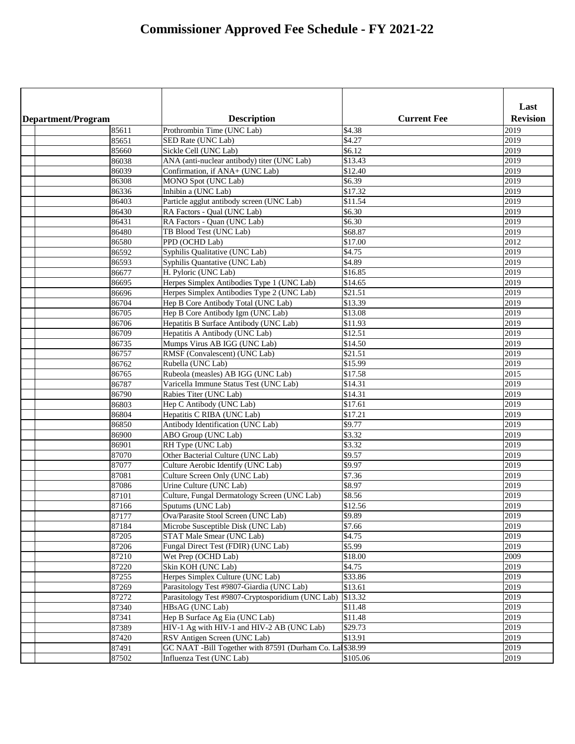# Commissioner Approved Fee Schedule - FY 2021-22

| Department/Program | | Description | Current Fee | Last Revision |
|---|---|---|---|---|
| | 85611 | Prothrombin Time (UNC Lab) | $4.38 | 2019 |
| | 85651 | SED Rate (UNC Lab) | $4.27 | 2019 |
| | 85660 | Sickle Cell (UNC Lab) | $6.12 | 2019 |
| | 86038 | ANA (anti-nuclear antibody) titer (UNC Lab) | $13.43 | 2019 |
| | 86039 | Confirmation, if ANA+ (UNC Lab) | $12.40 | 2019 |
| | 86308 | MONO Spot (UNC Lab) | $6.39 | 2019 |
| | 86336 | Inhibin a (UNC Lab) | $17.32 | 2019 |
| | 86403 | Particle agglut antibody screen (UNC Lab) | $11.54 | 2019 |
| | 86430 | RA Factors - Qual (UNC Lab) | $6.30 | 2019 |
| | 86431 | RA Factors - Quan (UNC Lab) | $6.30 | 2019 |
| | 86480 | TB Blood Test (UNC Lab) | $68.87 | 2019 |
| | 86580 | PPD (OCHD Lab) | $17.00 | 2012 |
| | 86592 | Syphilis Qualitative (UNC Lab) | $4.75 | 2019 |
| | 86593 | Syphilis Quantative (UNC Lab) | $4.89 | 2019 |
| | 86677 | H. Pyloric (UNC Lab) | $16.85 | 2019 |
| | 86695 | Herpes Simplex Antibodies Type 1 (UNC Lab) | $14.65 | 2019 |
| | 86696 | Herpes Simplex Antibodies Type 2 (UNC Lab) | $21.51 | 2019 |
| | 86704 | Hep B Core Antibody Total (UNC Lab) | $13.39 | 2019 |
| | 86705 | Hep B Core Antibody Igm (UNC Lab) | $13.08 | 2019 |
| | 86706 | Hepatitis B Surface Antibody (UNC Lab) | $11.93 | 2019 |
| | 86709 | Hepatitis A Antibody (UNC Lab) | $12.51 | 2019 |
| | 86735 | Mumps Virus AB IGG (UNC Lab) | $14.50 | 2019 |
| | 86757 | RMSF (Convalescent) (UNC Lab) | $21.51 | 2019 |
| | 86762 | Rubella (UNC Lab) | $15.99 | 2019 |
| | 86765 | Rubeola (measles) AB IGG (UNC Lab) | $17.58 | 2015 |
| | 86787 | Varicella Immune Status Test (UNC Lab) | $14.31 | 2019 |
| | 86790 | Rabies Titer (UNC Lab) | $14.31 | 2019 |
| | 86803 | Hep C Antibody (UNC Lab) | $17.61 | 2019 |
| | 86804 | Hepatitis C RIBA (UNC Lab) | $17.21 | 2019 |
| | 86850 | Antibody Identification (UNC Lab) | $9.77 | 2019 |
| | 86900 | ABO Group (UNC Lab) | $3.32 | 2019 |
| | 86901 | RH Type (UNC Lab) | $3.32 | 2019 |
| | 87070 | Other Bacterial Culture (UNC Lab) | $9.57 | 2019 |
| | 87077 | Culture Aerobic Identify (UNC Lab) | $9.97 | 2019 |
| | 87081 | Culture Screen Only (UNC Lab) | $7.36 | 2019 |
| | 87086 | Urine Culture (UNC Lab) | $8.97 | 2019 |
| | 87101 | Culture, Fungal Dermatology Screen (UNC Lab) | $8.56 | 2019 |
| | 87166 | Sputums (UNC Lab) | $12.56 | 2019 |
| | 87177 | Ova/Parasite Stool Screen (UNC Lab) | $9.89 | 2019 |
| | 87184 | Microbe Susceptible Disk (UNC Lab) | $7.66 | 2019 |
| | 87205 | STAT Male Smear (UNC Lab) | $4.75 | 2019 |
| | 87206 | Fungal Direct Test (FDIR) (UNC Lab) | $5.99 | 2019 |
| | 87210 | Wet Prep (OCHD Lab) | $18.00 | 2009 |
| | 87220 | Skin KOH (UNC Lab) | $4.75 | 2019 |
| | 87255 | Herpes Simplex Culture (UNC Lab) | $33.86 | 2019 |
| | 87269 | Parasitology Test #9807-Giardia (UNC Lab) | $13.61 | 2019 |
| | 87272 | Parasitology Test #9807-Cryptosporidium (UNC Lab) | $13.32 | 2019 |
| | 87340 | HBsAG (UNC Lab) | $11.48 | 2019 |
| | 87341 | Hep B Surface Ag Eia (UNC Lab) | $11.48 | 2019 |
| | 87389 | HIV-1 Ag with HIV-1 and HIV-2 AB (UNC Lab) | $29.73 | 2019 |
| | 87420 | RSV Antigen Screen (UNC Lab) | $13.91 | 2019 |
| | 87491 | GC NAAT -Bill Together with 87591 (Durham Co. La | $38.99 | 2019 |
| | 87502 | Influenza Test (UNC Lab) | $105.06 | 2019 |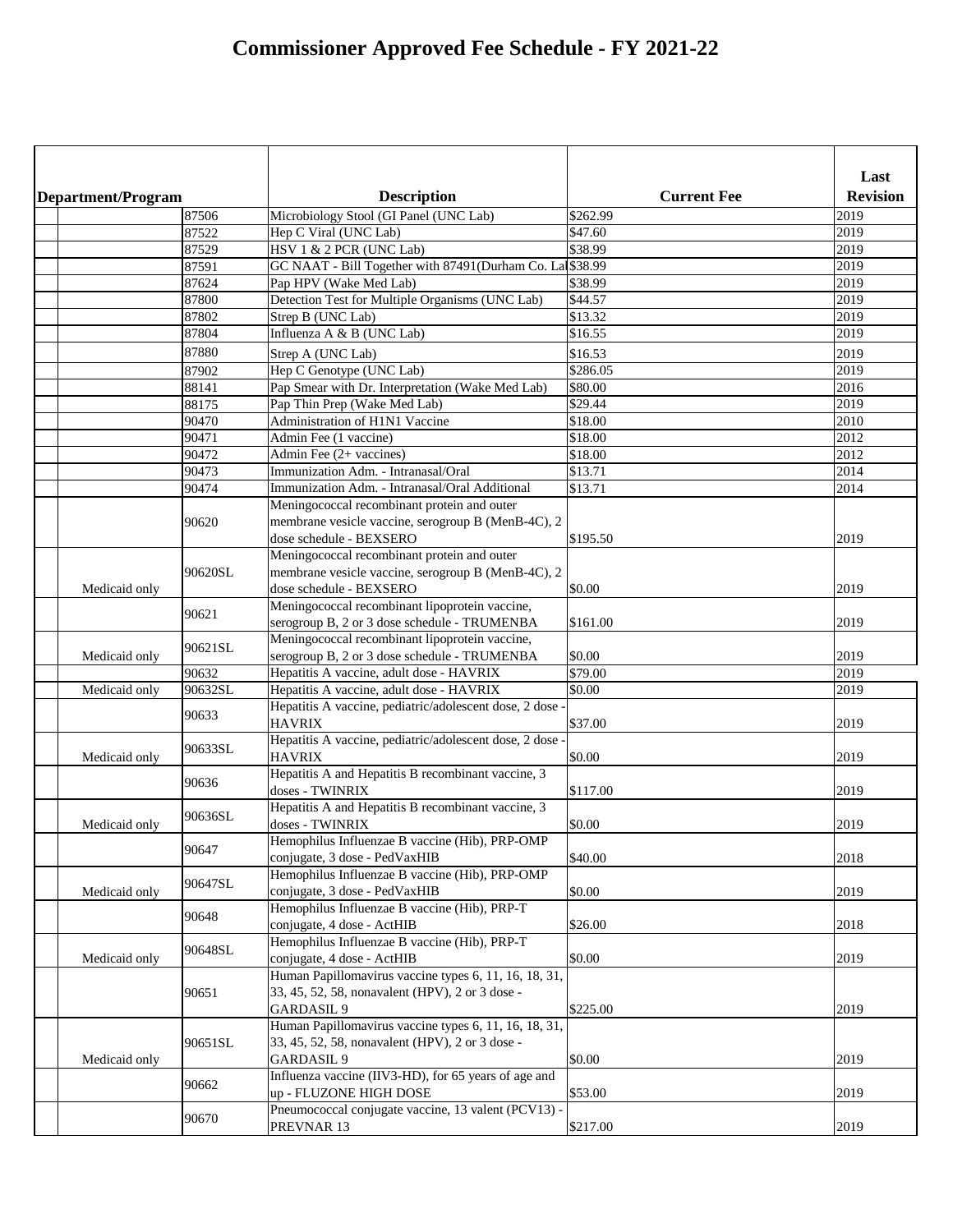# Commissioner Approved Fee Schedule - FY 2021-22

| Department/Program | | Description | Current Fee | Last Revision |
|---|---|---|---|---|
| | 87506 | Microbiology Stool (GI Panel (UNC Lab) | $262.99 | 2019 |
| | 87522 | Hep C Viral (UNC Lab) | $47.60 | 2019 |
| | 87529 | HSV 1 & 2 PCR (UNC Lab) | $38.99 | 2019 |
| | 87591 | GC NAAT - Bill Together with 87491(Durham Co. Lal | $38.99 | 2019 |
| | 87624 | Pap HPV (Wake Med Lab) | $38.99 | 2019 |
| | 87800 | Detection Test for Multiple Organisms (UNC Lab) | $44.57 | 2019 |
| | 87802 | Strep B (UNC Lab) | $13.32 | 2019 |
| | 87804 | Influenza A & B (UNC Lab) | $16.55 | 2019 |
| | 87880 | Strep A (UNC Lab) | $16.53 | 2019 |
| | 87902 | Hep C Genotype (UNC Lab) | $286.05 | 2019 |
| | 88141 | Pap Smear with Dr. Interpretation (Wake Med Lab) | $80.00 | 2016 |
| | 88175 | Pap Thin Prep (Wake Med Lab) | $29.44 | 2019 |
| | 90470 | Administration of H1N1 Vaccine | $18.00 | 2010 |
| | 90471 | Admin Fee (1 vaccine) | $18.00 | 2012 |
| | 90472 | Admin Fee (2+ vaccines) | $18.00 | 2012 |
| | 90473 | Immunization Adm. - Intranasal/Oral | $13.71 | 2014 |
| | 90474 | Immunization Adm. - Intranasal/Oral Additional | $13.71 | 2014 |
| | 90620 | Meningococcal recombinant protein and outer membrane vesicle vaccine, serogroup B (MenB-4C), 2 dose schedule - BEXSERO | $195.50 | 2019 |
| Medicaid only | 90620SL | Meningococcal recombinant protein and outer membrane vesicle vaccine, serogroup B (MenB-4C), 2 dose schedule - BEXSERO | $0.00 | 2019 |
| | 90621 | Meningococcal recombinant lipoprotein vaccine, serogroup B, 2 or 3 dose schedule - TRUMENBA | $161.00 | 2019 |
| Medicaid only | 90621SL | Meningococcal recombinant lipoprotein vaccine, serogroup B, 2 or 3 dose schedule - TRUMENBA | $0.00 | 2019 |
| | 90632 | Hepatitis A vaccine, adult dose - HAVRIX | $79.00 | 2019 |
| Medicaid only | 90632SL | Hepatitis A vaccine, adult dose - HAVRIX | $0.00 | 2019 |
| | 90633 | Hepatitis A vaccine, pediatric/adolescent dose, 2 dose - HAVRIX | $37.00 | 2019 |
| Medicaid only | 90633SL | Hepatitis A vaccine, pediatric/adolescent dose, 2 dose - HAVRIX | $0.00 | 2019 |
| | 90636 | Hepatitis A and Hepatitis B recombinant vaccine, 3 doses - TWINRIX | $117.00 | 2019 |
| Medicaid only | 90636SL | Hepatitis A and Hepatitis B recombinant vaccine, 3 doses - TWINRIX | $0.00 | 2019 |
| | 90647 | Hemophilus Influenzae B vaccine (Hib), PRP-OMP conjugate, 3 dose - PedVaxHIB | $40.00 | 2018 |
| Medicaid only | 90647SL | Hemophilus Influenzae B vaccine (Hib), PRP-OMP conjugate, 3 dose - PedVaxHIB | $0.00 | 2019 |
| | 90648 | Hemophilus Influenzae B vaccine (Hib), PRP-T conjugate, 4 dose - ActHIB | $26.00 | 2018 |
| Medicaid only | 90648SL | Hemophilus Influenzae B vaccine (Hib), PRP-T conjugate, 4 dose - ActHIB | $0.00 | 2019 |
| | 90651 | Human Papillomavirus vaccine types 6, 11, 16, 18, 31, 33, 45, 52, 58, nonavalent (HPV), 2 or 3 dose - GARDASIL 9 | $225.00 | 2019 |
| Medicaid only | 90651SL | Human Papillomavirus vaccine types 6, 11, 16, 18, 31, 33, 45, 52, 58, nonavalent (HPV), 2 or 3 dose - GARDASIL 9 | $0.00 | 2019 |
| | 90662 | Influenza vaccine (IIV3-HD), for 65 years of age and up - FLUZONE HIGH DOSE | $53.00 | 2019 |
| | 90670 | Pneumococcal conjugate vaccine, 13 valent (PCV13) - PREVNAR 13 | $217.00 | 2019 |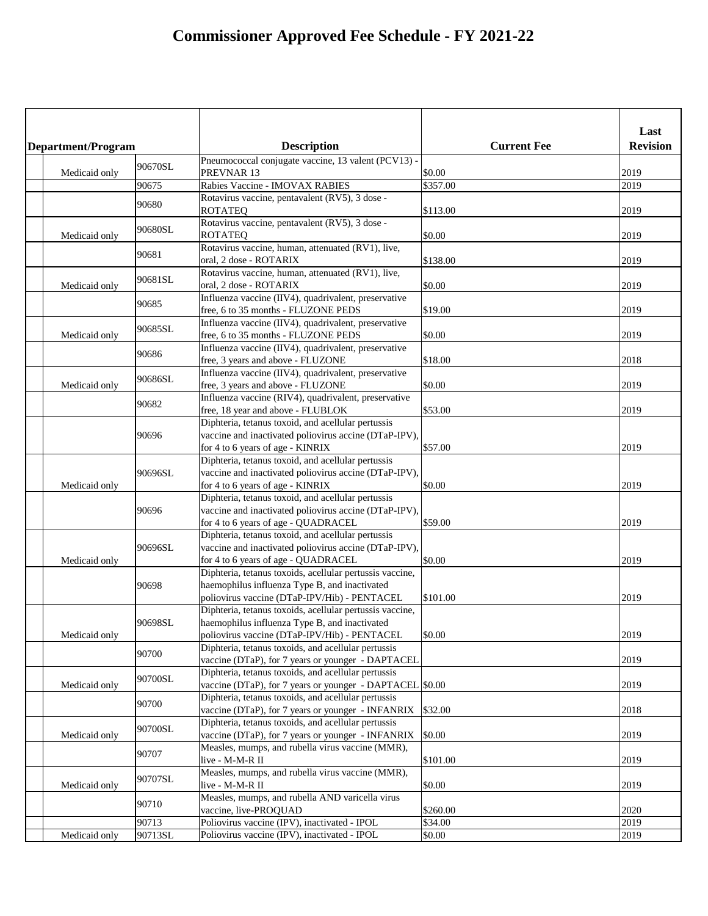# Commissioner Approved Fee Schedule - FY 2021-22

| Department/Program | | Description | Current Fee | Last Revision |
|---|---|---|---|---|
| Medicaid only | 90670SL | Pneumococcal conjugate vaccine, 13 valent (PCV13) - PREVNAR 13 | $0.00 | 2019 |
| | 90675 | Rabies Vaccine - IMOVAX RABIES | $357.00 | 2019 |
| | 90680 | Rotavirus vaccine, pentavalent (RV5), 3 dose - ROTATEQ | $113.00 | 2019 |
| Medicaid only | 90680SL | Rotavirus vaccine, pentavalent (RV5), 3 dose - ROTATEQ | $0.00 | 2019 |
| | 90681 | Rotavirus vaccine, human, attenuated (RV1), live, oral, 2 dose - ROTARIX | $138.00 | 2019 |
| Medicaid only | 90681SL | Rotavirus vaccine, human, attenuated (RV1), live, oral, 2 dose - ROTARIX | $0.00 | 2019 |
| | 90685 | Influenza vaccine (IIV4), quadrivalent, preservative free, 6 to 35 months - FLUZONE PEDS | $19.00 | 2019 |
| Medicaid only | 90685SL | Influenza vaccine (IIV4), quadrivalent, preservative free, 6 to 35 months - FLUZONE PEDS | $0.00 | 2019 |
| | 90686 | Influenza vaccine (IIV4), quadrivalent, preservative free, 3 years and above - FLUZONE | $18.00 | 2018 |
| Medicaid only | 90686SL | Influenza vaccine (IIV4), quadrivalent, preservative free, 3 years and above - FLUZONE | $0.00 | 2019 |
| | 90682 | Influenza vaccine (RIV4), quadrivalent, preservative free, 18 year and above - FLUBLOK | $53.00 | 2019 |
| | 90696 | Diphteria, tetanus toxoid, and acellular pertussis vaccine and inactivated poliovirus accine (DTaP-IPV), for 4 to 6 years of age - KINRIX | $57.00 | 2019 |
| Medicaid only | 90696SL | Diphteria, tetanus toxoid, and acellular pertussis vaccine and inactivated poliovirus accine (DTaP-IPV), for 4 to 6 years of age - KINRIX | $0.00 | 2019 |
| | 90696 | Diphteria, tetanus toxoid, and acellular pertussis vaccine and inactivated poliovirus accine (DTaP-IPV), for 4 to 6 years of age - QUADRACEL | $59.00 | 2019 |
| Medicaid only | 90696SL | Diphteria, tetanus toxoid, and acellular pertussis vaccine and inactivated poliovirus accine (DTaP-IPV), for 4 to 6 years of age - QUADRACEL | $0.00 | 2019 |
| | 90698 | Diphteria, tetanus toxoids, acellular pertussis vaccine, haemophilus influenza Type B, and inactivated poliovirus vaccine (DTaP-IPV/Hib) - PENTACEL | $101.00 | 2019 |
| Medicaid only | 90698SL | Diphteria, tetanus toxoids, acellular pertussis vaccine, haemophilus influenza Type B, and inactivated poliovirus vaccine (DTaP-IPV/Hib) - PENTACEL | $0.00 | 2019 |
| | 90700 | Diphteria, tetanus toxoids, and acellular pertussis vaccine (DTaP), for 7 years or younger - DAPTACEL | | 2019 |
| Medicaid only | 90700SL | Diphteria, tetanus toxoids, and acellular pertussis vaccine (DTaP), for 7 years or younger - DAPTACEL | $0.00 | 2019 |
| | 90700 | Diphteria, tetanus toxoids, and acellular pertussis vaccine (DTaP), for 7 years or younger - INFANRIX | $32.00 | 2018 |
| Medicaid only | 90700SL | Diphteria, tetanus toxoids, and acellular pertussis vaccine (DTaP), for 7 years or younger - INFANRIX | $0.00 | 2019 |
| | 90707 | Measles, mumps, and rubella virus vaccine (MMR), live - M-M-R II | $101.00 | 2019 |
| Medicaid only | 90707SL | Measles, mumps, and rubella virus vaccine (MMR), live - M-M-R II | $0.00 | 2019 |
| | 90710 | Measles, mumps, and rubella AND varicella virus vaccine, live-PROQUAD | $260.00 | 2020 |
| | 90713 | Poliovirus vaccine (IPV), inactivated - IPOL | $34.00 | 2019 |
| Medicaid only | 90713SL | Poliovirus vaccine (IPV), inactivated - IPOL | $0.00 | 2019 |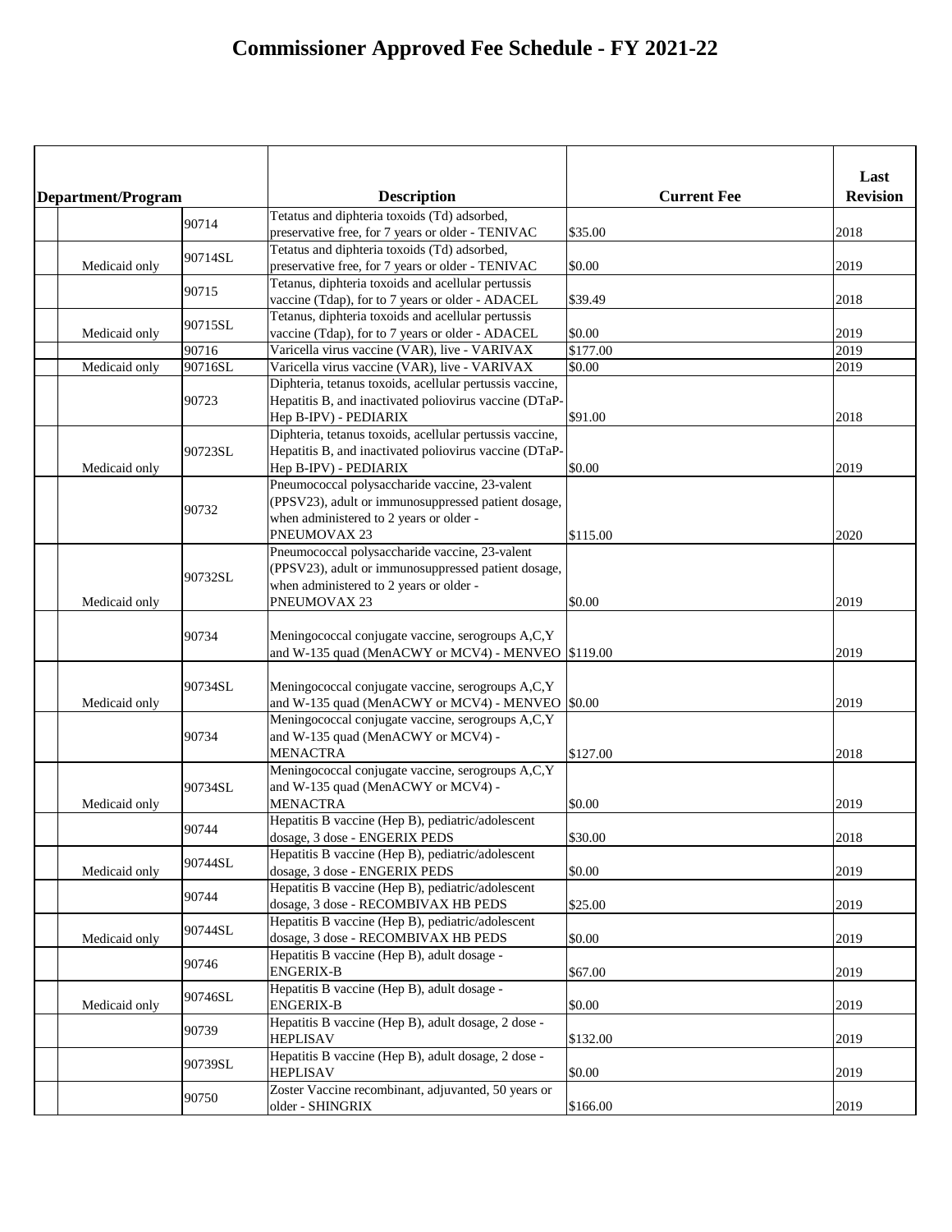# Commissioner Approved Fee Schedule - FY 2021-22

| Department/Program | | Description | Current Fee | Last Revision |
|---|---|---|---|---|
| | 90714 | Tetatus and diphteria toxoids (Td) adsorbed, preservative free, for 7 years or older - TENIVAC | $35.00 | 2018 |
| Medicaid only | 90714SL | Tetatus and diphteria toxoids (Td) adsorbed, preservative free, for 7 years or older - TENIVAC | $0.00 | 2019 |
| | 90715 | Tetanus, diphteria toxoids and acellular pertussis vaccine (Tdap), for to 7 years or older - ADACEL | $39.49 | 2018 |
| Medicaid only | 90715SL | Tetanus, diphteria toxoids and acellular pertussis vaccine (Tdap), for to 7 years or older - ADACEL | $0.00 | 2019 |
| | 90716 | Varicella virus vaccine (VAR), live - VARIVAX | $177.00 | 2019 |
| Medicaid only | 90716SL | Varicella virus vaccine (VAR), live - VARIVAX | $0.00 | 2019 |
| | 90723 | Diphteria, tetanus toxoids, acellular pertussis vaccine, Hepatitis B, and inactivated poliovirus vaccine (DTaP-Hep B-IPV) - PEDIARIX | $91.00 | 2018 |
| Medicaid only | 90723SL | Diphteria, tetanus toxoids, acellular pertussis vaccine, Hepatitis B, and inactivated poliovirus vaccine (DTaP-Hep B-IPV) - PEDIARIX | $0.00 | 2019 |
| | 90732 | Pneumococcal polysaccharide vaccine, 23-valent (PPSV23), adult or immunosuppressed patient dosage, when administered to 2 years or older - PNEUMOVAX 23 | $115.00 | 2020 |
| Medicaid only | 90732SL | Pneumococcal polysaccharide vaccine, 23-valent (PPSV23), adult or immunosuppressed patient dosage, when administered to 2 years or older - PNEUMOVAX 23 | $0.00 | 2019 |
| | 90734 | Meningococcal conjugate vaccine, serogroups A,C,Y and W-135 quad (MenACWY or MCV4) - MENVEO | $119.00 | 2019 |
| Medicaid only | 90734SL | Meningococcal conjugate vaccine, serogroups A,C,Y and W-135 quad (MenACWY or MCV4) - MENVEO | $0.00 | 2019 |
| | 90734 | Meningococcal conjugate vaccine, serogroups A,C,Y and W-135 quad (MenACWY or MCV4) - MENACTRA | $127.00 | 2018 |
| Medicaid only | 90734SL | Meningococcal conjugate vaccine, serogroups A,C,Y and W-135 quad (MenACWY or MCV4) - MENACTRA | $0.00 | 2019 |
| | 90744 | Hepatitis B vaccine (Hep B), pediatric/adolescent dosage, 3 dose - ENGERIX PEDS | $30.00 | 2018 |
| Medicaid only | 90744SL | Hepatitis B vaccine (Hep B), pediatric/adolescent dosage, 3 dose - ENGERIX PEDS | $0.00 | 2019 |
| | 90744 | Hepatitis B vaccine (Hep B), pediatric/adolescent dosage, 3 dose - RECOMBIVAX HB PEDS | $25.00 | 2019 |
| Medicaid only | 90744SL | Hepatitis B vaccine (Hep B), pediatric/adolescent dosage, 3 dose - RECOMBIVAX HB PEDS | $0.00 | 2019 |
| | 90746 | Hepatitis B vaccine (Hep B), adult dosage - ENGERIX-B | $67.00 | 2019 |
| Medicaid only | 90746SL | Hepatitis B vaccine (Hep B), adult dosage - ENGERIX-B | $0.00 | 2019 |
| | 90739 | Hepatitis B vaccine (Hep B), adult dosage, 2 dose - HEPLISAV | $132.00 | 2019 |
| | 90739SL | Hepatitis B vaccine (Hep B), adult dosage, 2 dose - HEPLISAV | $0.00 | 2019 |
| | 90750 | Zoster Vaccine recombinant, adjuvanted, 50 years or older - SHINGRIX | $166.00 | 2019 |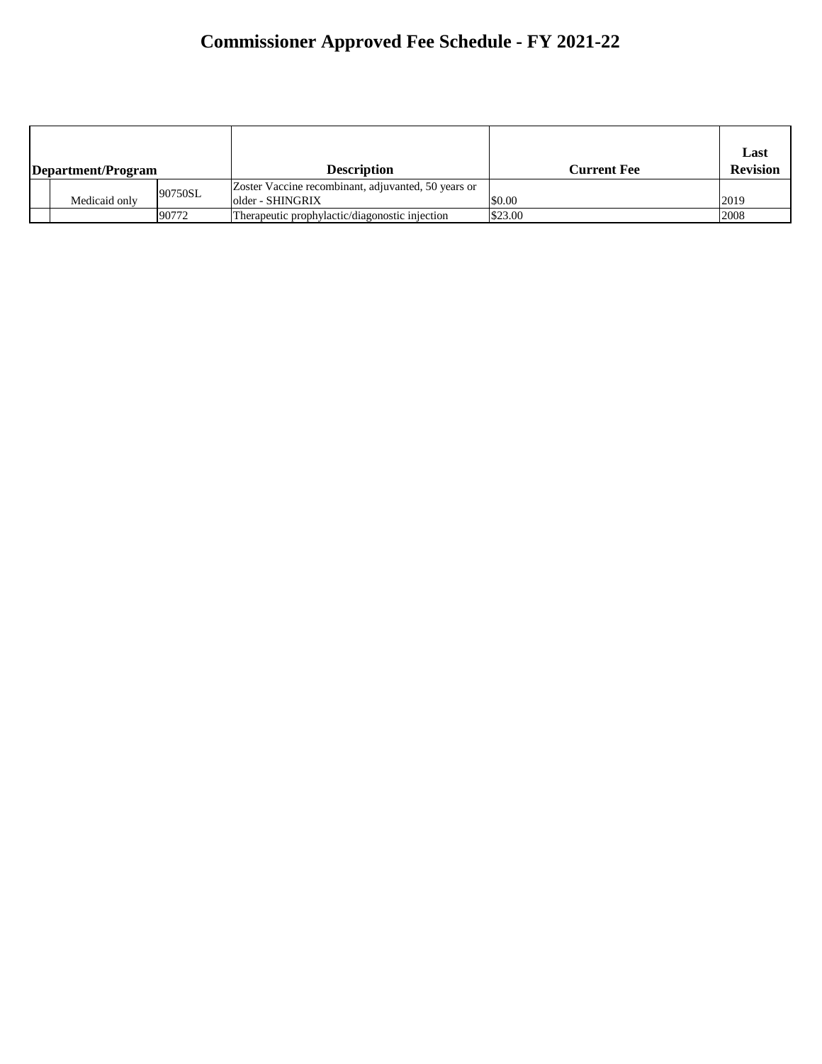# Commissioner Approved Fee Schedule - FY 2021-22

| Department/Program | | | Description | Current Fee | Last Revision |
|---|---|---|---|---|---|
| | Medicaid only | 90750SL | Zoster Vaccine recombinant, adjuvanted, 50 years or older - SHINGRIX | $0.00 | 2019 |
| | | 90772 | Therapeutic prophylactic/diagonostic injection | $23.00 | 2008 |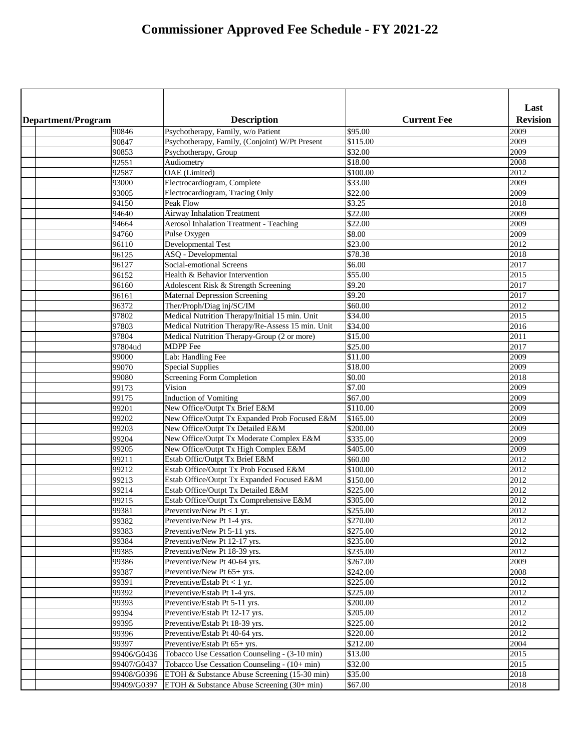# Commissioner Approved Fee Schedule - FY 2021-22

| Department/Program | | Description | Current Fee | Last Revision |
|---|---|---|---|---|
| | 90846 | Psychotherapy, Family, w/o Patient | $95.00 | 2009 |
| | 90847 | Psychotherapy, Family, (Conjoint) W/Pt Present | $115.00 | 2009 |
| | 90853 | Psychotherapy, Group | $32.00 | 2009 |
| | 92551 | Audiometry | $18.00 | 2008 |
| | 92587 | OAE (Limited) | $100.00 | 2012 |
| | 93000 | Electrocardiogram, Complete | $33.00 | 2009 |
| | 93005 | Electrocardiogram, Tracing Only | $22.00 | 2009 |
| | 94150 | Peak Flow | $3.25 | 2018 |
| | 94640 | Airway Inhalation Treatment | $22.00 | 2009 |
| | 94664 | Aerosol Inhalation Treatment - Teaching | $22.00 | 2009 |
| | 94760 | Pulse Oxygen | $8.00 | 2009 |
| | 96110 | Developmental Test | $23.00 | 2012 |
| | 96125 | ASQ - Developmental | $78.38 | 2018 |
| | 96127 | Social-emotional Screens | $6.00 | 2017 |
| | 96152 | Health & Behavior Intervention | $55.00 | 2015 |
| | 96160 | Adolescent Risk & Strength Screening | $9.20 | 2017 |
| | 96161 | Maternal Depression Screening | $9.20 | 2017 |
| | 96372 | Ther/Proph/Diag inj/SC/IM | $60.00 | 2012 |
| | 97802 | Medical Nutrition Therapy/Initial 15 min. Unit | $34.00 | 2015 |
| | 97803 | Medical Nutrition Therapy/Re-Assess 15 min. Unit | $34.00 | 2016 |
| | 97804 | Medical Nutrition Therapy-Group (2 or more) | $15.00 | 2011 |
| | 97804ud | MDPP Fee | $25.00 | 2017 |
| | 99000 | Lab: Handling Fee | $11.00 | 2009 |
| | 99070 | Special Supplies | $18.00 | 2009 |
| | 99080 | Screening Form Completion | $0.00 | 2018 |
| | 99173 | Vision | $7.00 | 2009 |
| | 99175 | Induction of Vomiting | $67.00 | 2009 |
| | 99201 | New Office/Outpt Tx Brief E&M | $110.00 | 2009 |
| | 99202 | New Office/Outpt Tx Expanded Prob Focused E&M | $165.00 | 2009 |
| | 99203 | New Office/Outpt Tx Detailed E&M | $200.00 | 2009 |
| | 99204 | New Office/Outpt Tx Moderate Complex E&M | $335.00 | 2009 |
| | 99205 | New Office/Outpt Tx High Complex E&M | $405.00 | 2009 |
| | 99211 | Estab Offic/Outpt Tx Brief E&M | $60.00 | 2012 |
| | 99212 | Estab Office/Outpt Tx Prob Focused E&M | $100.00 | 2012 |
| | 99213 | Estab Office/Outpt Tx Expanded Focused E&M | $150.00 | 2012 |
| | 99214 | Estab Office/Outpt Tx Detailed E&M | $225.00 | 2012 |
| | 99215 | Estab Office/Outpt Tx Comprehensive E&M | $305.00 | 2012 |
| | 99381 | Preventive/New Pt < 1 yr. | $255.00 | 2012 |
| | 99382 | Preventive/New Pt 1-4 yrs. | $270.00 | 2012 |
| | 99383 | Preventive/New Pt 5-11 yrs. | $275.00 | 2012 |
| | 99384 | Preventive/New Pt 12-17 yrs. | $235.00 | 2012 |
| | 99385 | Preventive/New Pt 18-39 yrs. | $235.00 | 2012 |
| | 99386 | Preventive/New Pt 40-64 yrs. | $267.00 | 2009 |
| | 99387 | Preventive/New Pt 65+ yrs. | $242.00 | 2008 |
| | 99391 | Preventive/Estab Pt < 1 yr. | $225.00 | 2012 |
| | 99392 | Preventive/Estab Pt 1-4 yrs. | $225.00 | 2012 |
| | 99393 | Preventive/Estab Pt 5-11 yrs. | $200.00 | 2012 |
| | 99394 | Preventive/Estab Pt 12-17 yrs. | $205.00 | 2012 |
| | 99395 | Preventive/Estab Pt 18-39 yrs. | $225.00 | 2012 |
| | 99396 | Preventive/Estab Pt 40-64 yrs. | $220.00 | 2012 |
| | 99397 | Preventive/Estab Pt 65+ yrs. | $212.00 | 2004 |
| | 99406/G0436 | Tobacco Use Cessation Counseling - (3-10 min) | $13.00 | 2015 |
| | 99407/G0437 | Tobacco Use Cessation Counseling - (10+ min) | $32.00 | 2015 |
| | 99408/G0396 | ETOH & Substance Abuse Screening (15-30 min) | $35.00 | 2018 |
| | 99409/G0397 | ETOH & Substance Abuse Screening (30+ min) | $67.00 | 2018 |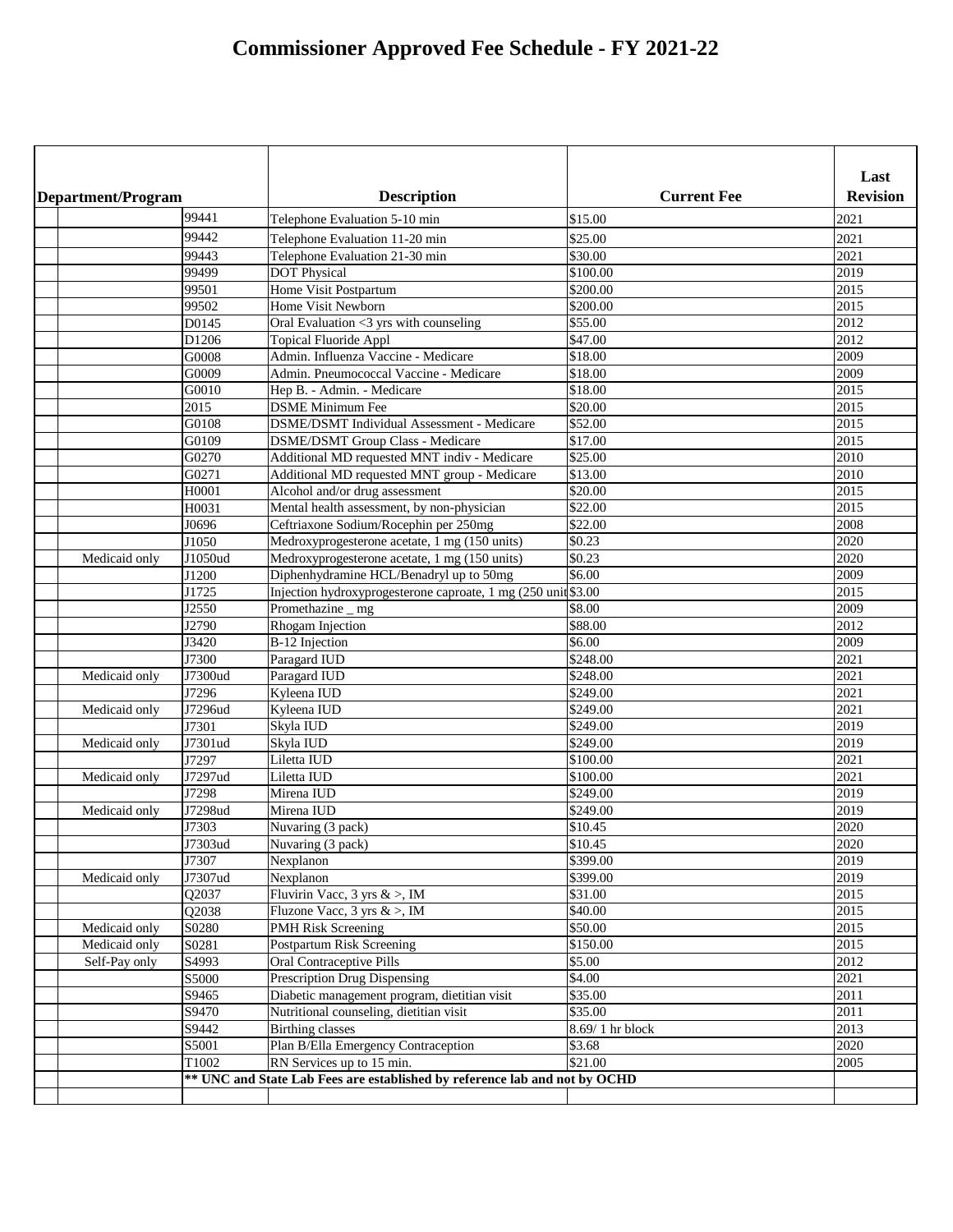# Commissioner Approved Fee Schedule - FY 2021-22

| Department/Program | | Description | Current Fee | Last Revision |
|---|---|---|---|---|
| | 99441 | Telephone Evaluation 5-10 min | $15.00 | 2021 |
| | 99442 | Telephone Evaluation 11-20 min | $25.00 | 2021 |
| | 99443 | Telephone Evaluation 21-30 min | $30.00 | 2021 |
| | 99499 | DOT Physical | $100.00 | 2019 |
| | 99501 | Home Visit Postpartum | $200.00 | 2015 |
| | 99502 | Home Visit Newborn | $200.00 | 2015 |
| | D0145 | Oral Evaluation <3 yrs with counseling | $55.00 | 2012 |
| | D1206 | Topical Fluoride Appl | $47.00 | 2012 |
| | G0008 | Admin. Influenza Vaccine - Medicare | $18.00 | 2009 |
| | G0009 | Admin. Pneumococcal Vaccine - Medicare | $18.00 | 2009 |
| | G0010 | Hep B. - Admin. - Medicare | $18.00 | 2015 |
| | 2015 | DSME Minimum Fee | $20.00 | 2015 |
| | G0108 | DSME/DSMT Individual Assessment - Medicare | $52.00 | 2015 |
| | G0109 | DSME/DSMT Group Class - Medicare | $17.00 | 2015 |
| | G0270 | Additional MD requested MNT indiv - Medicare | $25.00 | 2010 |
| | G0271 | Additional MD requested MNT group - Medicare | $13.00 | 2010 |
| | H0001 | Alcohol and/or drug assessment | $20.00 | 2015 |
| | H0031 | Mental health assessment, by non-physician | $22.00 | 2015 |
| | J0696 | Ceftriaxone Sodium/Rocephin per 250mg | $22.00 | 2008 |
| | J1050 | Medroxyprogesterone acetate, 1 mg (150 units) | $0.23 | 2020 |
| Medicaid only | J1050ud | Medroxyprogesterone acetate, 1 mg (150 units) | $0.23 | 2020 |
| | J1200 | Diphenhydramine HCL/Benadryl up to 50mg | $6.00 | 2009 |
| | J1725 | Injection hydroxyprogesterone caproate, 1 mg (250 unit | $3.00 | 2015 |
| | J2550 | Promethazine _ mg | $8.00 | 2009 |
| | J2790 | Rhogam Injection | $88.00 | 2012 |
| | J3420 | B-12 Injection | $6.00 | 2009 |
| | J7300 | Paragard IUD | $248.00 | 2021 |
| Medicaid only | J7300ud | Paragard IUD | $248.00 | 2021 |
| | J7296 | Kyleena IUD | $249.00 | 2021 |
| Medicaid only | J7296ud | Kyleena IUD | $249.00 | 2021 |
| | J7301 | Skyla IUD | $249.00 | 2019 |
| Medicaid only | J7301ud | Skyla IUD | $249.00 | 2019 |
| | J7297 | Liletta IUD | $100.00 | 2021 |
| Medicaid only | J7297ud | Liletta IUD | $100.00 | 2021 |
| | J7298 | Mirena IUD | $249.00 | 2019 |
| Medicaid only | J7298ud | Mirena IUD | $249.00 | 2019 |
| | J7303 | Nuvaring (3 pack) | $10.45 | 2020 |
| | J7303ud | Nuvaring (3 pack) | $10.45 | 2020 |
| | J7307 | Nexplanon | $399.00 | 2019 |
| Medicaid only | J7307ud | Nexplanon | $399.00 | 2019 |
| | Q2037 | Fluvirin Vacc, 3 yrs & >, IM | $31.00 | 2015 |
| | Q2038 | Fluzone Vacc, 3 yrs & >, IM | $40.00 | 2015 |
| Medicaid only | S0280 | PMH Risk Screening | $50.00 | 2015 |
| Medicaid only | S0281 | Postpartum Risk Screening | $150.00 | 2015 |
| Self-Pay only | S4993 | Oral Contraceptive Pills | $5.00 | 2012 |
| | S5000 | Prescription Drug Dispensing | $4.00 | 2021 |
| | S9465 | Diabetic management program, dietitian visit | $35.00 | 2011 |
| | S9470 | Nutritional counseling, dietitian visit | $35.00 | 2011 |
| | S9442 | Birthing classes | 8.69/ 1 hr block | 2013 |
| | S5001 | Plan B/Ella Emergency Contraception | $3.68 | 2020 |
| | T1002 | RN Services up to 15 min. | $21.00 | 2005 |
| | **** UNC and State Lab Fees are established by reference lab and not by OCHD** | | | |
| | | | | |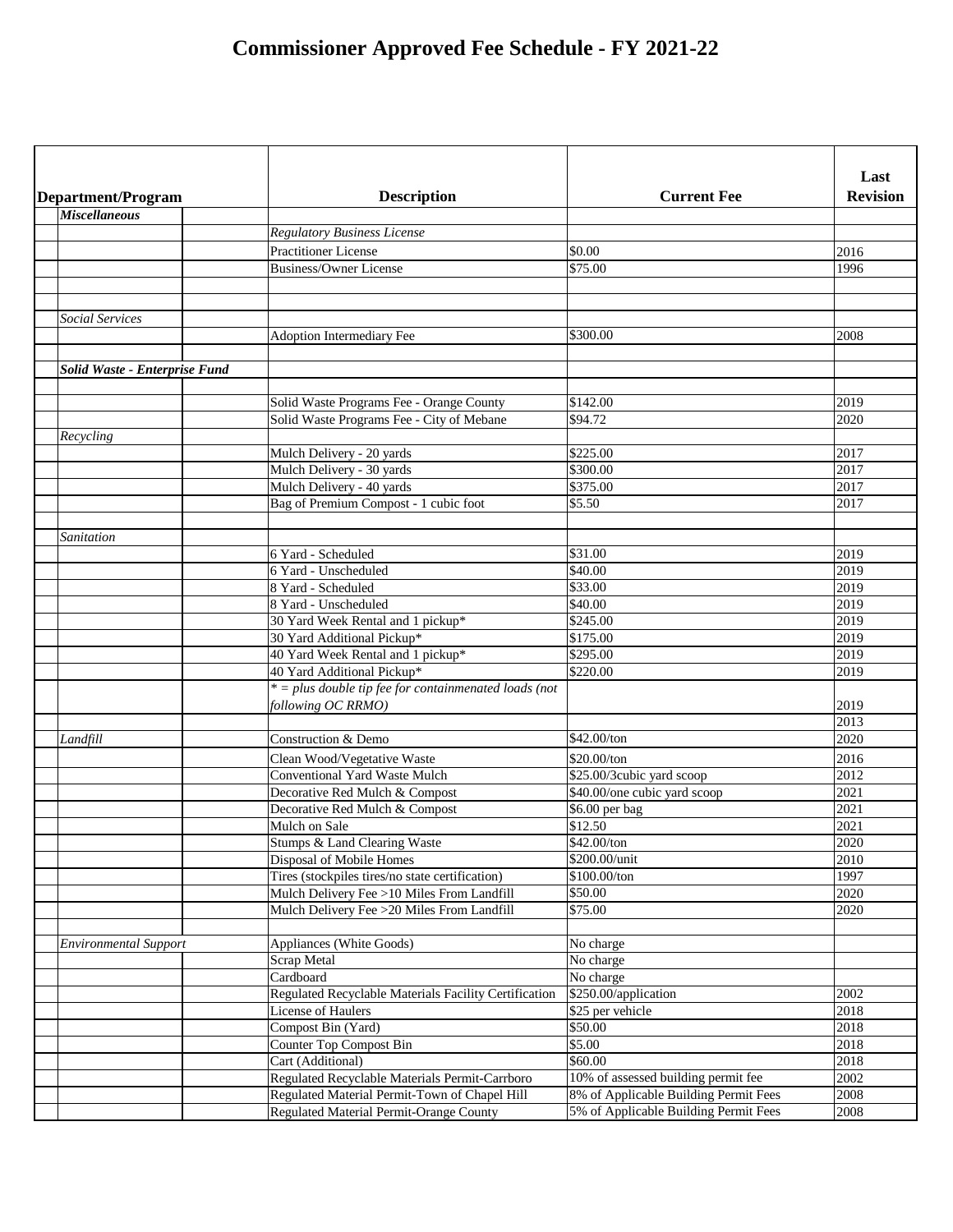# Commissioner Approved Fee Schedule - FY 2021-22

| Department/Program | | Description | Current Fee | Last Revision |
|---|---|---|---|---|
| ***Miscellaneous*** | | | | |
| | | *Regulatory Business License* | | |
| | | Practitioner License | $0.00 | 2016 |
| | | Business/Owner License | $75.00 | 1996 |
| | | | | |
| | | | | |
| *Social Services* | | | | |
| | | Adoption Intermediary Fee | $300.00 | 2008 |
| | | | | |
| ***Solid Waste - Enterprise Fund*** | | | | |
| | | | | |
| | | Solid Waste Programs Fee - Orange County | $142.00 | 2019 |
| | | Solid Waste Programs Fee - City of Mebane | $94.72 | 2020 |
| *Recycling* | | | | |
| | | Mulch Delivery - 20 yards | $225.00 | 2017 |
| | | Mulch Delivery - 30 yards | $300.00 | 2017 |
| | | Mulch Delivery - 40 yards | $375.00 | 2017 |
| | | Bag of Premium Compost - 1 cubic foot | $5.50 | 2017 |
| | | | | |
| *Sanitation* | | | | |
| | | 6 Yard - Scheduled | $31.00 | 2019 |
| | | 6 Yard - Unscheduled | $40.00 | 2019 |
| | | 8 Yard - Scheduled | $33.00 | 2019 |
| | | 8 Yard - Unscheduled | $40.00 | 2019 |
| | | 30 Yard Week Rental and 1 pickup* | $245.00 | 2019 |
| | | 30 Yard Additional Pickup* | $175.00 | 2019 |
| | | 40 Yard Week Rental and 1 pickup* | $295.00 | 2019 |
| | | 40 Yard Additional Pickup* | $220.00 | 2019 |
| | | *\* = plus double tip fee for containmenated loads (not following OC RRMO)* | | 2019 |
| | | | | 2013 |
| *Landfill* | | Construction & Demo | $42.00/ton | 2020 |
| | | Clean Wood/Vegetative Waste | $20.00/ton | 2016 |
| | | Conventional Yard Waste Mulch | $25.00/3cubic yard scoop | 2012 |
| | | Decorative Red Mulch & Compost | $40.00/one cubic yard scoop | 2021 |
| | | Decorative Red Mulch & Compost | $6.00 per bag | 2021 |
| | | Mulch on Sale | $12.50 | 2021 |
| | | Stumps & Land Clearing Waste | $42.00/ton | 2020 |
| | | Disposal of Mobile Homes | $200.00/unit | 2010 |
| | | Tires (stockpiles tires/no state certification) | $100.00/ton | 1997 |
| | | Mulch Delivery Fee >10 Miles From Landfill | $50.00 | 2020 |
| | | Mulch Delivery Fee >20 Miles From Landfill | $75.00 | 2020 |
| | | | | |
| *Environmental Support* | | Appliances (White Goods) | No charge | |
| | | Scrap Metal | No charge | |
| | | Cardboard | No charge | |
| | | Regulated Recyclable Materials Facility Certification | $250.00/application | 2002 |
| | | License of Haulers | $25 per vehicle | 2018 |
| | | Compost Bin (Yard) | $50.00 | 2018 |
| | | Counter Top Compost Bin | $5.00 | 2018 |
| | | Cart (Additional) | $60.00 | 2018 |
| | | Regulated Recyclable Materials Permit-Carrboro | 10% of assessed building permit fee | 2002 |
| | | Regulated Material Permit-Town of Chapel Hill | 8% of Applicable Building Permit Fees | 2008 |
| | | Regulated Material Permit-Orange County | 5% of Applicable Building Permit Fees | 2008 |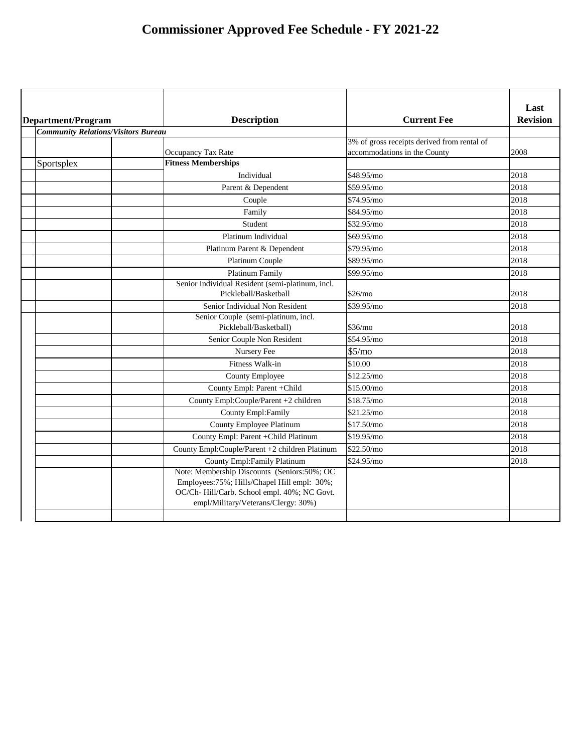# Commissioner Approved Fee Schedule - FY 2021-22

| Department/Program | | Description | Current Fee | Last Revision |
|---|---|---|---|---|
| ***Community Relations/Visitors Bureau*** | | | | |
| | | Occupancy Tax Rate | 3% of gross receipts derived from rental of accommodations in the County | 2008 |
| Sportsplex | | **Fitness Memberships** | | |
| | | Individual | $48.95/mo | 2018 |
| | | Parent & Dependent | $59.95/mo | 2018 |
| | | Couple | $74.95/mo | 2018 |
| | | Family | $84.95/mo | 2018 |
| | | Student | $32.95/mo | 2018 |
| | | Platinum Individual | $69.95/mo | 2018 |
| | | Platinum Parent & Dependent | $79.95/mo | 2018 |
| | | Platinum Couple | $89.95/mo | 2018 |
| | | Platinum Family | $99.95/mo | 2018 |
| | | Senior Individual Resident (semi-platinum, incl. Pickleball/Basketball | $26/mo | 2018 |
| | | Senior Individual Non Resident | $39.95/mo | 2018 |
| | | Senior Couple (semi-platinum, incl. Pickleball/Basketball) | $36/mo | 2018 |
| | | Senior Couple Non Resident | $54.95/mo | 2018 |
| | | Nursery Fee | $5/mo | 2018 |
| | | Fitness Walk-in | $10.00 | 2018 |
| | | County Employee | $12.25/mo | 2018 |
| | | County Empl: Parent +Child | $15.00/mo | 2018 |
| | | County Empl:Couple/Parent +2 children | $18.75/mo | 2018 |
| | | County Empl:Family | $21.25/mo | 2018 |
| | | County Employee Platinum | $17.50/mo | 2018 |
| | | County Empl: Parent +Child Platinum | $19.95/mo | 2018 |
| | | County Empl:Couple/Parent +2 children Platinum | $22.50/mo | 2018 |
| | | County Empl:Family Platinum | $24.95/mo | 2018 |
| | | Note: Membership Discounts (Seniors:50%; OC Employees:75%; Hills/Chapel Hill empl: 30%; OC/Ch- Hill/Carb. School empl. 40%; NC Govt. empl/Military/Veterans/Clergy: 30%) | | |
| | | | | |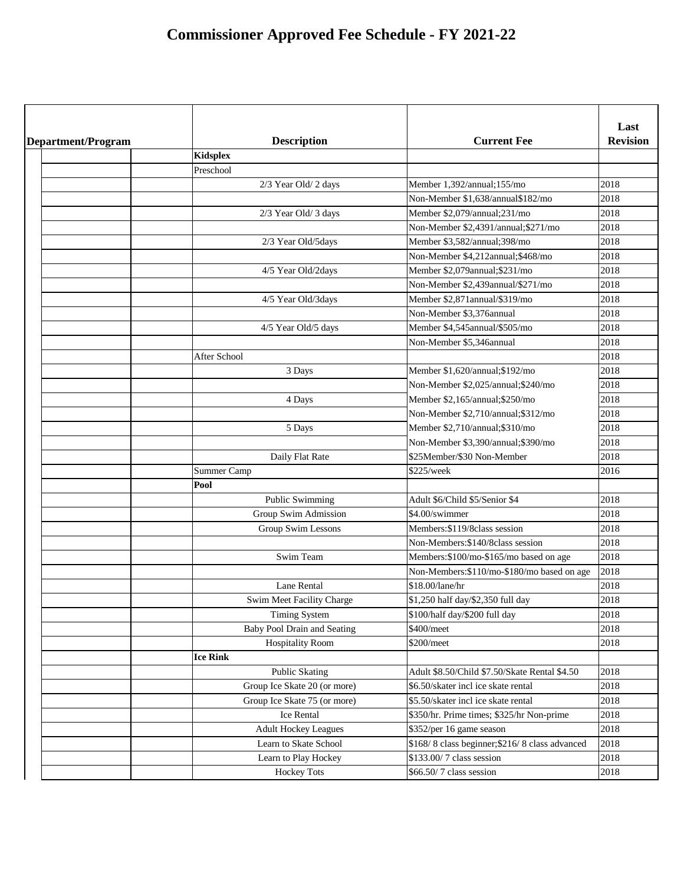# Commissioner Approved Fee Schedule - FY 2021-22

| Department/Program | | Description | Current Fee | Last Revision |
|---|---|---|---|---|
| | | **Kidsplex** | | |
| | | Preschool | | |
| | | 2/3 Year Old/ 2 days | Member 1,392/annual;155/mo | 2018 |
| | | | Non-Member $1,638/annual$182/mo | 2018 |
| | | 2/3 Year Old/ 3 days | Member $2,079/annual;231/mo | 2018 |
| | | | Non-Member $2,4391/annual;$271/mo | 2018 |
| | | 2/3 Year Old/5days | Member $3,582/annual;398/mo | 2018 |
| | | | Non-Member $4,212annual;$468/mo | 2018 |
| | | 4/5 Year Old/2days | Member $2,079annual;$231/mo | 2018 |
| | | | Non-Member $2,439annual/$271/mo | 2018 |
| | | 4/5 Year Old/3days | Member $2,871annual/$319/mo | 2018 |
| | | | Non-Member $3,376annual | 2018 |
| | | 4/5 Year Old/5 days | Member $4,545annual/$505/mo | 2018 |
| | | | Non-Member $5,346annual | 2018 |
| | | After School | | 2018 |
| | | 3 Days | Member $1,620/annual;$192/mo | 2018 |
| | | | Non-Member $2,025/annual;$240/mo | 2018 |
| | | 4 Days | Member $2,165/annual;$250/mo | 2018 |
| | | | Non-Member $2,710/annual;$312/mo | 2018 |
| | | 5 Days | Member $2,710/annual;$310/mo | 2018 |
| | | | Non-Member $3,390/annual;$390/mo | 2018 |
| | | Daily Flat Rate | $25Member/$30 Non-Member | 2018 |
| | | Summer Camp | $225/week | 2016 |
| | | **Pool** | | |
| | | Public Swimming | Adult $6/Child $5/Senior $4 | 2018 |
| | | Group Swim Admission | $4.00/swimmer | 2018 |
| | | Group Swim Lessons | Members:$119/8class session | 2018 |
| | | | Non-Members:$140/8class session | 2018 |
| | | Swim Team | Members:$100/mo-$165/mo based on age | 2018 |
| | | | Non-Members:$110/mo-$180/mo based on age | 2018 |
| | | Lane Rental | $18.00/lane/hr | 2018 |
| | | Swim Meet Facility Charge | $1,250 half day/$2,350 full day | 2018 |
| | | Timing System | $100/half day/$200 full day | 2018 |
| | | Baby Pool Drain and Seating | $400/meet | 2018 |
| | | Hospitality Room | $200/meet | 2018 |
| | | **Ice Rink** | | |
| | | Public Skating | Adult $8.50/Child $7.50/Skate Rental $4.50 | 2018 |
| | | Group Ice Skate 20 (or more) | $6.50/skater incl ice skate rental | 2018 |
| | | Group Ice Skate 75 (or more) | $5.50/skater incl ice skate rental | 2018 |
| | | Ice Rental | $350/hr. Prime times; $325/hr Non-prime | 2018 |
| | | Adult Hockey Leagues | $352/per 16 game season | 2018 |
| | | Learn to Skate School | $168/ 8 class beginner;$216/ 8 class advanced | 2018 |
| | | Learn to Play Hockey | $133.00/ 7 class session | 2018 |
| | | Hockey Tots | $66.50/ 7 class session | 2018 |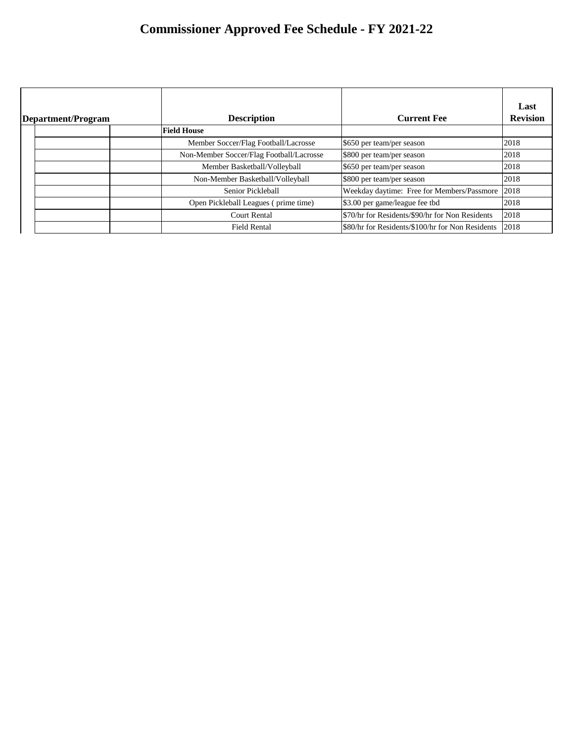# Commissioner Approved Fee Schedule - FY 2021-22

| Department/Program | | | Description | Current Fee | Last Revision |
|---|---|---|---|---|---|
| | | | **Field House** | | |
| | | | Member Soccer/Flag Football/Lacrosse | $650 per team/per season | 2018 |
| | | | Non-Member Soccer/Flag Football/Lacrosse | $800 per team/per season | 2018 |
| | | | Member Basketball/Volleyball | $650 per team/per season | 2018 |
| | | | Non-Member Basketball/Volleyball | $800 per team/per season | 2018 |
| | | | Senior Pickleball | Weekday daytime: Free for Members/Passmore | 2018 |
| | | | Open Pickleball Leagues ( prime time) | $3.00 per game/league fee tbd | 2018 |
| | | | Court Rental | $70/hr for Residents/$90/hr for Non Residents | 2018 |
| | | | Field Rental | $80/hr for Residents/$100/hr for Non Residents | 2018 |